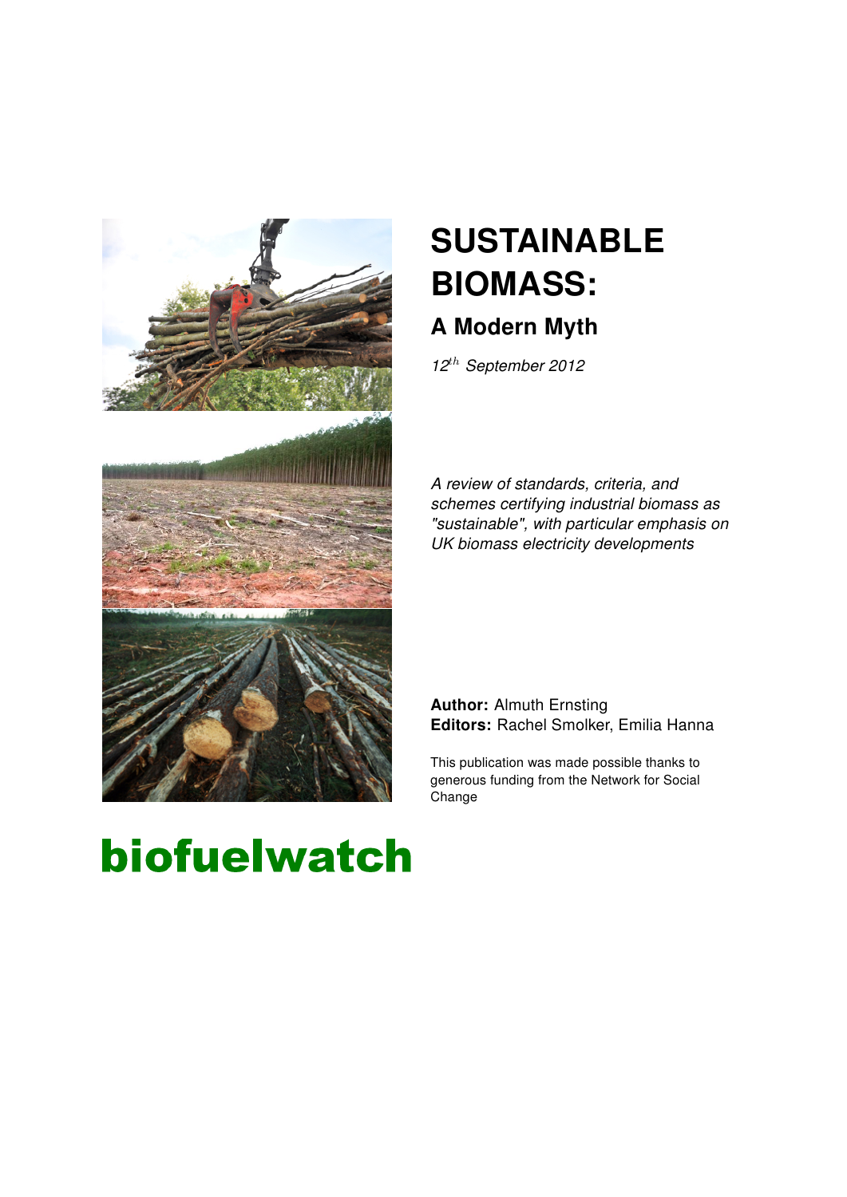# SUSTAINABLE BIOMASS:

## A Modern Myth

*12th September 2012*

*A review of standards, criteria, and schemes certifying industrial biomass as "sustainable", with particular emphasis on UK biomass electricity developments*

**Author:** Almuth Ernsting
**Editors:** Rachel Smolker, Emilia Hanna

This publication was made possible thanks to generous funding from the Network for Social Change

**biofuelwatch**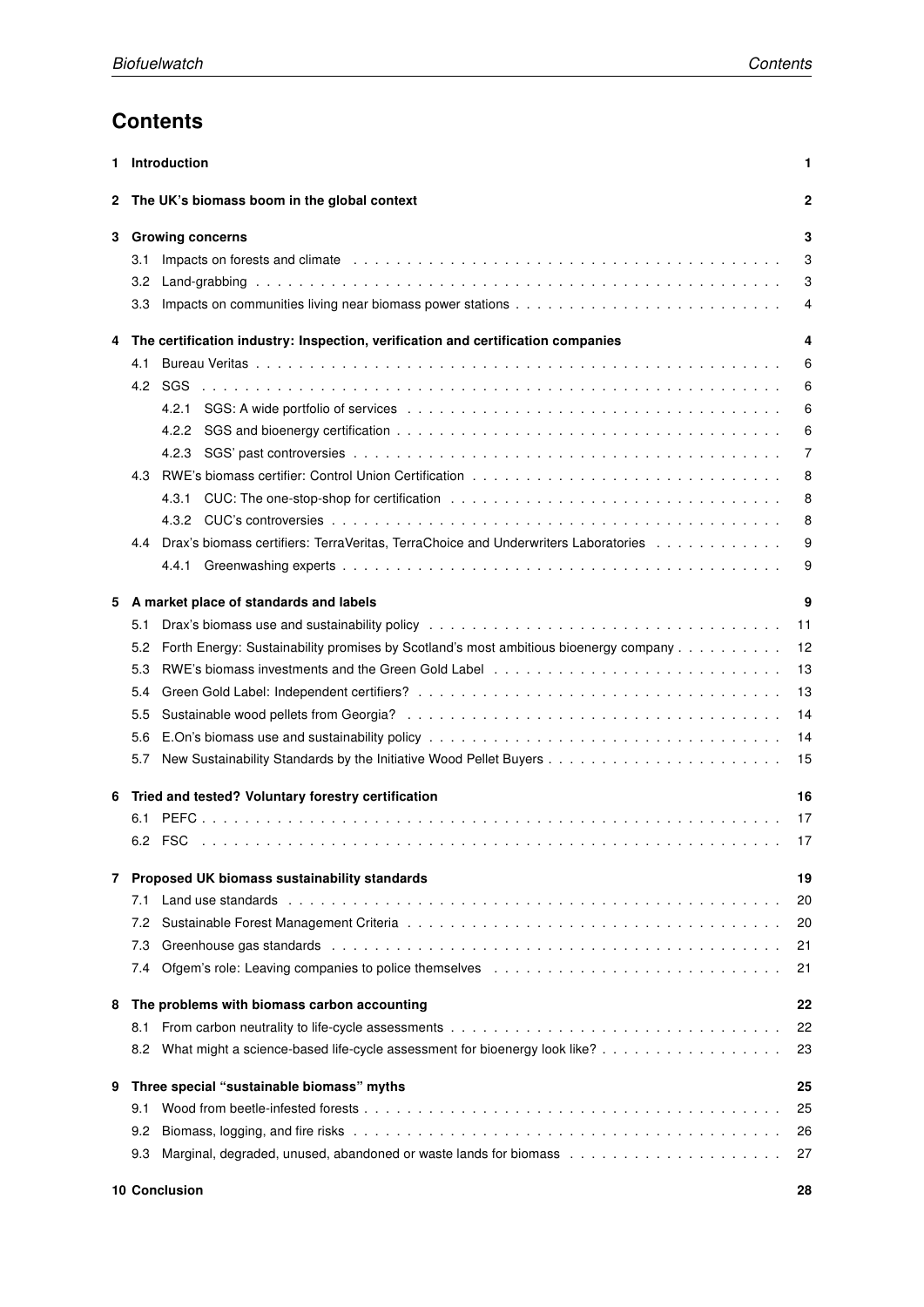# Contents

**1 Introduction** **1**

**2 The UK's biomass boom in the global context** **2**

**3 Growing concerns** **3**

- 3.1 Impacts on forests and climate . . . 3
- 3.2 Land-grabbing . . . 3
- 3.3 Impacts on communities living near biomass power stations . . . 4

**4 The certification industry: Inspection, verification and certification companies** **4**

- 4.1 Bureau Veritas . . . 6
- 4.2 SGS . . . 6
  - 4.2.1 SGS: A wide portfolio of services . . . 6
  - 4.2.2 SGS and bioenergy certification . . . 6
  - 4.2.3 SGS' past controversies . . . 7
- 4.3 RWE's biomass certifier: Control Union Certification . . . 8
  - 4.3.1 CUC: The one-stop-shop for certification . . . 8
  - 4.3.2 CUC's controversies . . . 8
- 4.4 Drax's biomass certifiers: TerraVeritas, TerraChoice and Underwriters Laboratories . . . 9
  - 4.4.1 Greenwashing experts . . . 9

**5 A market place of standards and labels** **9**

- 5.1 Drax's biomass use and sustainability policy . . . 11
- 5.2 Forth Energy: Sustainability promises by Scotland's most ambitious bioenergy company . . . 12
- 5.3 RWE's biomass investments and the Green Gold Label . . . 13
- 5.4 Green Gold Label: Independent certifiers? . . . 13
- 5.5 Sustainable wood pellets from Georgia? . . . 14
- 5.6 E.On's biomass use and sustainability policy . . . 14
- 5.7 New Sustainability Standards by the Initiative Wood Pellet Buyers . . . 15

**6 Tried and tested? Voluntary forestry certification** **16**

- 6.1 PEFC . . . 17
- 6.2 FSC . . . 17

**7 Proposed UK biomass sustainability standards** **19**

- 7.1 Land use standards . . . 20
- 7.2 Sustainable Forest Management Criteria . . . 20
- 7.3 Greenhouse gas standards . . . 21
- 7.4 Ofgem's role: Leaving companies to police themselves . . . 21

**8 The problems with biomass carbon accounting** **22**

- 8.1 From carbon neutrality to life-cycle assessments . . . 22
- 8.2 What might a science-based life-cycle assessment for bioenergy look like? . . . 23

**9 Three special "sustainable biomass" myths** **25**

- 9.1 Wood from beetle-infested forests . . . 25
- 9.2 Biomass, logging, and fire risks . . . 26
- 9.3 Marginal, degraded, unused, abandoned or waste lands for biomass . . . 27

**10 Conclusion** **28**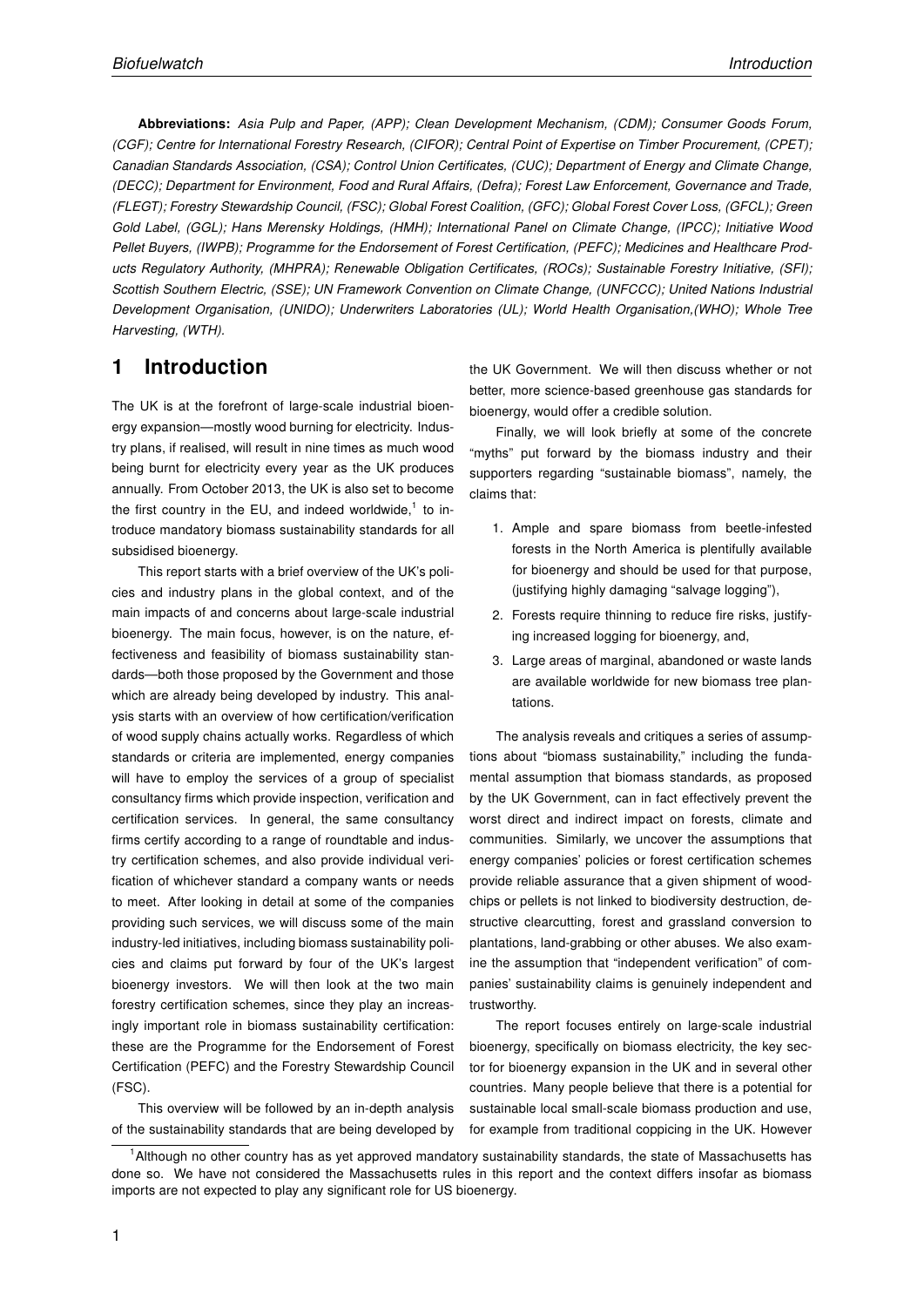**Abbreviations:** *Asia Pulp and Paper, (APP); Clean Development Mechanism, (CDM); Consumer Goods Forum, (CGF); Centre for International Forestry Research, (CIFOR); Central Point of Expertise on Timber Procurement, (CPET); Canadian Standards Association, (CSA); Control Union Certificates, (CUC); Department of Energy and Climate Change, (DECC); Department for Environment, Food and Rural Affairs, (Defra); Forest Law Enforcement, Governance and Trade, (FLEGT); Forestry Stewardship Council, (FSC); Global Forest Coalition, (GFC); Global Forest Cover Loss, (GFCL); Green Gold Label, (GGL); Hans Merensky Holdings, (HMH); International Panel on Climate Change, (IPCC); Initiative Wood Pellet Buyers, (IWPB); Programme for the Endorsement of Forest Certification, (PEFC); Medicines and Healthcare Products Regulatory Authority, (MHPRA); Renewable Obligation Certificates, (ROCs); Sustainable Forestry Initiative, (SFI); Scottish Southern Electric, (SSE); UN Framework Convention on Climate Change, (UNFCCC); United Nations Industrial Development Organisation, (UNIDO); Underwriters Laboratories (UL); World Health Organisation,(WHO); Whole Tree Harvesting, (WTH).*

# 1 Introduction

The UK is at the forefront of large-scale industrial bioenergy expansion—mostly wood burning for electricity. Industry plans, if realised, will result in nine times as much wood being burnt for electricity every year as the UK produces annually. From October 2013, the UK is also set to become the first country in the EU, and indeed worldwide,[1] to introduce mandatory biomass sustainability standards for all subsidised bioenergy.

This report starts with a brief overview of the UK's policies and industry plans in the global context, and of the main impacts of and concerns about large-scale industrial bioenergy. The main focus, however, is on the nature, effectiveness and feasibility of biomass sustainability standards—both those proposed by the Government and those which are already being developed by industry. This analysis starts with an overview of how certification/verification of wood supply chains actually works. Regardless of which standards or criteria are implemented, energy companies will have to employ the services of a group of specialist consultancy firms which provide inspection, verification and certification services. In general, the same consultancy firms certify according to a range of roundtable and industry certification schemes, and also provide individual verification of whichever standard a company wants or needs to meet. After looking in detail at some of the companies providing such services, we will discuss some of the main industry-led initiatives, including biomass sustainability policies and claims put forward by four of the UK's largest bioenergy investors. We will then look at the two main forestry certification schemes, since they play an increasingly important role in biomass sustainability certification: these are the Programme for the Endorsement of Forest Certification (PEFC) and the Forestry Stewardship Council (FSC).

This overview will be followed by an in-depth analysis of the sustainability standards that are being developed by the UK Government. We will then discuss whether or not better, more science-based greenhouse gas standards for bioenergy, would offer a credible solution.

Finally, we will look briefly at some of the concrete "myths" put forward by the biomass industry and their supporters regarding "sustainable biomass", namely, the claims that:

1. Ample and spare biomass from beetle-infested forests in the North America is plentifully available for bioenergy and should be used for that purpose, (justifying highly damaging "salvage logging"),
2. Forests require thinning to reduce fire risks, justifying increased logging for bioenergy, and,
3. Large areas of marginal, abandoned or waste lands are available worldwide for new biomass tree plantations.

The analysis reveals and critiques a series of assumptions about "biomass sustainability," including the fundamental assumption that biomass standards, as proposed by the UK Government, can in fact effectively prevent the worst direct and indirect impact on forests, climate and communities. Similarly, we uncover the assumptions that energy companies' policies or forest certification schemes provide reliable assurance that a given shipment of woodchips or pellets is not linked to biodiversity destruction, destructive clearcutting, forest and grassland conversion to plantations, land-grabbing or other abuses. We also examine the assumption that "independent verification" of companies' sustainability claims is genuinely independent and trustworthy.

The report focuses entirely on large-scale industrial bioenergy, specifically on biomass electricity, the key sector for bioenergy expansion in the UK and in several other countries. Many people believe that there is a potential for sustainable local small-scale biomass production and use, for example from traditional coppicing in the UK. However

[1] Although no other country has as yet approved mandatory sustainability standards, the state of Massachusetts has done so. We have not considered the Massachusetts rules in this report and the context differs insofar as biomass imports are not expected to play any significant role for US bioenergy.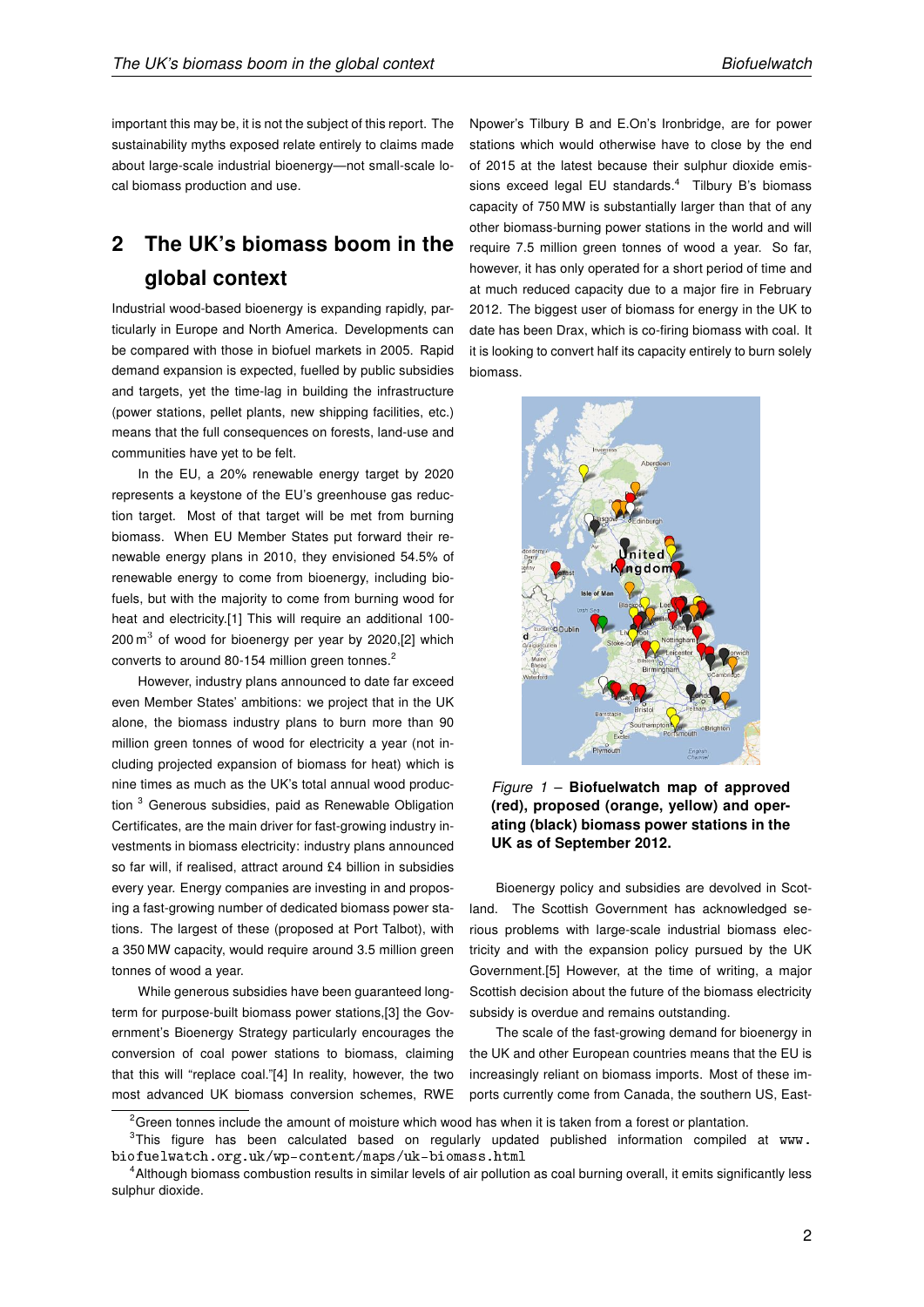important this may be, it is not the subject of this report. The sustainability myths exposed relate entirely to claims made about large-scale industrial bioenergy—not small-scale local biomass production and use.

## 2 The UK's biomass boom in the global context

Industrial wood-based bioenergy is expanding rapidly, particularly in Europe and North America. Developments can be compared with those in biofuel markets in 2005. Rapid demand expansion is expected, fuelled by public subsidies and targets, yet the time-lag in building the infrastructure (power stations, pellet plants, new shipping facilities, etc.) means that the full consequences on forests, land-use and communities have yet to be felt.

In the EU, a 20% renewable energy target by 2020 represents a keystone of the EU's greenhouse gas reduction target. Most of that target will be met from burning biomass. When EU Member States put forward their renewable energy plans in 2010, they envisioned 54.5% of renewable energy to come from bioenergy, including biofuels, but with the majority to come from burning wood for heat and electricity.[1] This will require an additional 100-200 $m^3$ of wood for bioenergy per year by 2020,[2] which converts to around 80-154 million green tonnes.[2]

However, industry plans announced to date far exceed even Member States' ambitions: we project that in the UK alone, the biomass industry plans to burn more than 90 million green tonnes of wood for electricity a year (not including projected expansion of biomass for heat) which is nine times as much as the UK's total annual wood production [3] Generous subsidies, paid as Renewable Obligation Certificates, are the main driver for fast-growing industry investments in biomass electricity: industry plans announced so far will, if realised, attract around £4 billion in subsidies every year. Energy companies are investing in and proposing a fast-growing number of dedicated biomass power stations. The largest of these (proposed at Port Talbot), with a 350 MW capacity, would require around 3.5 million green tonnes of wood a year.

While generous subsidies have been guaranteed long-term for purpose-built biomass power stations,[3] the Government's Bioenergy Strategy particularly encourages the conversion of coal power stations to biomass, claiming that this will "replace coal."[4] In reality, however, the two most advanced UK biomass conversion schemes, RWE Npower's Tilbury B and E.On's Ironbridge, are for power stations which would otherwise have to close by the end of 2015 at the latest because their sulphur dioxide emissions exceed legal EU standards.[4] Tilbury B's biomass capacity of 750 MW is substantially larger than that of any other biomass-burning power stations in the world and will require 7.5 million green tonnes of wood a year. So far, however, it has only operated for a short period of time and at much reduced capacity due to a major fire in February 2012. The biggest user of biomass for energy in the UK to date has been Drax, which is co-firing biomass with coal. It it is looking to convert half its capacity entirely to burn solely biomass.

*Figure 1* – **Biofuelwatch map of approved (red), proposed (orange, yellow) and operating (black) biomass power stations in the UK as of September 2012.**

Bioenergy policy and subsidies are devolved in Scotland. The Scottish Government has acknowledged serious problems with large-scale industrial biomass electricity and with the expansion policy pursued by the UK Government.[5] However, at the time of writing, a major Scottish decision about the future of the biomass electricity subsidy is overdue and remains outstanding.

The scale of the fast-growing demand for bioenergy in the UK and other European countries means that the EU is increasingly reliant on biomass imports. Most of these imports currently come from Canada, the southern US, East-

---

[2] Green tonnes include the amount of moisture which wood has when it is taken from a forest or plantation.

[3] This figure has been calculated based on regularly updated published information compiled at `www.biofuelwatch.org.uk/wp-content/maps/uk-biomass.html`

[4] Although biomass combustion results in similar levels of air pollution as coal burning overall, it emits significantly less sulphur dioxide.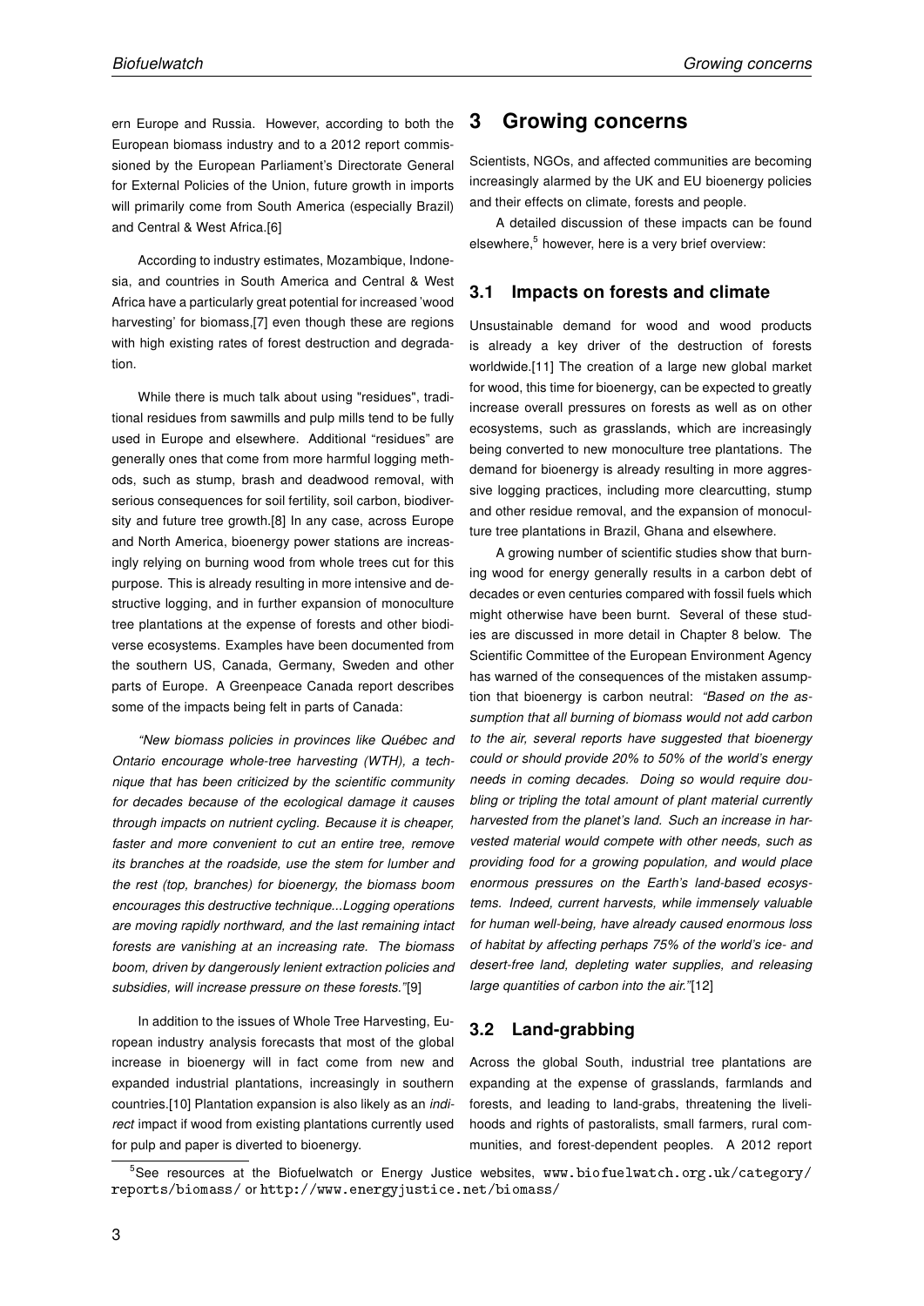ern Europe and Russia. However, according to both the European biomass industry and to a 2012 report commissioned by the European Parliament's Directorate General for External Policies of the Union, future growth in imports will primarily come from South America (especially Brazil) and Central & West Africa.[6]

According to industry estimates, Mozambique, Indonesia, and countries in South America and Central & West Africa have a particularly great potential for increased 'wood harvesting' for biomass,[7] even though these are regions with high existing rates of forest destruction and degradation.

While there is much talk about using "residues", traditional residues from sawmills and pulp mills tend to be fully used in Europe and elsewhere. Additional "residues" are generally ones that come from more harmful logging methods, such as stump, brash and deadwood removal, with serious consequences for soil fertility, soil carbon, biodiversity and future tree growth.[8] In any case, across Europe and North America, bioenergy power stations are increasingly relying on burning wood from whole trees cut for this purpose. This is already resulting in more intensive and destructive logging, and in further expansion of monoculture tree plantations at the expense of forests and other biodiverse ecosystems. Examples have been documented from the southern US, Canada, Germany, Sweden and other parts of Europe. A Greenpeace Canada report describes some of the impacts being felt in parts of Canada:

*"New biomass policies in provinces like Québec and Ontario encourage whole-tree harvesting (WTH), a technique that has been criticized by the scientific community for decades because of the ecological damage it causes through impacts on nutrient cycling. Because it is cheaper, faster and more convenient to cut an entire tree, remove its branches at the roadside, use the stem for lumber and the rest (top, branches) for bioenergy, the biomass boom encourages this destructive technique...Logging operations are moving rapidly northward, and the last remaining intact forests are vanishing at an increasing rate. The biomass boom, driven by dangerously lenient extraction policies and subsidies, will increase pressure on these forests."*[9]

In addition to the issues of Whole Tree Harvesting, European industry analysis forecasts that most of the global increase in bioenergy will in fact come from new and expanded industrial plantations, increasingly in southern countries.[10] Plantation expansion is also likely as an *indirect* impact if wood from existing plantations currently used for pulp and paper is diverted to bioenergy.

# 3 Growing concerns

Scientists, NGOs, and affected communities are becoming increasingly alarmed by the UK and EU bioenergy policies and their effects on climate, forests and people.

A detailed discussion of these impacts can be found elsewhere,[5] however, here is a very brief overview:

## 3.1 Impacts on forests and climate

Unsustainable demand for wood and wood products is already a key driver of the destruction of forests worldwide.[11] The creation of a large new global market for wood, this time for bioenergy, can be expected to greatly increase overall pressures on forests as well as on other ecosystems, such as grasslands, which are increasingly being converted to new monoculture tree plantations. The demand for bioenergy is already resulting in more aggressive logging practices, including more clearcutting, stump and other residue removal, and the expansion of monoculture tree plantations in Brazil, Ghana and elsewhere.

A growing number of scientific studies show that burning wood for energy generally results in a carbon debt of decades or even centuries compared with fossil fuels which might otherwise have been burnt. Several of these studies are discussed in more detail in Chapter 8 below. The Scientific Committee of the European Environment Agency has warned of the consequences of the mistaken assumption that bioenergy is carbon neutral: *"Based on the assumption that all burning of biomass would not add carbon to the air, several reports have suggested that bioenergy could or should provide 20% to 50% of the world's energy needs in coming decades. Doing so would require doubling or tripling the total amount of plant material currently harvested from the planet's land. Such an increase in harvested material would compete with other needs, such as providing food for a growing population, and would place enormous pressures on the Earth's land-based ecosystems. Indeed, current harvests, while immensely valuable for human well-being, have already caused enormous loss of habitat by affecting perhaps 75% of the world's ice- and desert-free land, depleting water supplies, and releasing large quantities of carbon into the air."*[12]

## 3.2 Land-grabbing

Across the global South, industrial tree plantations are expanding at the expense of grasslands, farmlands and forests, and leading to land-grabs, threatening the livelihoods and rights of pastoralists, small farmers, rural communities, and forest-dependent peoples. A 2012 report

[5] See resources at the Biofuelwatch or Energy Justice websites, www.biofuelwatch.org.uk/category/reports/biomass/ or http://www.energyjustice.net/biomass/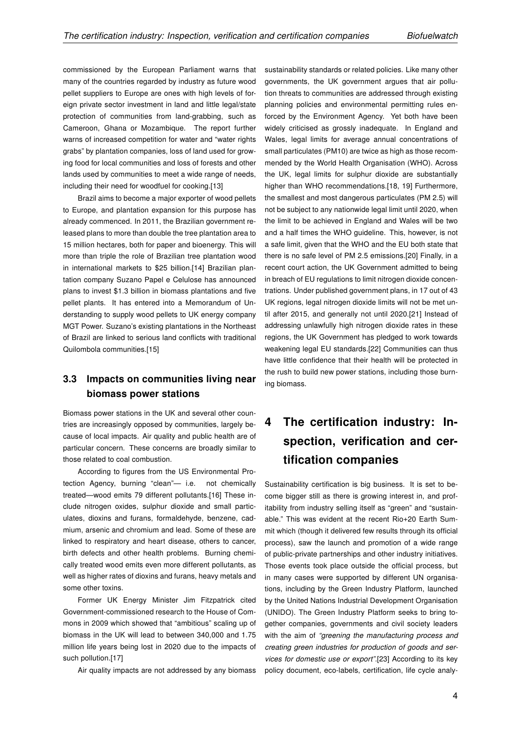commissioned by the European Parliament warns that many of the countries regarded by industry as future wood pellet suppliers to Europe are ones with high levels of foreign private sector investment in land and little legal/state protection of communities from land-grabbing, such as Cameroon, Ghana or Mozambique. The report further warns of increased competition for water and "water rights grabs" by plantation companies, loss of land used for growing food for local communities and loss of forests and other lands used by communities to meet a wide range of needs, including their need for woodfuel for cooking.[13]

Brazil aims to become a major exporter of wood pellets to Europe, and plantation expansion for this purpose has already commenced. In 2011, the Brazilian government released plans to more than double the tree plantation area to 15 million hectares, both for paper and bioenergy. This will more than triple the role of Brazilian tree plantation wood in international markets to $25 billion.[14] Brazilian plantation company Suzano Papel e Celulose has announced plans to invest $1.3 billion in biomass plantations and five pellet plants. It has entered into a Memorandum of Understanding to supply wood pellets to UK energy company MGT Power. Suzano's existing plantations in the Northeast of Brazil are linked to serious land conflicts with traditional Quilombola communities.[15]

### 3.3 Impacts on communities living near biomass power stations

Biomass power stations in the UK and several other countries are increasingly opposed by communities, largely because of local impacts. Air quality and public health are of particular concern. These concerns are broadly similar to those related to coal combustion.

According to figures from the US Environmental Protection Agency, burning "clean"— i.e. not chemically treated—wood emits 79 different pollutants.[16] These include nitrogen oxides, sulphur dioxide and small particulates, dioxins and furans, formaldehyde, benzene, cadmium, arsenic and chromium and lead. Some of these are linked to respiratory and heart disease, others to cancer, birth defects and other health problems. Burning chemically treated wood emits even more different pollutants, as well as higher rates of dioxins and furans, heavy metals and some other toxins.

Former UK Energy Minister Jim Fitzpatrick cited Government-commissioned research to the House of Commons in 2009 which showed that "ambitious" scaling up of biomass in the UK will lead to between 340,000 and 1.75 million life years being lost in 2020 due to the impacts of such pollution.[17]

Air quality impacts are not addressed by any biomass sustainability standards or related policies. Like many other governments, the UK government argues that air pollution threats to communities are addressed through existing planning policies and environmental permitting rules enforced by the Environment Agency. Yet both have been widely criticised as grossly inadequate. In England and Wales, legal limits for average annual concentrations of small particulates (PM10) are twice as high as those recommended by the World Health Organisation (WHO). Across the UK, legal limits for sulphur dioxide are substantially higher than WHO recommendations.[18, 19] Furthermore, the smallest and most dangerous particulates (PM 2.5) will not be subject to any nationwide legal limit until 2020, when the limit to be achieved in England and Wales will be two and a half times the WHO guideline. This, however, is not a safe limit, given that the WHO and the EU both state that there is no safe level of PM 2.5 emissions.[20] Finally, in a recent court action, the UK Government admitted to being in breach of EU regulations to limit nitrogen dioxide concentrations. Under published government plans, in 17 out of 43 UK regions, legal nitrogen dioxide limits will not be met until after 2015, and generally not until 2020.[21] Instead of addressing unlawfully high nitrogen dioxide rates in these regions, the UK Government has pledged to work towards weakening legal EU standards.[22] Communities can thus have little confidence that their health will be protected in the rush to build new power stations, including those burning biomass.

## 4 The certification industry: Inspection, verification and certification companies

Sustainability certification is big business. It is set to become bigger still as there is growing interest in, and profitability from industry selling itself as "green" and "sustainable." This was evident at the recent Rio+20 Earth Summit which (though it delivered few results through its official process), saw the launch and promotion of a wide range of public-private partnerships and other industry initiatives. Those events took place outside the official process, but in many cases were supported by different UN organisations, including by the Green Industry Platform, launched by the United Nations Industrial Development Organisation (UNIDO). The Green Industry Platform seeks to bring together companies, governments and civil society leaders with the aim of *"greening the manufacturing process and creating green industries for production of goods and services for domestic use or export"*.[23] According to its key policy document, eco-labels, certification, life cycle analy-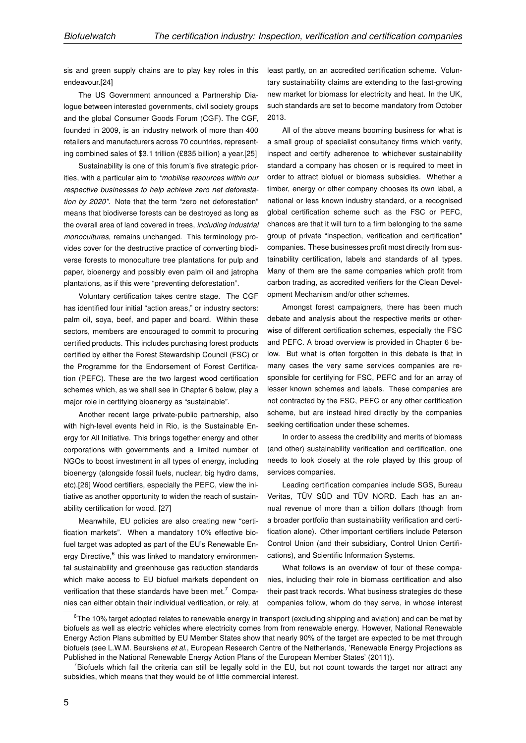sis and green supply chains are to play key roles in this endeavour.[24]

The US Government announced a Partnership Dialogue between interested governments, civil society groups and the global Consumer Goods Forum (CGF). The CGF, founded in 2009, is an industry network of more than 400 retailers and manufacturers across 70 countries, representing combined sales of $3.1 trillion (£835 billion) a year.[25]

Sustainability is one of this forum's five strategic priorities, with a particular aim to *"mobilise resources within our respective businesses to help achieve zero net deforestation by 2020"*. Note that the term "zero net deforestation" means that biodiverse forests can be destroyed as long as the overall area of land covered in trees, *including industrial monocultures,* remains unchanged. This terminology provides cover for the destructive practice of converting biodiverse forests to monoculture tree plantations for pulp and paper, bioenergy and possibly even palm oil and jatropha plantations, as if this were "preventing deforestation".

Voluntary certification takes centre stage. The CGF has identified four initial "action areas," or industry sectors: palm oil, soya, beef, and paper and board. Within these sectors, members are encouraged to commit to procuring certified products. This includes purchasing forest products certified by either the Forest Stewardship Council (FSC) or the Programme for the Endorsement of Forest Certification (PEFC). These are the two largest wood certification schemes which, as we shall see in Chapter 6 below, play a major role in certifying bioenergy as "sustainable".

Another recent large private-public partnership, also with high-level events held in Rio, is the Sustainable Energy for All Initiative. This brings together energy and other corporations with governments and a limited number of NGOs to boost investment in all types of energy, including bioenergy (alongside fossil fuels, nuclear, big hydro dams, etc).[26] Wood certifiers, especially the PEFC, view the initiative as another opportunity to widen the reach of sustainability certification for wood. [27]

Meanwhile, EU policies are also creating new "certification markets". When a mandatory 10% effective biofuel target was adopted as part of the EU's Renewable Energy Directive,[6] this was linked to mandatory environmental sustainability and greenhouse gas reduction standards which make access to EU biofuel markets dependent on verification that these standards have been met.[7] Companies can either obtain their individual verification, or rely, at least partly, on an accredited certification scheme. Voluntary sustainability claims are extending to the fast-growing new market for biomass for electricity and heat. In the UK, such standards are set to become mandatory from October 2013.

All of the above means booming business for what is a small group of specialist consultancy firms which verify, inspect and certify adherence to whichever sustainability standard a company has chosen or is required to meet in order to attract biofuel or biomass subsidies. Whether a timber, energy or other company chooses its own label, a national or less known industry standard, or a recognised global certification scheme such as the FSC or PEFC, chances are that it will turn to a firm belonging to the same group of private "inspection, verification and certification" companies. These businesses profit most directly from sustainability certification, labels and standards of all types. Many of them are the same companies which profit from carbon trading, as accredited verifiers for the Clean Development Mechanism and/or other schemes.

Amongst forest campaigners, there has been much debate and analysis about the respective merits or otherwise of different certification schemes, especially the FSC and PEFC. A broad overview is provided in Chapter 6 below. But what is often forgotten in this debate is that in many cases the very same services companies are responsible for certifying for FSC, PEFC and for an array of lesser known schemes and labels. These companies are not contracted by the FSC, PEFC or any other certification scheme, but are instead hired directly by the companies seeking certification under these schemes.

In order to assess the credibility and merits of biomass (and other) sustainability verification and certification, one needs to look closely at the role played by this group of services companies.

Leading certification companies include SGS, Bureau Veritas, TÜV SÜD and TÜV NORD. Each has an annual revenue of more than a billion dollars (though from a broader portfolio than sustainability verification and certification alone). Other important certifiers include Peterson Control Union (and their subsidiary, Control Union Certifications), and Scientific Information Systems.

What follows is an overview of four of these companies, including their role in biomass certification and also their past track records. What business strategies do these companies follow, whom do they serve, in whose interest

[6] The 10% target adopted relates to renewable energy in transport (excluding shipping and aviation) and can be met by biofuels as well as electric vehicles where electricity comes from from renewable energy. However, National Renewable Energy Action Plans submitted by EU Member States show that nearly 90% of the target are expected to be met through biofuels (see L.W.M. Beurskens *et al.*, European Research Centre of the Netherlands, 'Renewable Energy Projections as Published in the National Renewable Energy Action Plans of the European Member States' (2011)).

[7] Biofuels which fail the criteria can still be legally sold in the EU, but not count towards the target nor attract any subsidies, which means that they would be of little commercial interest.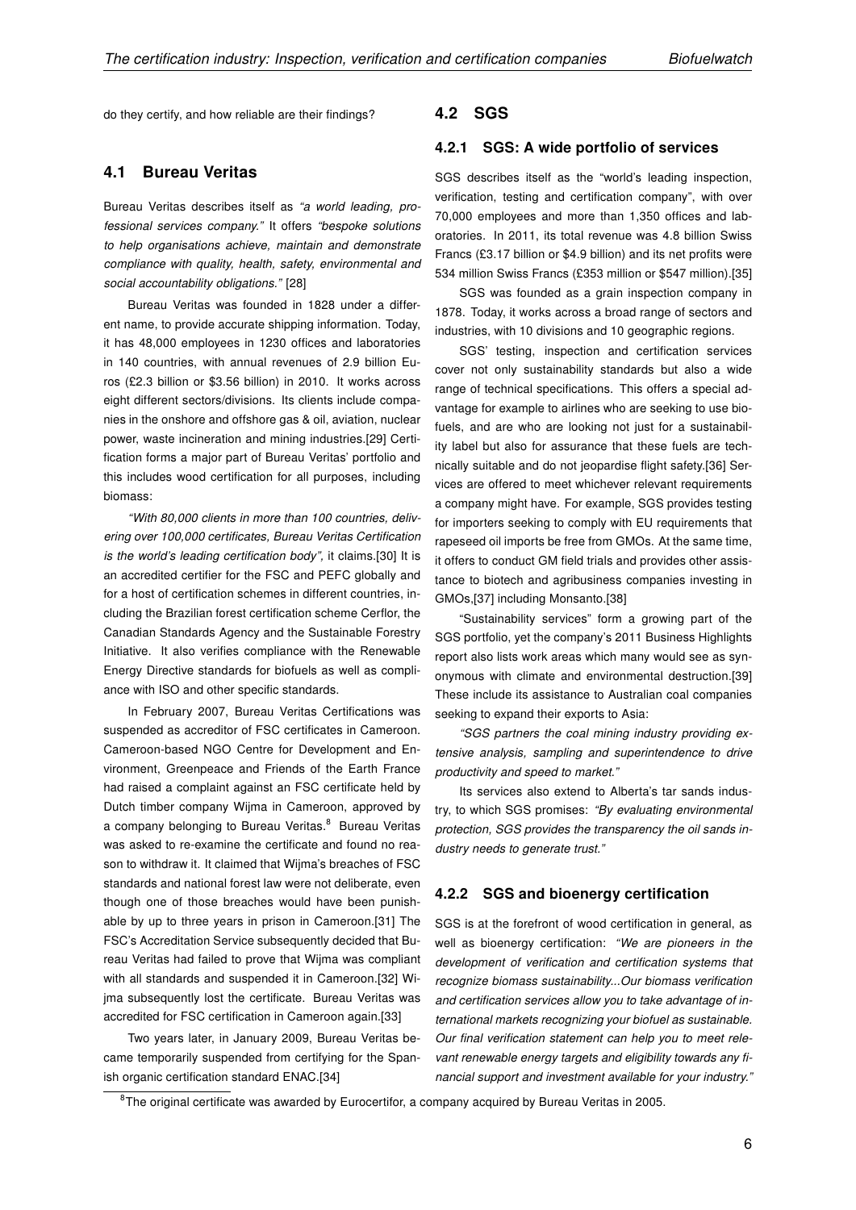do they certify, and how reliable are their findings?

## 4.1 Bureau Veritas

Bureau Veritas describes itself as *"a world leading, professional services company."* It offers *"bespoke solutions to help organisations achieve, maintain and demonstrate compliance with quality, health, safety, environmental and social accountability obligations."* [28]

Bureau Veritas was founded in 1828 under a different name, to provide accurate shipping information. Today, it has 48,000 employees in 1230 offices and laboratories in 140 countries, with annual revenues of 2.9 billion Euros (£2.3 billion or $3.56 billion) in 2010. It works across eight different sectors/divisions. Its clients include companies in the onshore and offshore gas & oil, aviation, nuclear power, waste incineration and mining industries.[29] Certification forms a major part of Bureau Veritas' portfolio and this includes wood certification for all purposes, including biomass:

*"With 80,000 clients in more than 100 countries, delivering over 100,000 certificates, Bureau Veritas Certification is the world's leading certification body",* it claims.[30] It is an accredited certifier for the FSC and PEFC globally and for a host of certification schemes in different countries, including the Brazilian forest certification scheme Cerflor, the Canadian Standards Agency and the Sustainable Forestry Initiative. It also verifies compliance with the Renewable Energy Directive standards for biofuels as well as compliance with ISO and other specific standards.

In February 2007, Bureau Veritas Certifications was suspended as accreditor of FSC certificates in Cameroon. Cameroon-based NGO Centre for Development and Environment, Greenpeace and Friends of the Earth France had raised a complaint against an FSC certificate held by Dutch timber company Wijma in Cameroon, approved by a company belonging to Bureau Veritas.[8] Bureau Veritas was asked to re-examine the certificate and found no reason to withdraw it. It claimed that Wijma's breaches of FSC standards and national forest law were not deliberate, even though one of those breaches would have been punishable by up to three years in prison in Cameroon.[31] The FSC's Accreditation Service subsequently decided that Bureau Veritas had failed to prove that Wijma was compliant with all standards and suspended it in Cameroon.[32] Wijma subsequently lost the certificate. Bureau Veritas was accredited for FSC certification in Cameroon again.[33]

Two years later, in January 2009, Bureau Veritas became temporarily suspended from certifying for the Spanish organic certification standard ENAC.[34]

## 4.2 SGS

### 4.2.1 SGS: A wide portfolio of services

SGS describes itself as the "world's leading inspection, verification, testing and certification company", with over 70,000 employees and more than 1,350 offices and laboratories. In 2011, its total revenue was 4.8 billion Swiss Francs (£3.17 billion or $4.9 billion) and its net profits were 534 million Swiss Francs (£353 million or $547 million).[35]

SGS was founded as a grain inspection company in 1878. Today, it works across a broad range of sectors and industries, with 10 divisions and 10 geographic regions.

SGS' testing, inspection and certification services cover not only sustainability standards but also a wide range of technical specifications. This offers a special advantage for example to airlines who are seeking to use biofuels, and are who are looking not just for a sustainability label but also for assurance that these fuels are technically suitable and do not jeopardise flight safety.[36] Services are offered to meet whichever relevant requirements a company might have. For example, SGS provides testing for importers seeking to comply with EU requirements that rapeseed oil imports be free from GMOs. At the same time, it offers to conduct GM field trials and provides other assistance to biotech and agribusiness companies investing in GMOs,[37] including Monsanto.[38]

"Sustainability services" form a growing part of the SGS portfolio, yet the company's 2011 Business Highlights report also lists work areas which many would see as synonymous with climate and environmental destruction.[39] These include its assistance to Australian coal companies seeking to expand their exports to Asia:

*"SGS partners the coal mining industry providing extensive analysis, sampling and superintendence to drive productivity and speed to market."*

Its services also extend to Alberta's tar sands industry, to which SGS promises: *"By evaluating environmental protection, SGS provides the transparency the oil sands industry needs to generate trust."*

### 4.2.2 SGS and bioenergy certification

SGS is at the forefront of wood certification in general, as well as bioenergy certification: *"We are pioneers in the development of verification and certification systems that recognize biomass sustainability...Our biomass verification and certification services allow you to take advantage of international markets recognizing your biofuel as sustainable. Our final verification statement can help you to meet relevant renewable energy targets and eligibility towards any financial support and investment available for your industry."*

[8] The original certificate was awarded by Eurocertifor, a company acquired by Bureau Veritas in 2005.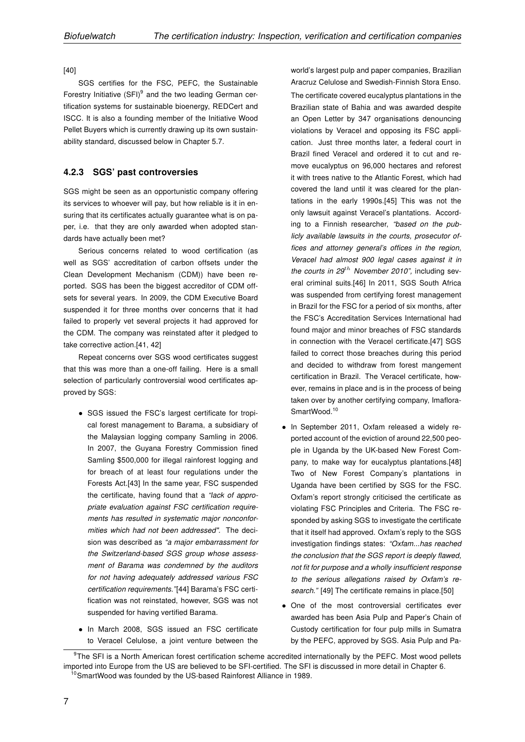[40]

SGS certifies for the FSC, PEFC, the Sustainable Forestry Initiative (SFI)[9] and the two leading German certification systems for sustainable bioenergy, REDCert and ISCC. It is also a founding member of the Initiative Wood Pellet Buyers which is currently drawing up its own sustainability standard, discussed below in Chapter 5.7.

### 4.2.3 SGS' past controversies

SGS might be seen as an opportunistic company offering its services to whoever will pay, but how reliable is it in ensuring that its certificates actually guarantee what is on paper, i.e. that they are only awarded when adopted standards have actually been met?

Serious concerns related to wood certification (as well as SGS' accreditation of carbon offsets under the Clean Development Mechanism (CDM)) have been reported. SGS has been the biggest accreditor of CDM offsets for several years. In 2009, the CDM Executive Board suspended it for three months over concerns that it had failed to properly vet several projects it had approved for the CDM. The company was reinstated after it pledged to take corrective action.[41, 42]

Repeat concerns over SGS wood certificates suggest that this was more than a one-off failing. Here is a small selection of particularly controversial wood certificates approved by SGS:

- SGS issued the FSC's largest certificate for tropical forest management to Barama, a subsidiary of the Malaysian logging company Samling in 2006. In 2007, the Guyana Forestry Commission fined Samling $500,000 for illegal rainforest logging and for breach of at least four regulations under the Forests Act.[43] In the same year, FSC suspended the certificate, having found that a *"lack of appropriate evaluation against FSC certification requirements has resulted in systematic major nonconformities which had not been addressed".* The decision was described as *"a major embarrassment for the Switzerland-based SGS group whose assessment of Barama was condemned by the auditors for not having adequately addressed various FSC certification requirements."*[44] Barama's FSC certification was not reinstated, however, SGS was not suspended for having verified Barama.
- In March 2008, SGS issued an FSC certificate to Veracel Celulose, a joint venture between the world's largest pulp and paper companies, Brazilian Aracruz Celulose and Swedish-Finnish Stora Enso. The certificate covered eucalyptus plantations in the Brazilian state of Bahia and was awarded despite an Open Letter by 347 organisations denouncing violations by Veracel and opposing its FSC application. Just three months later, a federal court in Brazil fined Veracel and ordered it to cut and remove eucalyptus on 96,000 hectares and reforest it with trees native to the Atlantic Forest, which had covered the land until it was cleared for the plantations in the early 1990s.[45] This was not the only lawsuit against Veracel's plantations. According to a Finnish researcher, *"based on the publicly available lawsuits in the courts, prosecutor offices and attorney general's offices in the region, Veracel had almost 900 legal cases against it in the courts in 29$^{th}$ November 2010",* including several criminal suits.[46] In 2011, SGS South Africa was suspended from certifying forest management in Brazil for the FSC for a period of six months, after the FSC's Accreditation Services International had found major and minor breaches of FSC standards in connection with the Veracel certificate.[47] SGS failed to correct those breaches during this period and decided to withdraw from forest mangement certification in Brazil. The Veracel certificate, however, remains in place and is in the process of being taken over by another certifying company, Imaflora-SmartWood.[10]
- In September 2011, Oxfam released a widely reported account of the eviction of around 22,500 people in Uganda by the UK-based New Forest Company, to make way for eucalyptus plantations.[48] Two of New Forest Company's plantations in Uganda have been certified by SGS for the FSC. Oxfam's report strongly criticised the certificate as violating FSC Principles and Criteria. The FSC responded by asking SGS to investigate the certificate that it itself had approved. Oxfam's reply to the SGS investigation findings states: *"Oxfam...has reached the conclusion that the SGS report is deeply flawed, not fit for purpose and a wholly insufficient response to the serious allegations raised by Oxfam's research."* [49] The certificate remains in place.[50]
- One of the most controversial certificates ever awarded has been Asia Pulp and Paper's Chain of Custody certification for four pulp mills in Sumatra by the PEFC, approved by SGS. Asia Pulp and Pa-

[9] The SFI is a North American forest certification scheme accredited internationally by the PEFC. Most wood pellets imported into Europe from the US are believed to be SFI-certified. The SFI is discussed in more detail in Chapter 6.

[10] SmartWood was founded by the US-based Rainforest Alliance in 1989.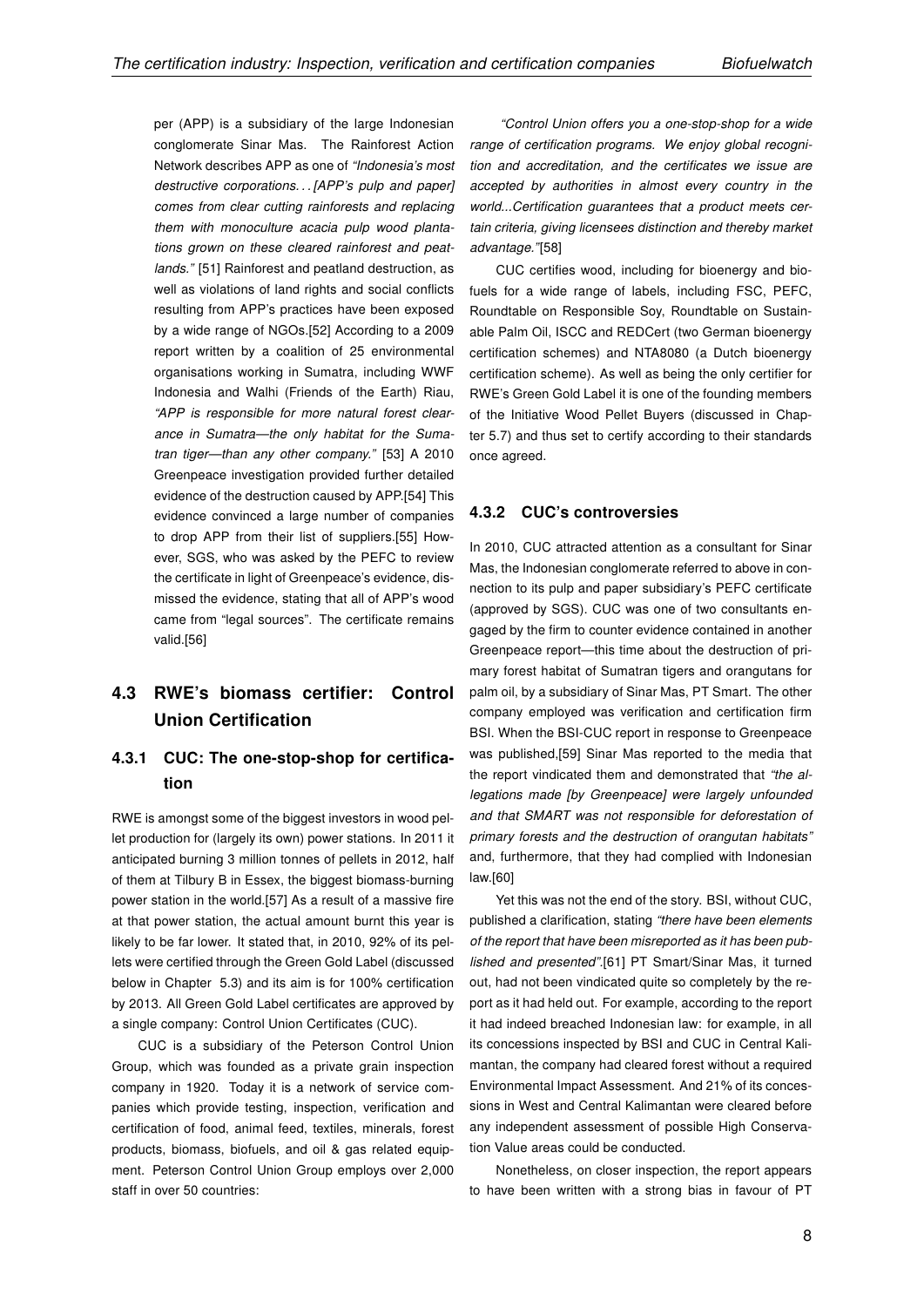per (APP) is a subsidiary of the large Indonesian conglomerate Sinar Mas. The Rainforest Action Network describes APP as one of *"Indonesia's most destructive corporations. . . [APP's pulp and paper] comes from clear cutting rainforests and replacing them with monoculture acacia pulp wood plantations grown on these cleared rainforest and peatlands."* [51] Rainforest and peatland destruction, as well as violations of land rights and social conflicts resulting from APP's practices have been exposed by a wide range of NGOs.[52] According to a 2009 report written by a coalition of 25 environmental organisations working in Sumatra, including WWF Indonesia and Walhi (Friends of the Earth) Riau, *"APP is responsible for more natural forest clearance in Sumatra—the only habitat for the Sumatran tiger—than any other company."* [53] A 2010 Greenpeace investigation provided further detailed evidence of the destruction caused by APP.[54] This evidence convinced a large number of companies to drop APP from their list of suppliers.[55] However, SGS, who was asked by the PEFC to review the certificate in light of Greenpeace's evidence, dismissed the evidence, stating that all of APP's wood came from "legal sources". The certificate remains valid.[56]

## 4.3 RWE's biomass certifier: Control Union Certification

### 4.3.1 CUC: The one-stop-shop for certification

RWE is amongst some of the biggest investors in wood pellet production for (largely its own) power stations. In 2011 it anticipated burning 3 million tonnes of pellets in 2012, half of them at Tilbury B in Essex, the biggest biomass-burning power station in the world.[57] As a result of a massive fire at that power station, the actual amount burnt this year is likely to be far lower. It stated that, in 2010, 92% of its pellets were certified through the Green Gold Label (discussed below in Chapter 5.3) and its aim is for 100% certification by 2013. All Green Gold Label certificates are approved by a single company: Control Union Certificates (CUC).

CUC is a subsidiary of the Peterson Control Union Group, which was founded as a private grain inspection company in 1920. Today it is a network of service companies which provide testing, inspection, verification and certification of food, animal feed, textiles, minerals, forest products, biomass, biofuels, and oil & gas related equipment. Peterson Control Union Group employs over 2,000 staff in over 50 countries:

*"Control Union offers you a one-stop-shop for a wide range of certification programs. We enjoy global recognition and accreditation, and the certificates we issue are accepted by authorities in almost every country in the world...Certification guarantees that a product meets certain criteria, giving licensees distinction and thereby market advantage."*[58]

CUC certifies wood, including for bioenergy and biofuels for a wide range of labels, including FSC, PEFC, Roundtable on Responsible Soy, Roundtable on Sustainable Palm Oil, ISCC and REDCert (two German bioenergy certification schemes) and NTA8080 (a Dutch bioenergy certification scheme). As well as being the only certifier for RWE's Green Gold Label it is one of the founding members of the Initiative Wood Pellet Buyers (discussed in Chapter 5.7) and thus set to certify according to their standards once agreed.

### 4.3.2 CUC's controversies

In 2010, CUC attracted attention as a consultant for Sinar Mas, the Indonesian conglomerate referred to above in connection to its pulp and paper subsidiary's PEFC certificate (approved by SGS). CUC was one of two consultants engaged by the firm to counter evidence contained in another Greenpeace report—this time about the destruction of primary forest habitat of Sumatran tigers and orangutans for palm oil, by a subsidiary of Sinar Mas, PT Smart. The other company employed was verification and certification firm BSI. When the BSI-CUC report in response to Greenpeace was published,[59] Sinar Mas reported to the media that the report vindicated them and demonstrated that *"the allegations made [by Greenpeace] were largely unfounded and that SMART was not responsible for deforestation of primary forests and the destruction of orangutan habitats"* and, furthermore, that they had complied with Indonesian law.[60]

Yet this was not the end of the story. BSI, without CUC, published a clarification, stating *"there have been elements of the report that have been misreported as it has been published and presented"*.[61] PT Smart/Sinar Mas, it turned out, had not been vindicated quite so completely by the report as it had held out. For example, according to the report it had indeed breached Indonesian law: for example, in all its concessions inspected by BSI and CUC in Central Kalimantan, the company had cleared forest without a required Environmental Impact Assessment. And 21% of its concessions in West and Central Kalimantan were cleared before any independent assessment of possible High Conservation Value areas could be conducted.

Nonetheless, on closer inspection, the report appears to have been written with a strong bias in favour of PT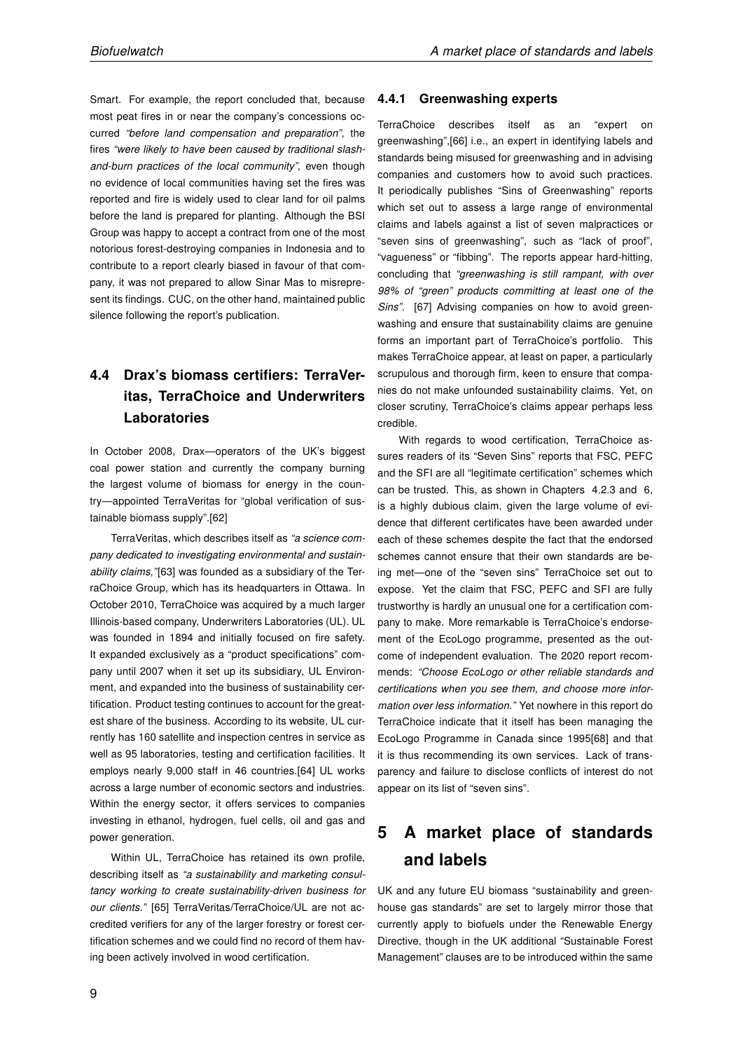Smart. For example, the report concluded that, because most peat fires in or near the company's concessions occurred *"before land compensation and preparation"*, the fires *"were likely to have been caused by traditional slash-and-burn practices of the local community"*, even though no evidence of local communities having set the fires was reported and fire is widely used to clear land for oil palms before the land is prepared for planting. Although the BSI Group was happy to accept a contract from one of the most notorious forest-destroying companies in Indonesia and to contribute to a report clearly biased in favour of that company, it was not prepared to allow Sinar Mas to misrepresent its findings. CUC, on the other hand, maintained public silence following the report's publication.

## 4.4 Drax's biomass certifiers: TerraVeritas, TerraChoice and Underwriters Laboratories

In October 2008, Drax—operators of the UK's biggest coal power station and currently the company burning the largest volume of biomass for energy in the country—appointed TerraVeritas for "global verification of sustainable biomass supply".[62]

TerraVeritas, which describes itself as *"a science company dedicated to investigating environmental and sustainability claims,"*[63] was founded as a subsidiary of the TerraChoice Group, which has its headquarters in Ottawa. In October 2010, TerraChoice was acquired by a much larger Illinois-based company, Underwriters Laboratories (UL). UL was founded in 1894 and initially focused on fire safety. It expanded exclusively as a "product specifications" company until 2007 when it set up its subsidiary, UL Environment, and expanded into the business of sustainability certification. Product testing continues to account for the greatest share of the business. According to its website, UL currently has 160 satellite and inspection centres in service as well as 95 laboratories, testing and certification facilities. It employs nearly 9,000 staff in 46 countries.[64] UL works across a large number of economic sectors and industries. Within the energy sector, it offers services to companies investing in ethanol, hydrogen, fuel cells, oil and gas and power generation.

Within UL, TerraChoice has retained its own profile, describing itself as *"a sustainability and marketing consultancy working to create sustainability-driven business for our clients."* [65] TerraVeritas/TerraChoice/UL are not accredited verifiers for any of the larger forestry or forest certification schemes and we could find no record of them having been actively involved in wood certification.

### 4.4.1 Greenwashing experts

TerraChoice describes itself as an "expert on greenwashing",[66] i.e., an expert in identifying labels and standards being misused for greenwashing and in advising companies and customers how to avoid such practices. It periodically publishes "Sins of Greenwashing" reports which set out to assess a large range of environmental claims and labels against a list of seven malpractices or "seven sins of greenwashing", such as "lack of proof", "vagueness" or "fibbing". The reports appear hard-hitting, concluding that *"greenwashing is still rampant, with over 98% of "green" products committing at least one of the Sins".* [67] Advising companies on how to avoid greenwashing and ensure that sustainability claims are genuine forms an important part of TerraChoice's portfolio. This makes TerraChoice appear, at least on paper, a particularly scrupulous and thorough firm, keen to ensure that companies do not make unfounded sustainability claims. Yet, on closer scrutiny, TerraChoice's claims appear perhaps less credible.

With regards to wood certification, TerraChoice assures readers of its "Seven Sins" reports that FSC, PEFC and the SFI are all "legitimate certification" schemes which can be trusted. This, as shown in Chapters 4.2.3 and 6, is a highly dubious claim, given the large volume of evidence that different certificates have been awarded under each of these schemes despite the fact that the endorsed schemes cannot ensure that their own standards are being met—one of the "seven sins" TerraChoice set out to expose. Yet the claim that FSC, PEFC and SFI are fully trustworthy is hardly an unusual one for a certification company to make. More remarkable is TerraChoice's endorsement of the EcoLogo programme, presented as the outcome of independent evaluation. The 2020 report recommends: *"Choose EcoLogo or other reliable standards and certifications when you see them, and choose more information over less information."* Yet nowhere in this report do TerraChoice indicate that it itself has been managing the EcoLogo Programme in Canada since 1995[68] and that it is thus recommending its own services. Lack of transparency and failure to disclose conflicts of interest do not appear on its list of "seven sins".

# 5 A market place of standards and labels

UK and any future EU biomass "sustainability and greenhouse gas standards" are set to largely mirror those that currently apply to biofuels under the Renewable Energy Directive, though in the UK additional "Sustainable Forest Management" clauses are to be introduced within the same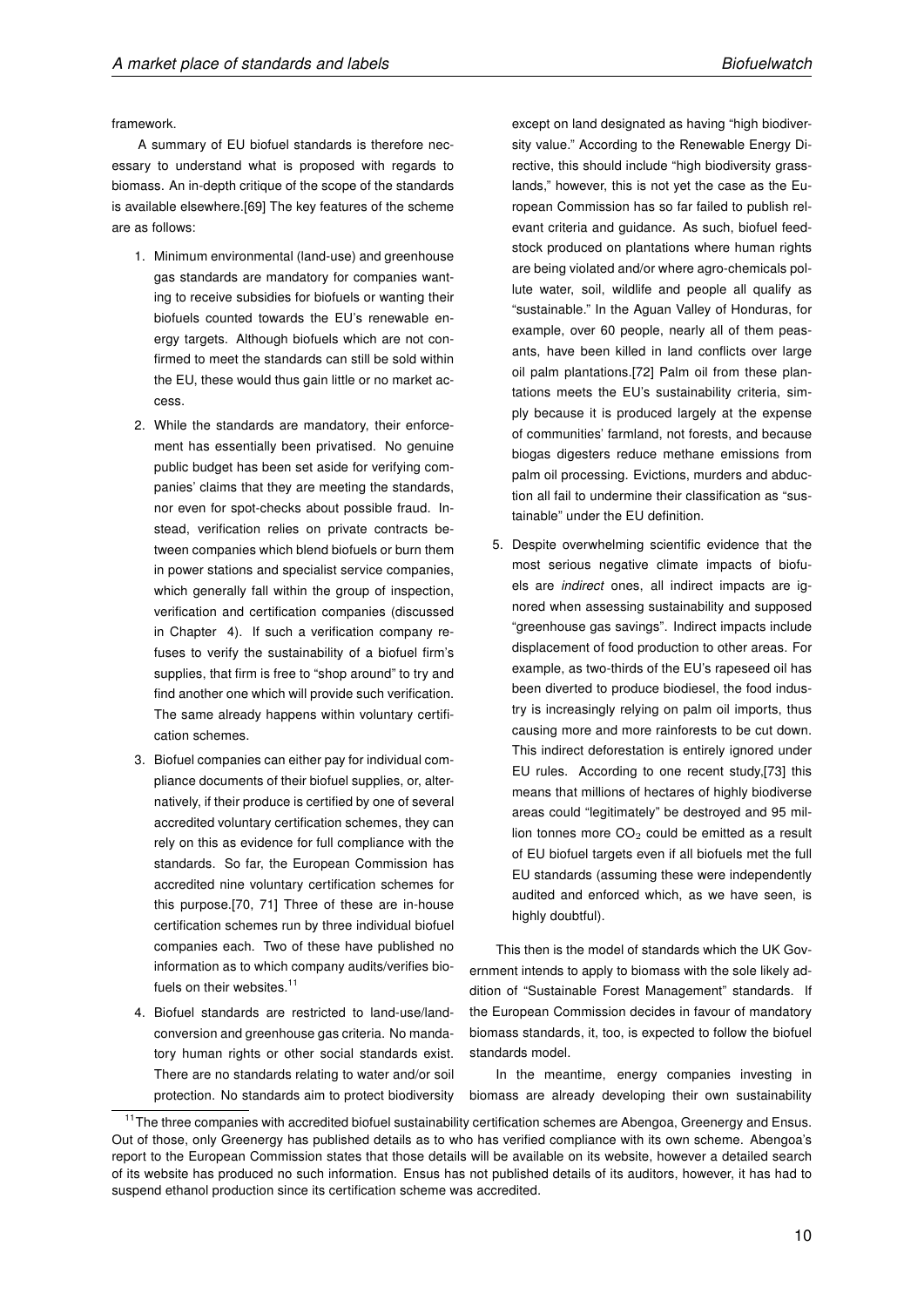framework.

A summary of EU biofuel standards is therefore necessary to understand what is proposed with regards to biomass. An in-depth critique of the scope of the standards is available elsewhere.[69] The key features of the scheme are as follows:

1. Minimum environmental (land-use) and greenhouse gas standards are mandatory for companies wanting to receive subsidies for biofuels or wanting their biofuels counted towards the EU's renewable energy targets. Although biofuels which are not confirmed to meet the standards can still be sold within the EU, these would thus gain little or no market access.

2. While the standards are mandatory, their enforcement has essentially been privatised. No genuine public budget has been set aside for verifying companies' claims that they are meeting the standards, nor even for spot-checks about possible fraud. Instead, verification relies on private contracts between companies which blend biofuels or burn them in power stations and specialist service companies, which generally fall within the group of inspection, verification and certification companies (discussed in Chapter 4). If such a verification company refuses to verify the sustainability of a biofuel firm's supplies, that firm is free to "shop around" to try and find another one which will provide such verification. The same already happens within voluntary certification schemes.

3. Biofuel companies can either pay for individual compliance documents of their biofuel supplies, or, alternatively, if their produce is certified by one of several accredited voluntary certification schemes, they can rely on this as evidence for full compliance with the standards. So far, the European Commission has accredited nine voluntary certification schemes for this purpose.[70, 71] Three of these are in-house certification schemes run by three individual biofuel companies each. Two of these have published no information as to which company audits/verifies biofuels on their websites.[11]

4. Biofuel standards are restricted to land-use/land-conversion and greenhouse gas criteria. No mandatory human rights or other social standards exist. There are no standards relating to water and/or soil protection. No standards aim to protect biodiversity except on land designated as having "high biodiversity value." According to the Renewable Energy Directive, this should include "high biodiversity grasslands," however, this is not yet the case as the European Commission has so far failed to publish relevant criteria and guidance. As such, biofuel feedstock produced on plantations where human rights are being violated and/or where agro-chemicals pollute water, soil, wildlife and people all qualify as "sustainable." In the Aguan Valley of Honduras, for example, over 60 people, nearly all of them peasants, have been killed in land conflicts over large oil palm plantations.[72] Palm oil from these plantations meets the EU's sustainability criteria, simply because it is produced largely at the expense of communities' farmland, not forests, and because biogas digesters reduce methane emissions from palm oil processing. Evictions, murders and abduction all fail to undermine their classification as "sustainable" under the EU definition.

5. Despite overwhelming scientific evidence that the most serious negative climate impacts of biofuels are *indirect* ones, all indirect impacts are ignored when assessing sustainability and supposed "greenhouse gas savings". Indirect impacts include displacement of food production to other areas. For example, as two-thirds of the EU's rapeseed oil has been diverted to produce biodiesel, the food industry is increasingly relying on palm oil imports, thus causing more and more rainforests to be cut down. This indirect deforestation is entirely ignored under EU rules. According to one recent study,[73] this means that millions of hectares of highly biodiverse areas could "legitimately" be destroyed and 95 million tonnes more $CO_2$ could be emitted as a result of EU biofuel targets even if all biofuels met the full EU standards (assuming these were independently audited and enforced which, as we have seen, is highly doubtful).

This then is the model of standards which the UK Government intends to apply to biomass with the sole likely addition of "Sustainable Forest Management" standards. If the European Commission decides in favour of mandatory biomass standards, it, too, is expected to follow the biofuel standards model.

In the meantime, energy companies investing in biomass are already developing their own sustainability

[11] The three companies with accredited biofuel sustainability certification schemes are Abengoa, Greenergy and Ensus. Out of those, only Greenergy has published details as to who has verified compliance with its own scheme. Abengoa's report to the European Commission states that those details will be available on its website, however a detailed search of its website has produced no such information. Ensus has not published details of its auditors, however, it has had to suspend ethanol production since its certification scheme was accredited.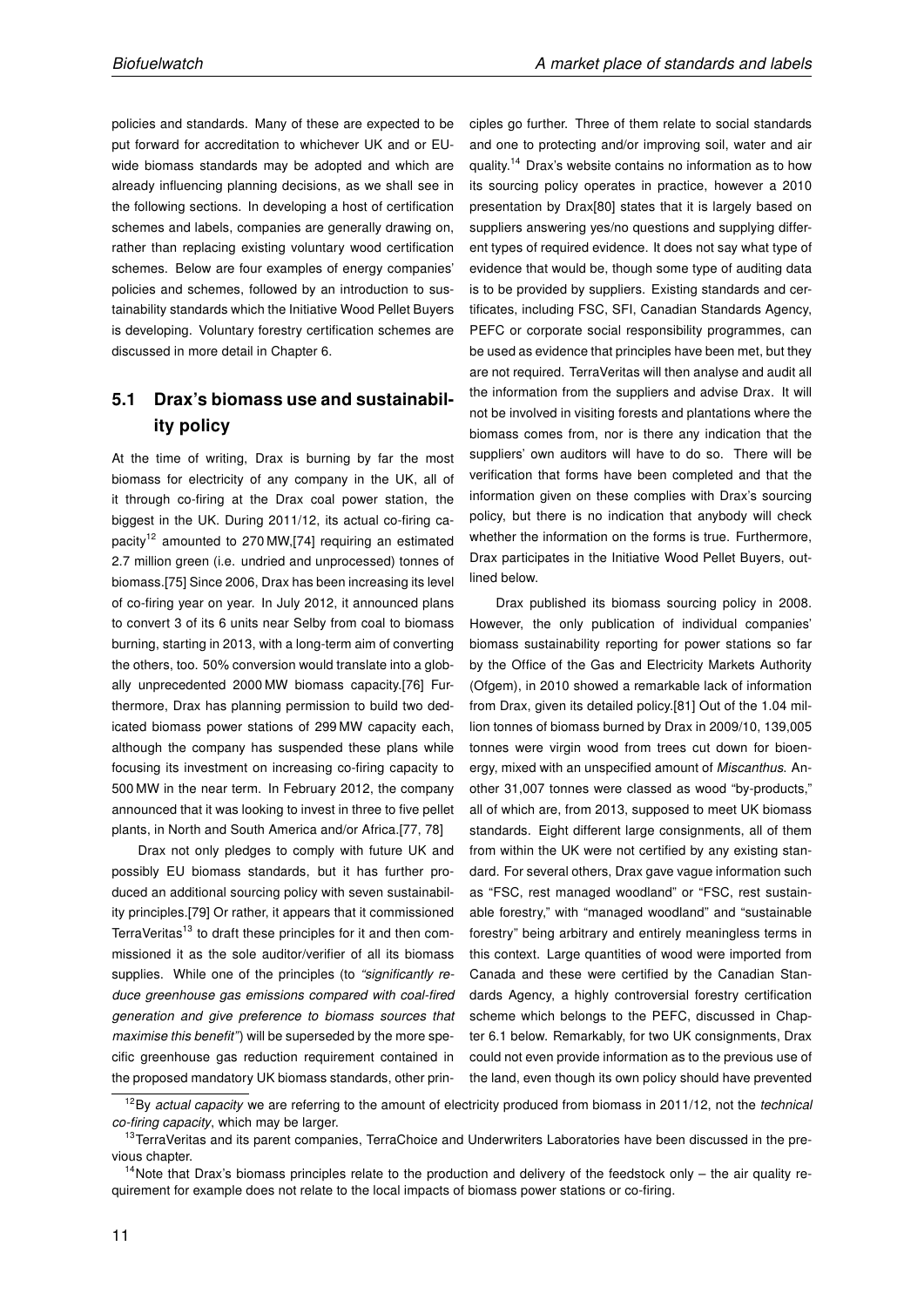policies and standards. Many of these are expected to be put forward for accreditation to whichever UK and or EU-wide biomass standards may be adopted and which are already influencing planning decisions, as we shall see in the following sections. In developing a host of certification schemes and labels, companies are generally drawing on, rather than replacing existing voluntary wood certification schemes. Below are four examples of energy companies' policies and schemes, followed by an introduction to sustainability standards which the Initiative Wood Pellet Buyers is developing. Voluntary forestry certification schemes are discussed in more detail in Chapter 6.

## 5.1 Drax's biomass use and sustainability policy

At the time of writing, Drax is burning by far the most biomass for electricity of any company in the UK, all of it through co-firing at the Drax coal power station, the biggest in the UK. During 2011/12, its actual co-firing capacity[12] amounted to 270 MW,[74] requiring an estimated 2.7 million green (i.e. undried and unprocessed) tonnes of biomass.[75] Since 2006, Drax has been increasing its level of co-firing year on year. In July 2012, it announced plans to convert 3 of its 6 units near Selby from coal to biomass burning, starting in 2013, with a long-term aim of converting the others, too. 50% conversion would translate into a globally unprecedented 2000 MW biomass capacity.[76] Furthermore, Drax has planning permission to build two dedicated biomass power stations of 299 MW capacity each, although the company has suspended these plans while focusing its investment on increasing co-firing capacity to 500 MW in the near term. In February 2012, the company announced that it was looking to invest in three to five pellet plants, in North and South America and/or Africa.[77, 78]

Drax not only pledges to comply with future UK and possibly EU biomass standards, but it has further produced an additional sourcing policy with seven sustainability principles.[79] Or rather, it appears that it commissioned TerraVeritas[13] to draft these principles for it and then commissioned it as the sole auditor/verifier of all its biomass supplies. While one of the principles (to *"significantly reduce greenhouse gas emissions compared with coal-fired generation and give preference to biomass sources that maximise this benefit"*) will be superseded by the more specific greenhouse gas reduction requirement contained in the proposed mandatory UK biomass standards, other principles go further. Three of them relate to social standards and one to protecting and/or improving soil, water and air quality.[14] Drax's website contains no information as to how its sourcing policy operates in practice, however a 2010 presentation by Drax[80] states that it is largely based on suppliers answering yes/no questions and supplying different types of required evidence. It does not say what type of evidence that would be, though some type of auditing data is to be provided by suppliers. Existing standards and certificates, including FSC, SFI, Canadian Standards Agency, PEFC or corporate social responsibility programmes, can be used as evidence that principles have been met, but they are not required. TerraVeritas will then analyse and audit all the information from the suppliers and advise Drax. It will not be involved in visiting forests and plantations where the biomass comes from, nor is there any indication that the suppliers' own auditors will have to do so. There will be verification that forms have been completed and that the information given on these complies with Drax's sourcing policy, but there is no indication that anybody will check whether the information on the forms is true. Furthermore, Drax participates in the Initiative Wood Pellet Buyers, outlined below.

Drax published its biomass sourcing policy in 2008. However, the only publication of individual companies' biomass sustainability reporting for power stations so far by the Office of the Gas and Electricity Markets Authority (Ofgem), in 2010 showed a remarkable lack of information from Drax, given its detailed policy.[81] Out of the 1.04 million tonnes of biomass burned by Drax in 2009/10, 139,005 tonnes were virgin wood from trees cut down for bioenergy, mixed with an unspecified amount of *Miscanthus*. Another 31,007 tonnes were classed as wood "by-products," all of which are, from 2013, supposed to meet UK biomass standards. Eight different large consignments, all of them from within the UK were not certified by any existing standard. For several others, Drax gave vague information such as "FSC, rest managed woodland" or "FSC, rest sustainable forestry," with "managed woodland" and "sustainable forestry" being arbitrary and entirely meaningless terms in this context. Large quantities of wood were imported from Canada and these were certified by the Canadian Standards Agency, a highly controversial forestry certification scheme which belongs to the PEFC, discussed in Chapter 6.1 below. Remarkably, for two UK consignments, Drax could not even provide information as to the previous use of the land, even though its own policy should have prevented

---

[12] By *actual capacity* we are referring to the amount of electricity produced from biomass in 2011/12, not the *technical co-firing capacity*, which may be larger.

[13] TerraVeritas and its parent companies, TerraChoice and Underwriters Laboratories have been discussed in the previous chapter.

[14] Note that Drax's biomass principles relate to the production and delivery of the feedstock only – the air quality requirement for example does not relate to the local impacts of biomass power stations or co-firing.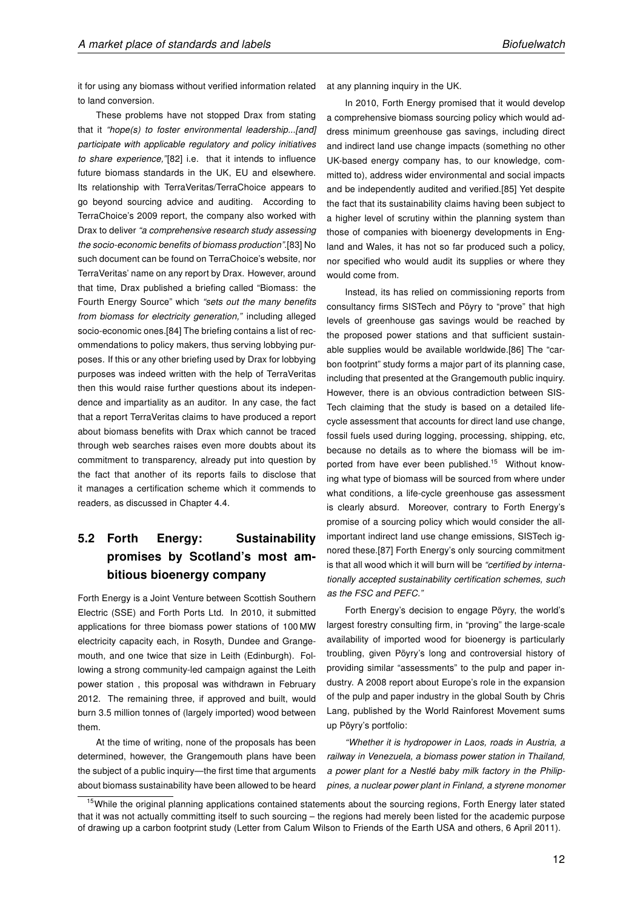it for using any biomass without verified information related to land conversion.

These problems have not stopped Drax from stating that it *"hope(s) to foster environmental leadership...[and] participate with applicable regulatory and policy initiatives to share experience,"*[82] i.e. that it intends to influence future biomass standards in the UK, EU and elsewhere. Its relationship with TerraVeritas/TerraChoice appears to go beyond sourcing advice and auditing. According to TerraChoice's 2009 report, the company also worked with Drax to deliver *"a comprehensive research study assessing the socio-economic benefits of biomass production"*.[83] No such document can be found on TerraChoice's website, nor TerraVeritas' name on any report by Drax. However, around that time, Drax published a briefing called "Biomass: the Fourth Energy Source" which *"sets out the many benefits from biomass for electricity generation,"* including alleged socio-economic ones.[84] The briefing contains a list of recommendations to policy makers, thus serving lobbying purposes. If this or any other briefing used by Drax for lobbying purposes was indeed written with the help of TerraVeritas then this would raise further questions about its independence and impartiality as an auditor. In any case, the fact that a report TerraVeritas claims to have produced a report about biomass benefits with Drax which cannot be traced through web searches raises even more doubts about its commitment to transparency, already put into question by the fact that another of its reports fails to disclose that it manages a certification scheme which it commends to readers, as discussed in Chapter 4.4.

## 5.2 Forth Energy: Sustainability promises by Scotland's most ambitious bioenergy company

Forth Energy is a Joint Venture between Scottish Southern Electric (SSE) and Forth Ports Ltd. In 2010, it submitted applications for three biomass power stations of 100 MW electricity capacity each, in Rosyth, Dundee and Grangemouth, and one twice that size in Leith (Edinburgh). Following a strong community-led campaign against the Leith power station , this proposal was withdrawn in February 2012. The remaining three, if approved and built, would burn 3.5 million tonnes of (largely imported) wood between them.

At the time of writing, none of the proposals has been determined, however, the Grangemouth plans have been the subject of a public inquiry—the first time that arguments about biomass sustainability have been allowed to be heard at any planning inquiry in the UK.

In 2010, Forth Energy promised that it would develop a comprehensive biomass sourcing policy which would address minimum greenhouse gas savings, including direct and indirect land use change impacts (something no other UK-based energy company has, to our knowledge, committed to), address wider environmental and social impacts and be independently audited and verified.[85] Yet despite the fact that its sustainability claims having been subject to a higher level of scrutiny within the planning system than those of companies with bioenergy developments in England and Wales, it has not so far produced such a policy, nor specified who would audit its supplies or where they would come from.

Instead, its has relied on commissioning reports from consultancy firms SISTech and Pöyry to "prove" that high levels of greenhouse gas savings would be reached by the proposed power stations and that sufficient sustainable supplies would be available worldwide.[86] The "carbon footprint" study forms a major part of its planning case, including that presented at the Grangemouth public inquiry. However, there is an obvious contradiction between SISTech claiming that the study is based on a detailed lifecycle assessment that accounts for direct land use change, fossil fuels used during logging, processing, shipping, etc, because no details as to where the biomass will be imported from have ever been published.[15] Without knowing what type of biomass will be sourced from where under what conditions, a life-cycle greenhouse gas assessment is clearly absurd. Moreover, contrary to Forth Energy's promise of a sourcing policy which would consider the all-important indirect land use change emissions, SISTech ignored these.[87] Forth Energy's only sourcing commitment is that all wood which it will burn will be *"certified by internationally accepted sustainability certification schemes, such as the FSC and PEFC."*

Forth Energy's decision to engage Pöyry, the world's largest forestry consulting firm, in "proving" that the large-scale availability of imported wood for bioenergy is particularly troubling, given Pöyry's long and controversial history of providing similar "assessments" to the pulp and paper industry. A 2008 report about Europe's role in the expansion of the pulp and paper industry in the global South by Chris Lang, published by the World Rainforest Movement sums up Pöyry's portfolio:

*"Whether it is hydropower in Laos, roads in Austria, a railway in Venezuela, a biomass power station in Thailand, a power plant for a Nestlé baby milk factory in the Philippines, a nuclear power plant in Finland, a styrene monomer*

[15] While the original planning applications contained statements about the sourcing regions, Forth Energy later stated that it was not actually committing itself to such sourcing – the regions had merely been listed for the academic purpose of drawing up a carbon footprint study (Letter from Calum Wilson to Friends of the Earth USA and others, 6 April 2011).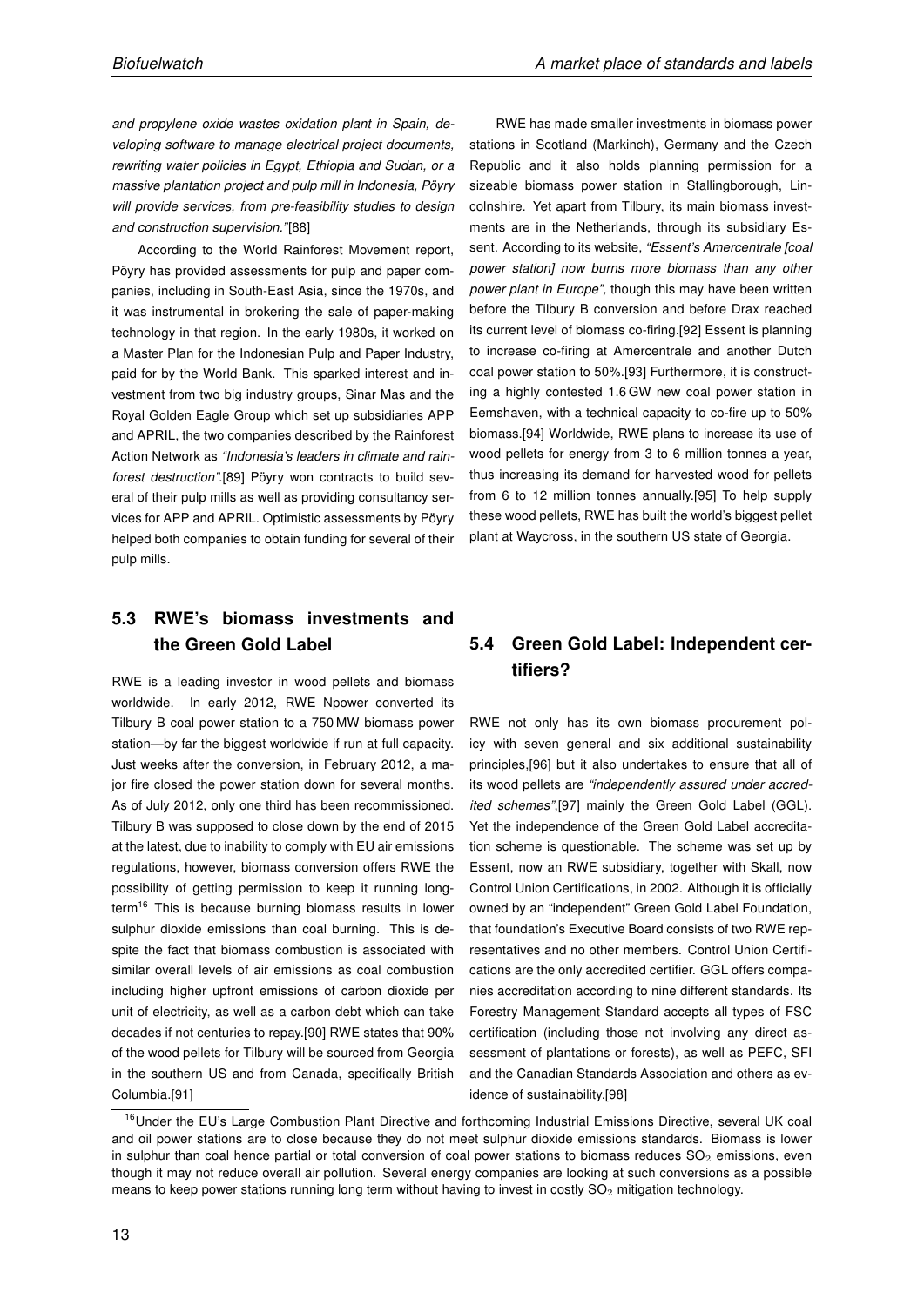*and propylene oxide wastes oxidation plant in Spain, developing software to manage electrical project documents, rewriting water policies in Egypt, Ethiopia and Sudan, or a massive plantation project and pulp mill in Indonesia, Pöyry will provide services, from pre-feasibility studies to design and construction supervision."*[88]

According to the World Rainforest Movement report, Pöyry has provided assessments for pulp and paper companies, including in South-East Asia, since the 1970s, and it was instrumental in brokering the sale of paper-making technology in that region. In the early 1980s, it worked on a Master Plan for the Indonesian Pulp and Paper Industry, paid for by the World Bank. This sparked interest and investment from two big industry groups, Sinar Mas and the Royal Golden Eagle Group which set up subsidiaries APP and APRIL, the two companies described by the Rainforest Action Network as *"Indonesia's leaders in climate and rainforest destruction"*.[89] Pöyry won contracts to build several of their pulp mills as well as providing consultancy services for APP and APRIL. Optimistic assessments by Pöyry helped both companies to obtain funding for several of their pulp mills.

## 5.3 RWE's biomass investments and the Green Gold Label

RWE is a leading investor in wood pellets and biomass worldwide. In early 2012, RWE Npower converted its Tilbury B coal power station to a 750 MW biomass power station—by far the biggest worldwide if run at full capacity. Just weeks after the conversion, in February 2012, a major fire closed the power station down for several months. As of July 2012, only one third has been recommissioned. Tilbury B was supposed to close down by the end of 2015 at the latest, due to inability to comply with EU air emissions regulations, however, biomass conversion offers RWE the possibility of getting permission to keep it running long-term[16] This is because burning biomass results in lower sulphur dioxide emissions than coal burning. This is despite the fact that biomass combustion is associated with similar overall levels of air emissions as coal combustion including higher upfront emissions of carbon dioxide per unit of electricity, as well as a carbon debt which can take decades if not centuries to repay.[90] RWE states that 90% of the wood pellets for Tilbury will be sourced from Georgia in the southern US and from Canada, specifically British Columbia.[91]

RWE has made smaller investments in biomass power stations in Scotland (Markinch), Germany and the Czech Republic and it also holds planning permission for a sizeable biomass power station in Stallingborough, Lincolnshire. Yet apart from Tilbury, its main biomass investments are in the Netherlands, through its subsidiary Essent. According to its website, *"Essent's Amercentrale [coal power station] now burns more biomass than any other power plant in Europe",* though this may have been written before the Tilbury B conversion and before Drax reached its current level of biomass co-firing.[92] Essent is planning to increase co-firing at Amercentrale and another Dutch coal power station to 50%.[93] Furthermore, it is constructing a highly contested 1.6 GW new coal power station in Eemshaven, with a technical capacity to co-fire up to 50% biomass.[94] Worldwide, RWE plans to increase its use of wood pellets for energy from 3 to 6 million tonnes a year, thus increasing its demand for harvested wood for pellets from 6 to 12 million tonnes annually.[95] To help supply these wood pellets, RWE has built the world's biggest pellet plant at Waycross, in the southern US state of Georgia.

## 5.4 Green Gold Label: Independent certifiers?

RWE not only has its own biomass procurement policy with seven general and six additional sustainability principles,[96] but it also undertakes to ensure that all of its wood pellets are *"independently assured under accredited schemes"*,[97] mainly the Green Gold Label (GGL). Yet the independence of the Green Gold Label accreditation scheme is questionable. The scheme was set up by Essent, now an RWE subsidiary, together with Skall, now Control Union Certifications, in 2002. Although it is officially owned by an "independent" Green Gold Label Foundation, that foundation's Executive Board consists of two RWE representatives and no other members. Control Union Certifications are the only accredited certifier. GGL offers companies accreditation according to nine different standards. Its Forestry Management Standard accepts all types of FSC certification (including those not involving any direct assessment of plantations or forests), as well as PEFC, SFI and the Canadian Standards Association and others as evidence of sustainability.[98]

[16] Under the EU's Large Combustion Plant Directive and forthcoming Industrial Emissions Directive, several UK coal and oil power stations are to close because they do not meet sulphur dioxide emissions standards. Biomass is lower in sulphur than coal hence partial or total conversion of coal power stations to biomass reduces $SO_2$ emissions, even though it may not reduce overall air pollution. Several energy companies are looking at such conversions as a possible means to keep power stations running long term without having to invest in costly $SO_2$ mitigation technology.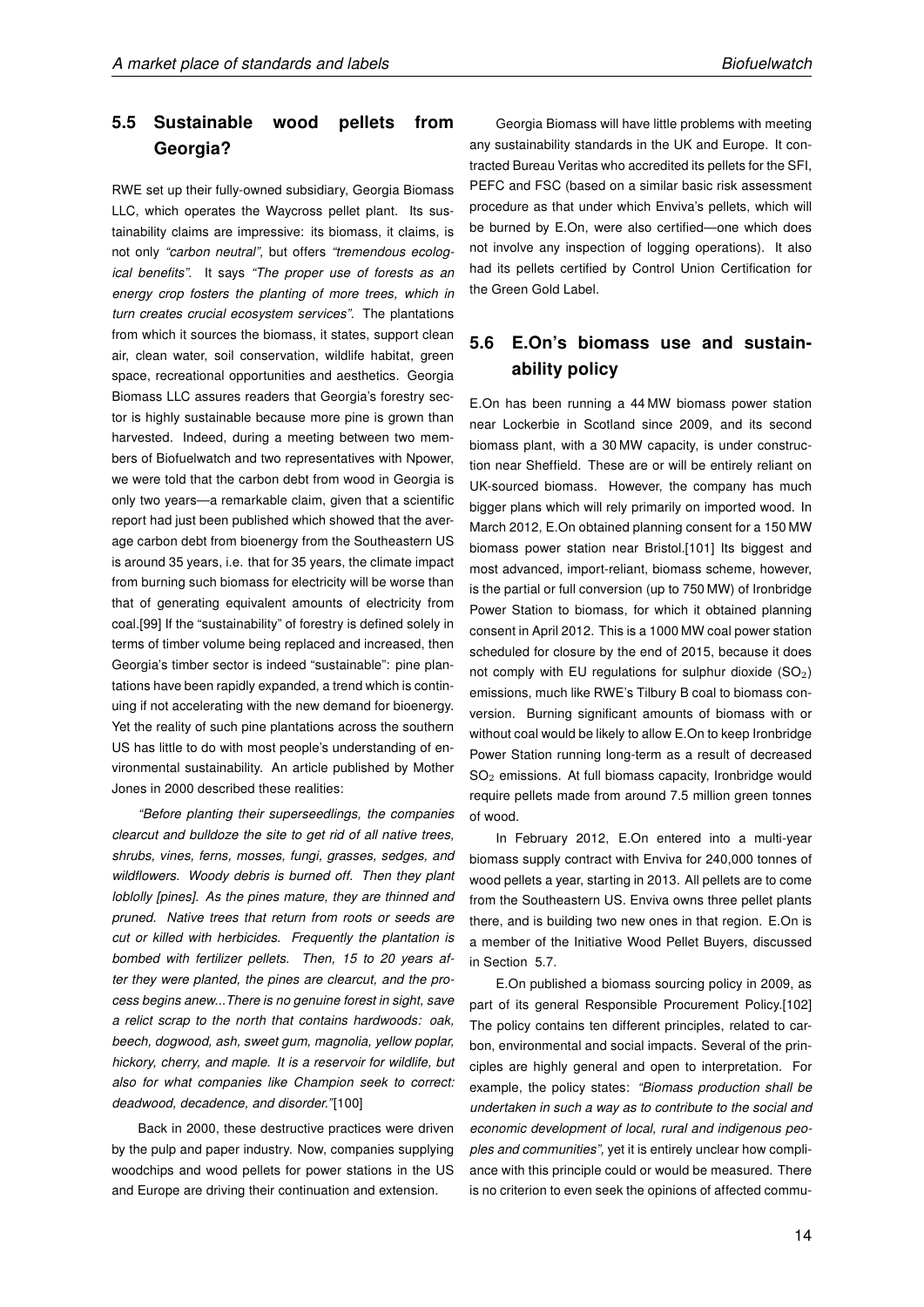## 5.5 Sustainable wood pellets from Georgia?

RWE set up their fully-owned subsidiary, Georgia Biomass LLC, which operates the Waycross pellet plant. Its sustainability claims are impressive: its biomass, it claims, is not only *"carbon neutral"*, but offers *"tremendous ecological benefits"*. It says *"The proper use of forests as an energy crop fosters the planting of more trees, which in turn creates crucial ecosystem services"*. The plantations from which it sources the biomass, it states, support clean air, clean water, soil conservation, wildlife habitat, green space, recreational opportunities and aesthetics. Georgia Biomass LLC assures readers that Georgia's forestry sector is highly sustainable because more pine is grown than harvested. Indeed, during a meeting between two members of Biofuelwatch and two representatives with Npower, we were told that the carbon debt from wood in Georgia is only two years—a remarkable claim, given that a scientific report had just been published which showed that the average carbon debt from bioenergy from the Southeastern US is around 35 years, i.e. that for 35 years, the climate impact from burning such biomass for electricity will be worse than that of generating equivalent amounts of electricity from coal.[99] If the "sustainability" of forestry is defined solely in terms of timber volume being replaced and increased, then Georgia's timber sector is indeed "sustainable": pine plantations have been rapidly expanded, a trend which is continuing if not accelerating with the new demand for bioenergy. Yet the reality of such pine plantations across the southern US has little to do with most people's understanding of environmental sustainability. An article published by Mother Jones in 2000 described these realities:

*"Before planting their superseedlings, the companies clearcut and bulldoze the site to get rid of all native trees, shrubs, vines, ferns, mosses, fungi, grasses, sedges, and wildflowers. Woody debris is burned off. Then they plant loblolly [pines]. As the pines mature, they are thinned and pruned. Native trees that return from roots or seeds are cut or killed with herbicides. Frequently the plantation is bombed with fertilizer pellets. Then, 15 to 20 years after they were planted, the pines are clearcut, and the process begins anew...There is no genuine forest in sight, save a relict scrap to the north that contains hardwoods: oak, beech, dogwood, ash, sweet gum, magnolia, yellow poplar, hickory, cherry, and maple. It is a reservoir for wildlife, but also for what companies like Champion seek to correct: deadwood, decadence, and disorder."*[100]

Back in 2000, these destructive practices were driven by the pulp and paper industry. Now, companies supplying woodchips and wood pellets for power stations in the US and Europe are driving their continuation and extension.

Georgia Biomass will have little problems with meeting any sustainability standards in the UK and Europe. It contracted Bureau Veritas who accredited its pellets for the SFI, PEFC and FSC (based on a similar basic risk assessment procedure as that under which Enviva's pellets, which will be burned by E.On, were also certified—one which does not involve any inspection of logging operations). It also had its pellets certified by Control Union Certification for the Green Gold Label.

## 5.6 E.On's biomass use and sustainability policy

E.On has been running a 44 MW biomass power station near Lockerbie in Scotland since 2009, and its second biomass plant, with a 30 MW capacity, is under construction near Sheffield. These are or will be entirely reliant on UK-sourced biomass. However, the company has much bigger plans which will rely primarily on imported wood. In March 2012, E.On obtained planning consent for a 150 MW biomass power station near Bristol.[101] Its biggest and most advanced, import-reliant, biomass scheme, however, is the partial or full conversion (up to 750 MW) of Ironbridge Power Station to biomass, for which it obtained planning consent in April 2012. This is a 1000 MW coal power station scheduled for closure by the end of 2015, because it does not comply with EU regulations for sulphur dioxide ($SO_2$) emissions, much like RWE's Tilbury B coal to biomass conversion. Burning significant amounts of biomass with or without coal would be likely to allow E.On to keep Ironbridge Power Station running long-term as a result of decreased $SO_2$ emissions. At full biomass capacity, Ironbridge would require pellets made from around 7.5 million green tonnes of wood.

In February 2012, E.On entered into a multi-year biomass supply contract with Enviva for 240,000 tonnes of wood pellets a year, starting in 2013. All pellets are to come from the Southeastern US. Enviva owns three pellet plants there, and is building two new ones in that region. E.On is a member of the Initiative Wood Pellet Buyers, discussed in Section 5.7.

E.On published a biomass sourcing policy in 2009, as part of its general Responsible Procurement Policy.[102] The policy contains ten different principles, related to carbon, environmental and social impacts. Several of the principles are highly general and open to interpretation. For example, the policy states: *"Biomass production shall be undertaken in such a way as to contribute to the social and economic development of local, rural and indigenous peoples and communities"*, yet it is entirely unclear how compliance with this principle could or would be measured. There is no criterion to even seek the opinions of affected commu-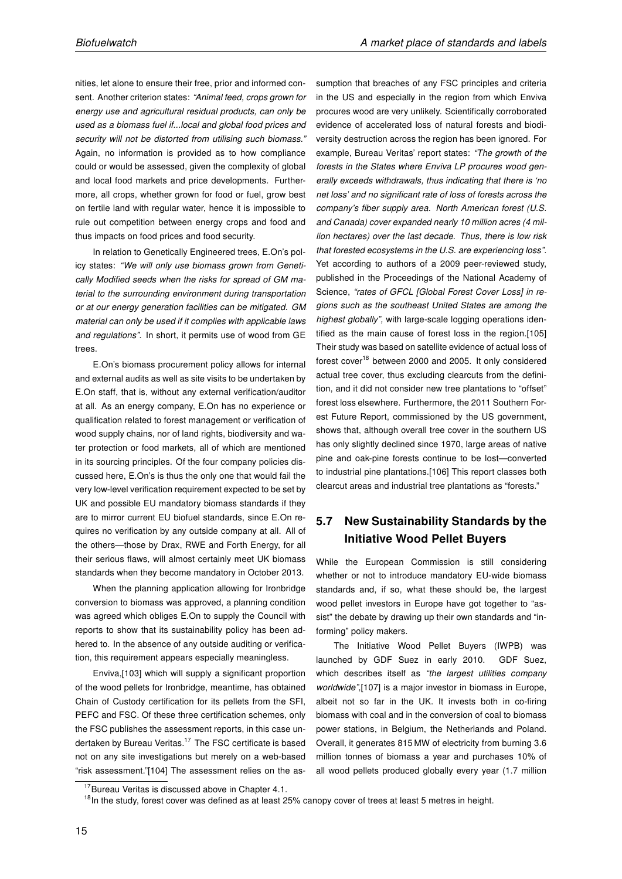nities, let alone to ensure their free, prior and informed consent. Another criterion states: *"Animal feed, crops grown for energy use and agricultural residual products, can only be used as a biomass fuel if...local and global food prices and security will not be distorted from utilising such biomass."* Again, no information is provided as to how compliance could or would be assessed, given the complexity of global and local food markets and price developments. Furthermore, all crops, whether grown for food or fuel, grow best on fertile land with regular water, hence it is impossible to rule out competition between energy crops and food and thus impacts on food prices and food security.

In relation to Genetically Engineered trees, E.On's policy states: *"We will only use biomass grown from Genetically Modified seeds when the risks for spread of GM material to the surrounding environment during transportation or at our energy generation facilities can be mitigated. GM material can only be used if it complies with applicable laws and regulations".* In short, it permits use of wood from GE trees.

E.On's biomass procurement policy allows for internal and external audits as well as site visits to be undertaken by E.On staff, that is, without any external verification/auditor at all. As an energy company, E.On has no experience or qualification related to forest management or verification of wood supply chains, nor of land rights, biodiversity and water protection or food markets, all of which are mentioned in its sourcing principles. Of the four company policies discussed here, E.On's is thus the only one that would fail the very low-level verification requirement expected to be set by UK and possible EU mandatory biomass standards if they are to mirror current EU biofuel standards, since E.On requires no verification by any outside company at all. All of the others—those by Drax, RWE and Forth Energy, for all their serious flaws, will almost certainly meet UK biomass standards when they become mandatory in October 2013.

When the planning application allowing for Ironbridge conversion to biomass was approved, a planning condition was agreed which obliges E.On to supply the Council with reports to show that its sustainability policy has been adhered to. In the absence of any outside auditing or verification, this requirement appears especially meaningless.

Enviva,[103] which will supply a significant proportion of the wood pellets for Ironbridge, meantime, has obtained Chain of Custody certification for its pellets from the SFI, PEFC and FSC. Of these three certification schemes, only the FSC publishes the assessment reports, in this case undertaken by Bureau Veritas.[17] The FSC certificate is based not on any site investigations but merely on a web-based "risk assessment."[104] The assessment relies on the assumption that breaches of any FSC principles and criteria in the US and especially in the region from which Enviva procures wood are very unlikely. Scientifically corroborated evidence of accelerated loss of natural forests and biodiversity destruction across the region has been ignored. For example, Bureau Veritas' report states: *"The growth of the forests in the States where Enviva LP procures wood generally exceeds withdrawals, thus indicating that there is 'no net loss' and no significant rate of loss of forests across the company's fiber supply area. North American forest (U.S. and Canada) cover expanded nearly 10 million acres (4 million hectares) over the last decade. Thus, there is low risk that forested ecosystems in the U.S. are experiencing loss".* Yet according to authors of a 2009 peer-reviewed study, published in the Proceedings of the National Academy of Science, *"rates of GFCL [Global Forest Cover Loss] in regions such as the southeast United States are among the highest globally",* with large-scale logging operations identified as the main cause of forest loss in the region.[105] Their study was based on satellite evidence of actual loss of forest cover[18] between 2000 and 2005. It only considered actual tree cover, thus excluding clearcuts from the definition, and it did not consider new tree plantations to "offset" forest loss elsewhere. Furthermore, the 2011 Southern Forest Future Report, commissioned by the US government, shows that, although overall tree cover in the southern US has only slightly declined since 1970, large areas of native pine and oak-pine forests continue to be lost—converted to industrial pine plantations.[106] This report classes both clearcut areas and industrial tree plantations as "forests."

## 5.7 New Sustainability Standards by the Initiative Wood Pellet Buyers

While the European Commission is still considering whether or not to introduce mandatory EU-wide biomass standards and, if so, what these should be, the largest wood pellet investors in Europe have got together to "assist" the debate by drawing up their own standards and "informing" policy makers.

The Initiative Wood Pellet Buyers (IWPB) was launched by GDF Suez in early 2010. GDF Suez, which describes itself as *"the largest utilities company worldwide"*,[107] is a major investor in biomass in Europe, albeit not so far in the UK. It invests both in co-firing biomass with coal and in the conversion of coal to biomass power stations, in Belgium, the Netherlands and Poland. Overall, it generates 815 MW of electricity from burning 3.6 million tonnes of biomass a year and purchases 10% of all wood pellets produced globally every year (1.7 million

[17] Bureau Veritas is discussed above in Chapter 4.1.

[18] In the study, forest cover was defined as at least 25% canopy cover of trees at least 5 metres in height.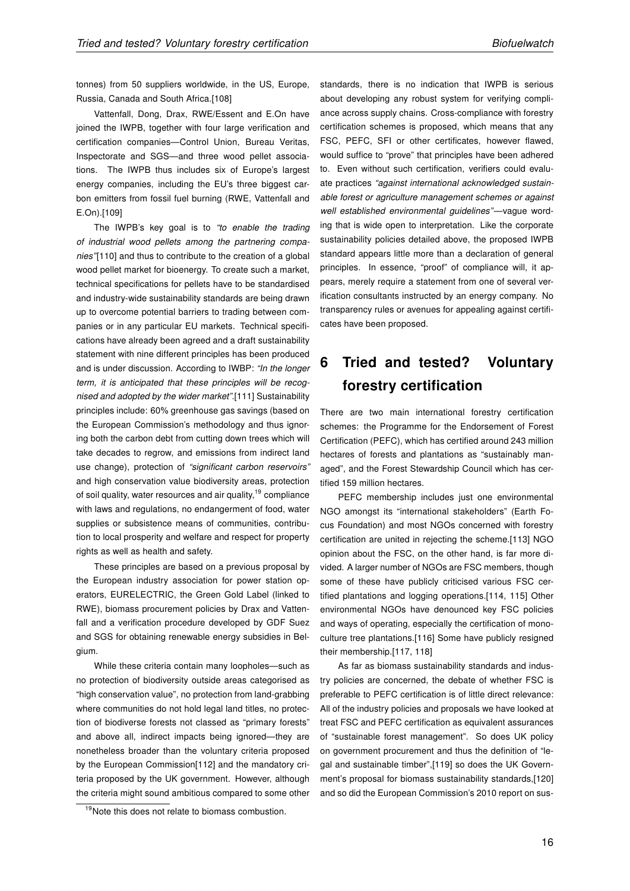tonnes) from 50 suppliers worldwide, in the US, Europe, Russia, Canada and South Africa.[108]

Vattenfall, Dong, Drax, RWE/Essent and E.On have joined the IWPB, together with four large verification and certification companies—Control Union, Bureau Veritas, Inspectorate and SGS—and three wood pellet associations. The IWPB thus includes six of Europe's largest energy companies, including the EU's three biggest carbon emitters from fossil fuel burning (RWE, Vattenfall and E.On).[109]

The IWPB's key goal is to *"to enable the trading of industrial wood pellets among the partnering companies"*[110] and thus to contribute to the creation of a global wood pellet market for bioenergy. To create such a market, technical specifications for pellets have to be standardised and industry-wide sustainability standards are being drawn up to overcome potential barriers to trading between companies or in any particular EU markets. Technical specifications have already been agreed and a draft sustainability statement with nine different principles has been produced and is under discussion. According to IWBP: *"In the longer term, it is anticipated that these principles will be recognised and adopted by the wider market"*.[111] Sustainability principles include: 60% greenhouse gas savings (based on the European Commission's methodology and thus ignoring both the carbon debt from cutting down trees which will take decades to regrow, and emissions from indirect land use change), protection of *"significant carbon reservoirs"* and high conservation value biodiversity areas, protection of soil quality, water resources and air quality,[19] compliance with laws and regulations, no endangerment of food, water supplies or subsistence means of communities, contribution to local prosperity and welfare and respect for property rights as well as health and safety.

These principles are based on a previous proposal by the European industry association for power station operators, EURELECTRIC, the Green Gold Label (linked to RWE), biomass procurement policies by Drax and Vattenfall and a verification procedure developed by GDF Suez and SGS for obtaining renewable energy subsidies in Belgium.

While these criteria contain many loopholes—such as no protection of biodiversity outside areas categorised as "high conservation value", no protection from land-grabbing where communities do not hold legal land titles, no protection of biodiverse forests not classed as "primary forests" and above all, indirect impacts being ignored—they are nonetheless broader than the voluntary criteria proposed by the European Commission[112] and the mandatory criteria proposed by the UK government. However, although the criteria might sound ambitious compared to some other standards, there is no indication that IWPB is serious about developing any robust system for verifying compliance across supply chains. Cross-compliance with forestry certification schemes is proposed, which means that any FSC, PEFC, SFI or other certificates, however flawed, would suffice to "prove" that principles have been adhered to. Even without such certification, verifiers could evaluate practices *"against international acknowledged sustainable forest or agriculture management schemes or against well established environmental guidelines"*—vague wording that is wide open to interpretation. Like the corporate sustainability policies detailed above, the proposed IWPB standard appears little more than a declaration of general principles. In essence, "proof" of compliance will, it appears, merely require a statement from one of several verification consultants instructed by an energy company. No transparency rules or avenues for appealing against certificates have been proposed.

# 6 Tried and tested? Voluntary forestry certification

There are two main international forestry certification schemes: the Programme for the Endorsement of Forest Certification (PEFC), which has certified around 243 million hectares of forests and plantations as "sustainably managed", and the Forest Stewardship Council which has certified 159 million hectares.

PEFC membership includes just one environmental NGO amongst its "international stakeholders" (Earth Focus Foundation) and most NGOs concerned with forestry certification are united in rejecting the scheme.[113] NGO opinion about the FSC, on the other hand, is far more divided. A larger number of NGOs are FSC members, though some of these have publicly criticised various FSC certified plantations and logging operations.[114, 115] Other environmental NGOs have denounced key FSC policies and ways of operating, especially the certification of monoculture tree plantations.[116] Some have publicly resigned their membership.[117, 118]

As far as biomass sustainability standards and industry policies are concerned, the debate of whether FSC is preferable to PEFC certification is of little direct relevance: All of the industry policies and proposals we have looked at treat FSC and PEFC certification as equivalent assurances of "sustainable forest management". So does UK policy on government procurement and thus the definition of "legal and sustainable timber",[119] so does the UK Government's proposal for biomass sustainability standards,[120] and so did the European Commission's 2010 report on sus-

[19] Note this does not relate to biomass combustion.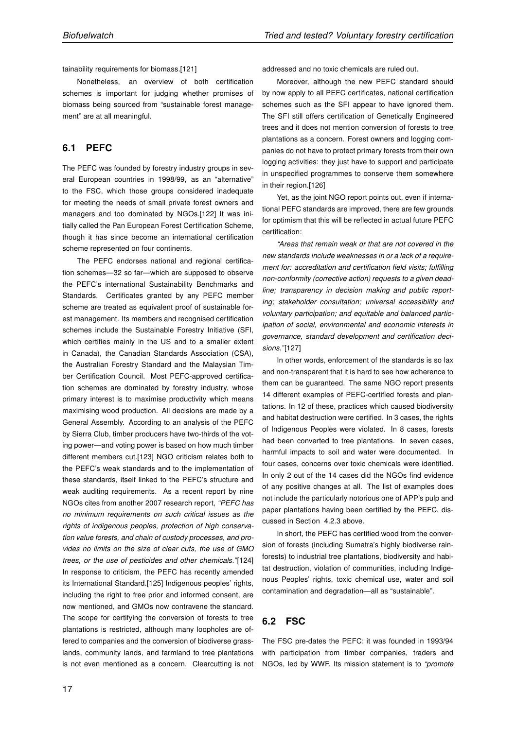tainability requirements for biomass.[121]

Nonetheless, an overview of both certification schemes is important for judging whether promises of biomass being sourced from "sustainable forest management" are at all meaningful.

## 6.1 PEFC

The PEFC was founded by forestry industry groups in several European countries in 1998/99, as an "alternative" to the FSC, which those groups considered inadequate for meeting the needs of small private forest owners and managers and too dominated by NGOs.[122] It was initially called the Pan European Forest Certification Scheme, though it has since become an international certification scheme represented on four continents.

The PEFC endorses national and regional certification schemes—32 so far—which are supposed to observe the PEFC's international Sustainability Benchmarks and Standards. Certificates granted by any PEFC member scheme are treated as equivalent proof of sustainable forest management. Its members and recognised certification schemes include the Sustainable Forestry Initiative (SFI, which certifies mainly in the US and to a smaller extent in Canada), the Canadian Standards Association (CSA), the Australian Forestry Standard and the Malaysian Timber Certification Council. Most PEFC-approved certification schemes are dominated by forestry industry, whose primary interest is to maximise productivity which means maximising wood production. All decisions are made by a General Assembly. According to an analysis of the PEFC by Sierra Club, timber producers have two-thirds of the voting power—and voting power is based on how much timber different members cut.[123] NGO criticism relates both to the PEFC's weak standards and to the implementation of these standards, itself linked to the PEFC's structure and weak auditing requirements. As a recent report by nine NGOs cites from another 2007 research report, *"PEFC has no minimum requirements on such critical issues as the rights of indigenous peoples, protection of high conservation value forests, and chain of custody processes, and provides no limits on the size of clear cuts, the use of GMO trees, or the use of pesticides and other chemicals."*[124] In response to criticism, the PEFC has recently amended its International Standard.[125] Indigenous peoples' rights, including the right to free prior and informed consent, are now mentioned, and GMOs now contravene the standard. The scope for certifying the conversion of forests to tree plantations is restricted, although many loopholes are offered to companies and the conversion of biodiverse grasslands, community lands, and farmland to tree plantations is not even mentioned as a concern. Clearcutting is not addressed and no toxic chemicals are ruled out.

Moreover, although the new PEFC standard should by now apply to all PEFC certificates, national certification schemes such as the SFI appear to have ignored them. The SFI still offers certification of Genetically Engineered trees and it does not mention conversion of forests to tree plantations as a concern. Forest owners and logging companies do not have to protect primary forests from their own logging activities: they just have to support and participate in unspecified programmes to conserve them somewhere in their region.[126]

Yet, as the joint NGO report points out, even if international PEFC standards are improved, there are few grounds for optimism that this will be reflected in actual future PEFC certification:

*"Areas that remain weak or that are not covered in the new standards include weaknesses in or a lack of a requirement for: accreditation and certification field visits; fulfilling non-conformity (corrective action) requests to a given deadline; transparency in decision making and public reporting; stakeholder consultation; universal accessibility and voluntary participation; and equitable and balanced participation of social, environmental and economic interests in governance, standard development and certification decisions."*[127]

In other words, enforcement of the standards is so lax and non-transparent that it is hard to see how adherence to them can be guaranteed. The same NGO report presents 14 different examples of PEFC-certified forests and plantations. In 12 of these, practices which caused biodiversity and habitat destruction were certified. In 3 cases, the rights of Indigenous Peoples were violated. In 8 cases, forests had been converted to tree plantations. In seven cases, harmful impacts to soil and water were documented. In four cases, concerns over toxic chemicals were identified. In only 2 out of the 14 cases did the NGOs find evidence of any positive changes at all. The list of examples does not include the particularly notorious one of APP's pulp and paper plantations having been certified by the PEFC, discussed in Section 4.2.3 above.

In short, the PEFC has certified wood from the conversion of forests (including Sumatra's highly biodiverse rainforests) to industrial tree plantations, biodiversity and habitat destruction, violation of communities, including Indigenous Peoples' rights, toxic chemical use, water and soil contamination and degradation—all as "sustainable".

## 6.2 FSC

The FSC pre-dates the PEFC: it was founded in 1993/94 with participation from timber companies, traders and NGOs, led by WWF. Its mission statement is to *"promote*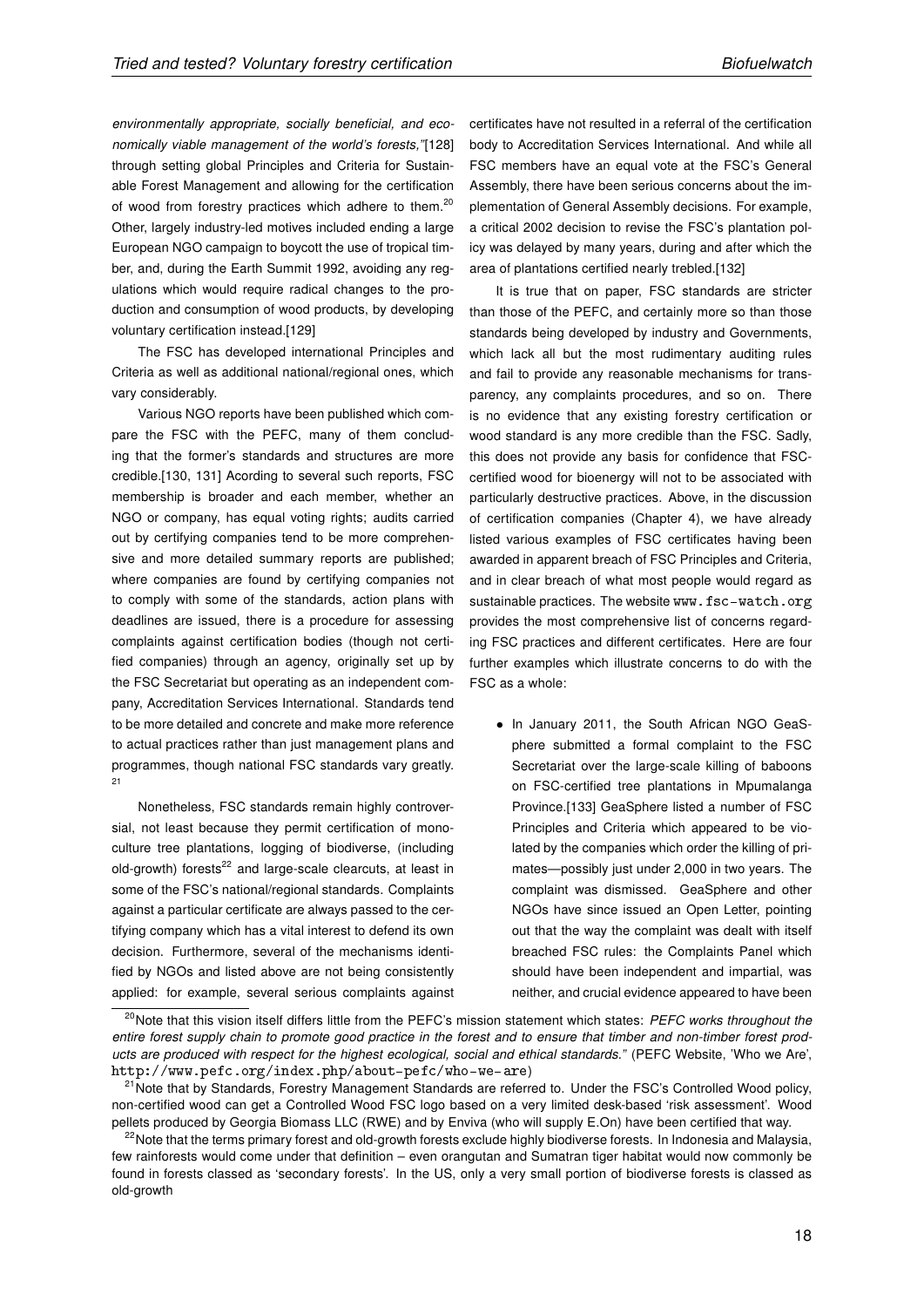*environmentally appropriate, socially beneficial, and economically viable management of the world's forests,"*[128] through setting global Principles and Criteria for Sustainable Forest Management and allowing for the certification of wood from forestry practices which adhere to them.[20] Other, largely industry-led motives included ending a large European NGO campaign to boycott the use of tropical timber, and, during the Earth Summit 1992, avoiding any regulations which would require radical changes to the production and consumption of wood products, by developing voluntary certification instead.[129]

The FSC has developed international Principles and Criteria as well as additional national/regional ones, which vary considerably.

Various NGO reports have been published which compare the FSC with the PEFC, many of them concluding that the former's standards and structures are more credible.[130, 131] Acording to several such reports, FSC membership is broader and each member, whether an NGO or company, has equal voting rights; audits carried out by certifying companies tend to be more comprehensive and more detailed summary reports are published; where companies are found by certifying companies not to comply with some of the standards, action plans with deadlines are issued, there is a procedure for assessing complaints against certification bodies (though not certified companies) through an agency, originally set up by the FSC Secretariat but operating as an independent company, Accreditation Services International. Standards tend to be more detailed and concrete and make more reference to actual practices rather than just management plans and programmes, though national FSC standards vary greatly.[21]

Nonetheless, FSC standards remain highly controversial, not least because they permit certification of monoculture tree plantations, logging of biodiverse, (including old-growth) forests[22] and large-scale clearcuts, at least in some of the FSC's national/regional standards. Complaints against a particular certificate are always passed to the certifying company which has a vital interest to defend its own decision. Furthermore, several of the mechanisms identified by NGOs and listed above are not being consistently applied: for example, several serious complaints against certificates have not resulted in a referral of the certification body to Accreditation Services International. And while all FSC members have an equal vote at the FSC's General Assembly, there have been serious concerns about the implementation of General Assembly decisions. For example, a critical 2002 decision to revise the FSC's plantation policy was delayed by many years, during and after which the area of plantations certified nearly trebled.[132]

It is true that on paper, FSC standards are stricter than those of the PEFC, and certainly more so than those standards being developed by industry and Governments, which lack all but the most rudimentary auditing rules and fail to provide any reasonable mechanisms for transparency, any complaints procedures, and so on. There is no evidence that any existing forestry certification or wood standard is any more credible than the FSC. Sadly, this does not provide any basis for confidence that FSC-certified wood for bioenergy will not to be associated with particularly destructive practices. Above, in the discussion of certification companies (Chapter 4), we have already listed various examples of FSC certificates having been awarded in apparent breach of FSC Principles and Criteria, and in clear breach of what most people would regard as sustainable practices. The website `www.fsc-watch.org` provides the most comprehensive list of concerns regarding FSC practices and different certificates. Here are four further examples which illustrate concerns to do with the FSC as a whole:

- In January 2011, the South African NGO GeaSphere submitted a formal complaint to the FSC Secretariat over the large-scale killing of baboons on FSC-certified tree plantations in Mpumalanga Province.[133] GeaSphere listed a number of FSC Principles and Criteria which appeared to be violated by the companies which order the killing of primates—possibly just under 2,000 in two years. The complaint was dismissed. GeaSphere and other NGOs have since issued an Open Letter, pointing out that the way the complaint was dealt with itself breached FSC rules: the Complaints Panel which should have been independent and impartial, was neither, and crucial evidence appeared to have been

---

[20] Note that this vision itself differs little from the PEFC's mission statement which states: *PEFC works throughout the entire forest supply chain to promote good practice in the forest and to ensure that timber and non-timber forest products are produced with respect for the highest ecological, social and ethical standards."* (PEFC Website, 'Who we Are', `http://www.pefc.org/index.php/about-pefc/who-we-are`)

[21] Note that by Standards, Forestry Management Standards are referred to. Under the FSC's Controlled Wood policy, non-certified wood can get a Controlled Wood FSC logo based on a very limited desk-based 'risk assessment'. Wood pellets produced by Georgia Biomass LLC (RWE) and by Enviva (who will supply E.On) have been certified that way.

[22] Note that the terms primary forest and old-growth forests exclude highly biodiverse forests. In Indonesia and Malaysia, few rainforests would come under that definition – even orangutan and Sumatran tiger habitat would now commonly be found in forests classed as 'secondary forests'. In the US, only a very small portion of biodiverse forests is classed as old-growth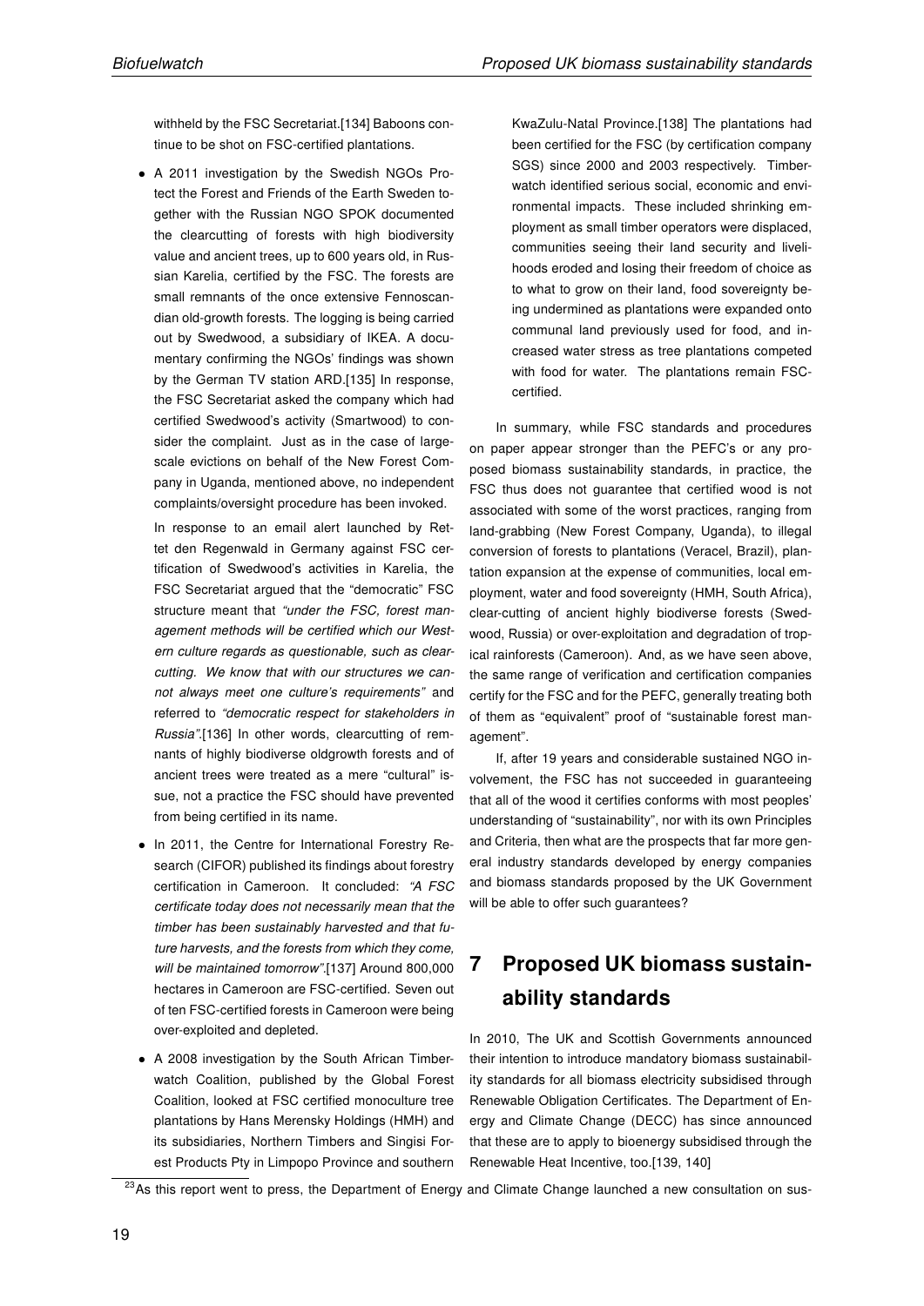withheld by the FSC Secretariat.[134] Baboons continue to be shot on FSC-certified plantations.

- A 2011 investigation by the Swedish NGOs Protect the Forest and Friends of the Earth Sweden together with the Russian NGO SPOK documented the clearcutting of forests with high biodiversity value and ancient trees, up to 600 years old, in Russian Karelia, certified by the FSC. The forests are small remnants of the once extensive Fennoscandian old-growth forests. The logging is being carried out by Swedwood, a subsidiary of IKEA. A documentary confirming the NGOs' findings was shown by the German TV station ARD.[135] In response, the FSC Secretariat asked the company which had certified Swedwood's activity (Smartwood) to consider the complaint. Just as in the case of large-scale evictions on behalf of the New Forest Company in Uganda, mentioned above, no independent complaints/oversight procedure has been invoked.

  In response to an email alert launched by Rettet den Regenwald in Germany against FSC certification of Swedwood's activities in Karelia, the FSC Secretariat argued that the "democratic" FSC structure meant that *"under the FSC, forest management methods will be certified which our Western culture regards as questionable, such as clearcutting. We know that with our structures we cannot always meet one culture's requirements"* and referred to *"democratic respect for stakeholders in Russia"*.[136] In other words, clearcutting of remnants of highly biodiverse oldgrowth forests and of ancient trees were treated as a mere "cultural" issue, not a practice the FSC should have prevented from being certified in its name.

- In 2011, the Centre for International Forestry Research (CIFOR) published its findings about forestry certification in Cameroon. It concluded: *"A FSC certificate today does not necessarily mean that the timber has been sustainably harvested and that future harvests, and the forests from which they come, will be maintained tomorrow"*.[137] Around 800,000 hectares in Cameroon are FSC-certified. Seven out of ten FSC-certified forests in Cameroon were being over-exploited and depleted.

- A 2008 investigation by the South African Timberwatch Coalition, published by the Global Forest Coalition, looked at FSC certified monoculture tree plantations by Hans Merensky Holdings (HMH) and its subsidiaries, Northern Timbers and Singisi Forest Products Pty in Limpopo Province and southern KwaZulu-Natal Province.[138] The plantations had been certified for the FSC (by certification company SGS) since 2000 and 2003 respectively. Timberwatch identified serious social, economic and environmental impacts. These included shrinking employment as small timber operators were displaced, communities seeing their land security and livelihoods eroded and losing their freedom of choice as to what to grow on their land, food sovereignty being undermined as plantations were expanded onto communal land previously used for food, and increased water stress as tree plantations competed with food for water. The plantations remain FSC-certified.

In summary, while FSC standards and procedures on paper appear stronger than the PEFC's or any proposed biomass sustainability standards, in practice, the FSC thus does not guarantee that certified wood is not associated with some of the worst practices, ranging from land-grabbing (New Forest Company, Uganda), to illegal conversion of forests to plantations (Veracel, Brazil), plantation expansion at the expense of communities, local employment, water and food sovereignty (HMH, South Africa), clear-cutting of ancient highly biodiverse forests (Swedwood, Russia) or over-exploitation and degradation of tropical rainforests (Cameroon). And, as we have seen above, the same range of verification and certification companies certify for the FSC and for the PEFC, generally treating both of them as "equivalent" proof of "sustainable forest management".

If, after 19 years and considerable sustained NGO involvement, the FSC has not succeeded in guaranteeing that all of the wood it certifies conforms with most peoples' understanding of "sustainability", nor with its own Principles and Criteria, then what are the prospects that far more general industry standards developed by energy companies and biomass standards proposed by the UK Government will be able to offer such guarantees?

# 7 Proposed UK biomass sustainability standards

In 2010, The UK and Scottish Governments announced their intention to introduce mandatory biomass sustainability standards for all biomass electricity subsidised through Renewable Obligation Certificates. The Department of Energy and Climate Change (DECC) has since announced that these are to apply to bioenergy subsidised through the Renewable Heat Incentive, too.[139, 140]

[23]As this report went to press, the Department of Energy and Climate Change launched a new consultation on sus-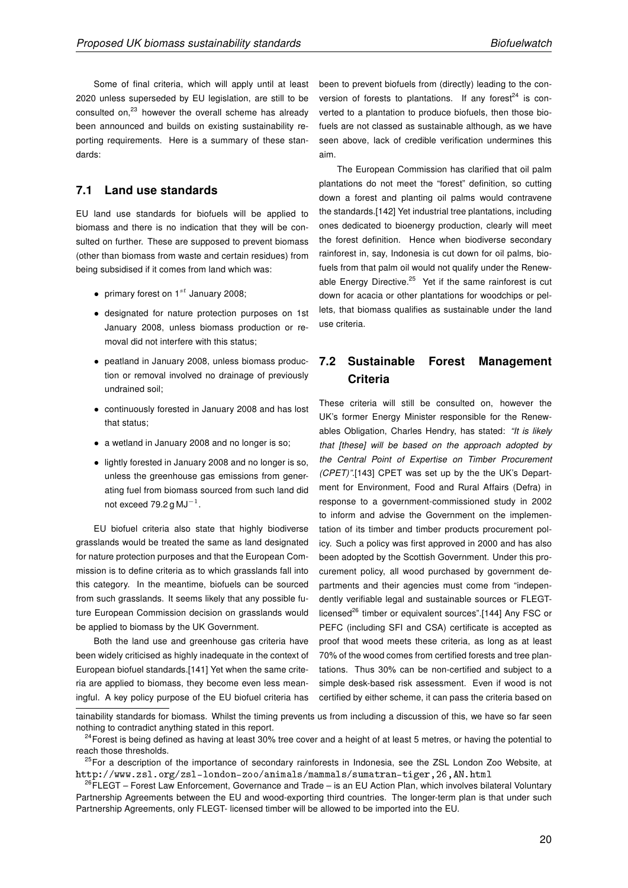Some of final criteria, which will apply until at least 2020 unless superseded by EU legislation, are still to be consulted on,[23] however the overall scheme has already been announced and builds on existing sustainability reporting requirements. Here is a summary of these standards:

## 7.1 Land use standards

EU land use standards for biofuels will be applied to biomass and there is no indication that they will be consulted on further. These are supposed to prevent biomass (other than biomass from waste and certain residues) from being subsidised if it comes from land which was:

- primary forest on $1^{st}$ January 2008;
- designated for nature protection purposes on 1st January 2008, unless biomass production or removal did not interfere with this status;
- peatland in January 2008, unless biomass production or removal involved no drainage of previously undrained soil;
- continuously forested in January 2008 and has lost that status;
- a wetland in January 2008 and no longer is so;
- lightly forested in January 2008 and no longer is so, unless the greenhouse gas emissions from generating fuel from biomass sourced from such land did not exceed $79.2\,\mathrm{g\,MJ^{-1}}$.

EU biofuel criteria also state that highly biodiverse grasslands would be treated the same as land designated for nature protection purposes and that the European Commission is to define criteria as to which grasslands fall into this category. In the meantime, biofuels can be sourced from such grasslands. It seems likely that any possible future European Commission decision on grasslands would be applied to biomass by the UK Government.

Both the land use and greenhouse gas criteria have been widely criticised as highly inadequate in the context of European biofuel standards.[141] Yet when the same criteria are applied to biomass, they become even less meaningful. A key policy purpose of the EU biofuel criteria has been to prevent biofuels from (directly) leading to the conversion of forests to plantations. If any forest[24] is converted to a plantation to produce biofuels, then those biofuels are not classed as sustainable although, as we have seen above, lack of credible verification undermines this aim.

The European Commission has clarified that oil palm plantations do not meet the "forest" definition, so cutting down a forest and planting oil palms would contravene the standards.[142] Yet industrial tree plantations, including ones dedicated to bioenergy production, clearly will meet the forest definition. Hence when biodiverse secondary rainforest in, say, Indonesia is cut down for oil palms, biofuels from that palm oil would not qualify under the Renewable Energy Directive.[25] Yet if the same rainforest is cut down for acacia or other plantations for woodchips or pellets, that biomass qualifies as sustainable under the land use criteria.

## 7.2 Sustainable Forest Management Criteria

These criteria will still be consulted on, however the UK's former Energy Minister responsible for the Renewables Obligation, Charles Hendry, has stated: *"It is likely that [these] will be based on the approach adopted by the Central Point of Expertise on Timber Procurement (CPET)"*.[143] CPET was set up by the the UK's Department for Environment, Food and Rural Affairs (Defra) in response to a government-commissioned study in 2002 to inform and advise the Government on the implementation of its timber and timber products procurement policy. Such a policy was first approved in 2000 and has also been adopted by the Scottish Government. Under this procurement policy, all wood purchased by government departments and their agencies must come from "independently verifiable legal and sustainable sources or FLEGT-licensed[26] timber or equivalent sources".[144] Any FSC or PEFC (including SFI and CSA) certificate is accepted as proof that wood meets these criteria, as long as at least 70% of the wood comes from certified forests and tree plantations. Thus 30% can be non-certified and subject to a simple desk-based risk assessment. Even if wood is not certified by either scheme, it can pass the criteria based on

---

tainability standards for biomass. Whilst the timing prevents us from including a discussion of this, we have so far seen nothing to contradict anything stated in this report.

[24] Forest is being defined as having at least 30% tree cover and a height of at least 5 metres, or having the potential to reach those thresholds.

[25] For a description of the importance of secondary rainforests in Indonesia, see the ZSL London Zoo Website, at http://www.zsl.org/zsl-london-zoo/animals/mammals/sumatran-tiger,26,AN.html

[26] FLEGT – Forest Law Enforcement, Governance and Trade – is an EU Action Plan, which involves bilateral Voluntary Partnership Agreements between the EU and wood-exporting third countries. The longer-term plan is that under such Partnership Agreements, only FLEGT- licensed timber will be allowed to be imported into the EU.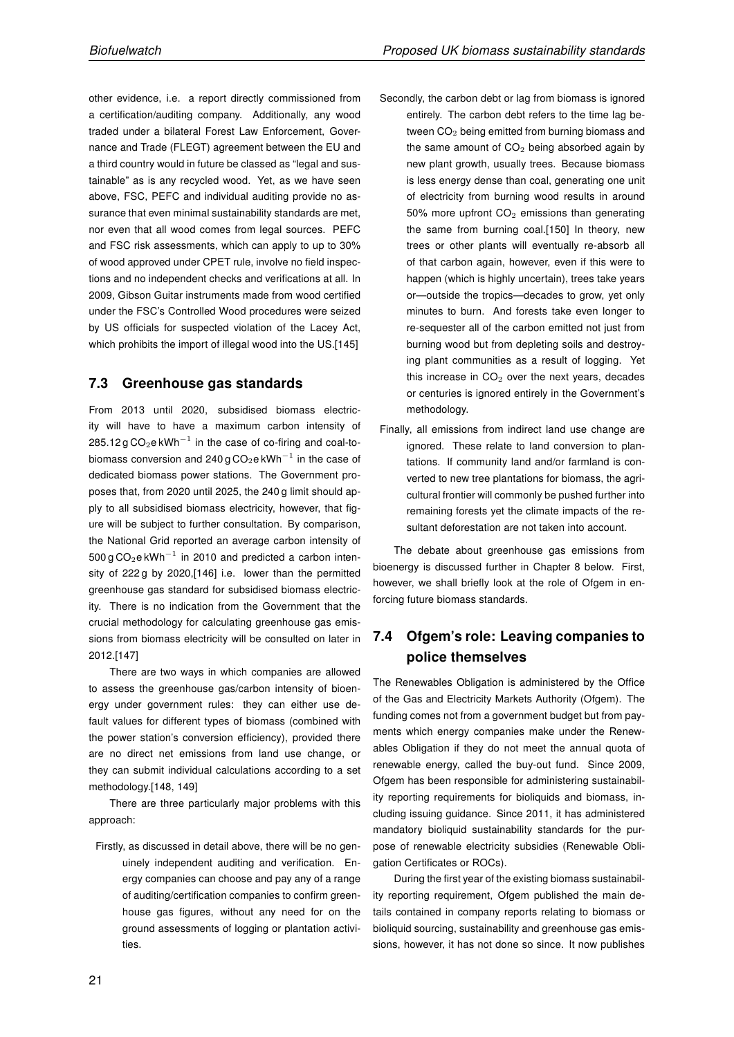other evidence, i.e. a report directly commissioned from a certification/auditing company. Additionally, any wood traded under a bilateral Forest Law Enforcement, Governance and Trade (FLEGT) agreement between the EU and a third country would in future be classed as "legal and sustainable" as is any recycled wood. Yet, as we have seen above, FSC, PEFC and individual auditing provide no assurance that even minimal sustainability standards are met, nor even that all wood comes from legal sources. PEFC and FSC risk assessments, which can apply to up to 30% of wood approved under CPET rule, involve no field inspections and no independent checks and verifications at all. In 2009, Gibson Guitar instruments made from wood certified under the FSC's Controlled Wood procedures were seized by US officials for suspected violation of the Lacey Act, which prohibits the import of illegal wood into the US.[145]

## 7.3 Greenhouse gas standards

From 2013 until 2020, subsidised biomass electricity will have to have a maximum carbon intensity of 285.12 g $CO_2$e $kWh^{-1}$ in the case of co-firing and coal-to-biomass conversion and 240 g $CO_2$e $kWh^{-1}$ in the case of dedicated biomass power stations. The Government proposes that, from 2020 until 2025, the 240 g limit should apply to all subsidised biomass electricity, however, that figure will be subject to further consultation. By comparison, the National Grid reported an average carbon intensity of 500 g $CO_2$e $kWh^{-1}$ in 2010 and predicted a carbon intensity of 222 g by 2020,[146] i.e. lower than the permitted greenhouse gas standard for subsidised biomass electricity. There is no indication from the Government that the crucial methodology for calculating greenhouse gas emissions from biomass electricity will be consulted on later in 2012.[147]

There are two ways in which companies are allowed to assess the greenhouse gas/carbon intensity of bioenergy under government rules: they can either use default values for different types of biomass (combined with the power station's conversion efficiency), provided there are no direct net emissions from land use change, or they can submit individual calculations according to a set methodology.[148, 149]

There are three particularly major problems with this approach:

Firstly, as discussed in detail above, there will be no genuinely independent auditing and verification. Energy companies can choose and pay any of a range of auditing/certification companies to confirm greenhouse gas figures, without any need for on the ground assessments of logging or plantation activities.

Secondly, the carbon debt or lag from biomass is ignored entirely. The carbon debt refers to the time lag between $CO_2$ being emitted from burning biomass and the same amount of $CO_2$ being absorbed again by new plant growth, usually trees. Because biomass is less energy dense than coal, generating one unit of electricity from burning wood results in around 50% more upfront $CO_2$ emissions than generating the same from burning coal.[150] In theory, new trees or other plants will eventually re-absorb all of that carbon again, however, even if this were to happen (which is highly uncertain), trees take years or—outside the tropics—decades to grow, yet only minutes to burn. And forests take even longer to re-sequester all of the carbon emitted not just from burning wood but from depleting soils and destroying plant communities as a result of logging. Yet this increase in $CO_2$ over the next years, decades or centuries is ignored entirely in the Government's methodology.

Finally, all emissions from indirect land use change are ignored. These relate to land conversion to plantations. If community land and/or farmland is converted to new tree plantations for biomass, the agricultural frontier will commonly be pushed further into remaining forests yet the climate impacts of the resultant deforestation are not taken into account.

The debate about greenhouse gas emissions from bioenergy is discussed further in Chapter 8 below. First, however, we shall briefly look at the role of Ofgem in enforcing future biomass standards.

## 7.4 Ofgem's role: Leaving companies to police themselves

The Renewables Obligation is administered by the Office of the Gas and Electricity Markets Authority (Ofgem). The funding comes not from a government budget but from payments which energy companies make under the Renewables Obligation if they do not meet the annual quota of renewable energy, called the buy-out fund. Since 2009, Ofgem has been responsible for administering sustainability reporting requirements for bioliquids and biomass, including issuing guidance. Since 2011, it has administered mandatory bioliquid sustainability standards for the purpose of renewable electricity subsidies (Renewable Obligation Certificates or ROCs).

During the first year of the existing biomass sustainability reporting requirement, Ofgem published the main details contained in company reports relating to biomass or bioliquid sourcing, sustainability and greenhouse gas emissions, however, it has not done so since. It now publishes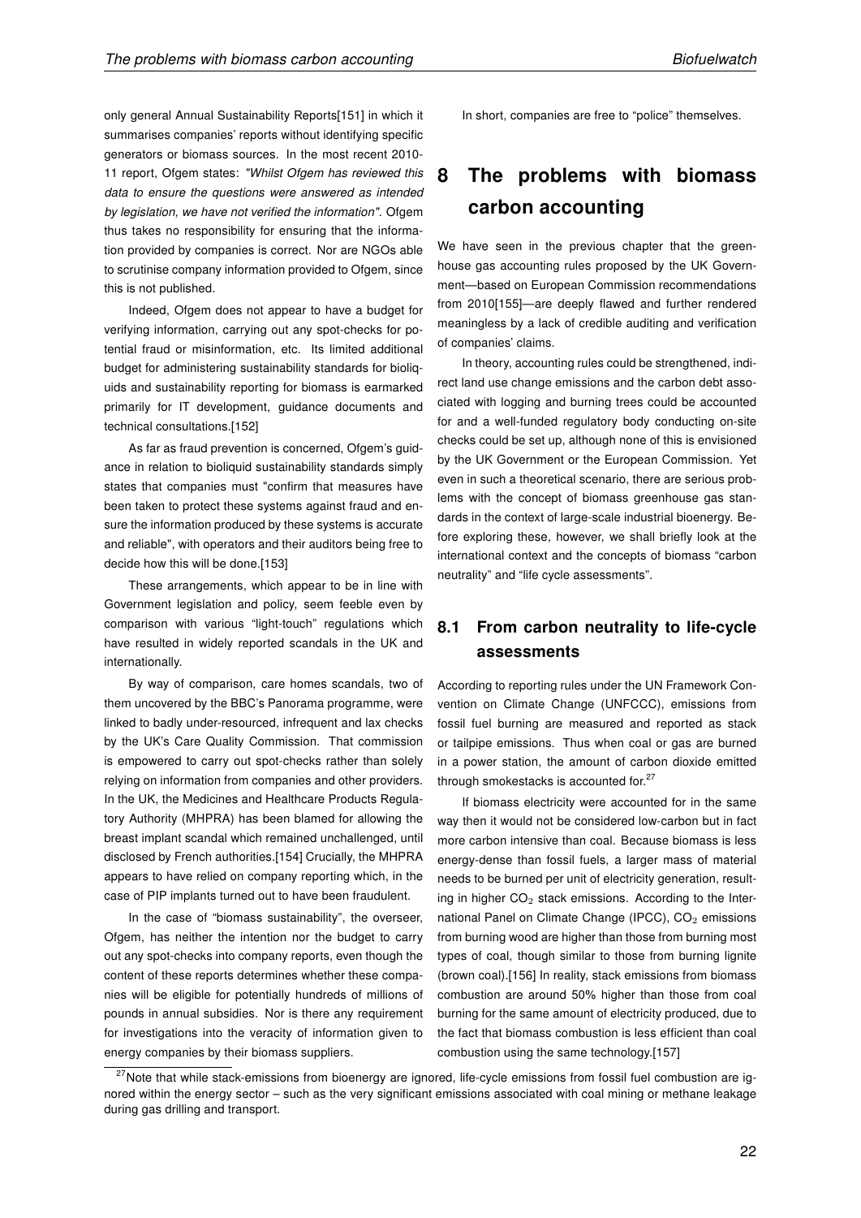only general Annual Sustainability Reports[151] in which it summarises companies' reports without identifying specific generators or biomass sources. In the most recent 2010-11 report, Ofgem states: *"Whilst Ofgem has reviewed this data to ensure the questions were answered as intended by legislation, we have not verified the information"*. Ofgem thus takes no responsibility for ensuring that the information provided by companies is correct. Nor are NGOs able to scrutinise company information provided to Ofgem, since this is not published.

Indeed, Ofgem does not appear to have a budget for verifying information, carrying out any spot-checks for potential fraud or misinformation, etc. Its limited additional budget for administering sustainability standards for bioliquids and sustainability reporting for biomass is earmarked primarily for IT development, guidance documents and technical consultations.[152]

As far as fraud prevention is concerned, Ofgem's guidance in relation to bioliquid sustainability standards simply states that companies must "confirm that measures have been taken to protect these systems against fraud and ensure the information produced by these systems is accurate and reliable", with operators and their auditors being free to decide how this will be done.[153]

These arrangements, which appear to be in line with Government legislation and policy, seem feeble even by comparison with various "light-touch" regulations which have resulted in widely reported scandals in the UK and internationally.

By way of comparison, care homes scandals, two of them uncovered by the BBC's Panorama programme, were linked to badly under-resourced, infrequent and lax checks by the UK's Care Quality Commission. That commission is empowered to carry out spot-checks rather than solely relying on information from companies and other providers. In the UK, the Medicines and Healthcare Products Regulatory Authority (MHPRA) has been blamed for allowing the breast implant scandal which remained unchallenged, until disclosed by French authorities.[154] Crucially, the MHPRA appears to have relied on company reporting which, in the case of PIP implants turned out to have been fraudulent.

In the case of "biomass sustainability", the overseer, Ofgem, has neither the intention nor the budget to carry out any spot-checks into company reports, even though the content of these reports determines whether these companies will be eligible for potentially hundreds of millions of pounds in annual subsidies. Nor is there any requirement for investigations into the veracity of information given to energy companies by their biomass suppliers.

In short, companies are free to "police" themselves.

# 8 The problems with biomass carbon accounting

We have seen in the previous chapter that the greenhouse gas accounting rules proposed by the UK Government—based on European Commission recommendations from 2010[155]—are deeply flawed and further rendered meaningless by a lack of credible auditing and verification of companies' claims.

In theory, accounting rules could be strengthened, indirect land use change emissions and the carbon debt associated with logging and burning trees could be accounted for and a well-funded regulatory body conducting on-site checks could be set up, although none of this is envisioned by the UK Government or the European Commission. Yet even in such a theoretical scenario, there are serious problems with the concept of biomass greenhouse gas standards in the context of large-scale industrial bioenergy. Before exploring these, however, we shall briefly look at the international context and the concepts of biomass "carbon neutrality" and "life cycle assessments".

## 8.1 From carbon neutrality to life-cycle assessments

According to reporting rules under the UN Framework Convention on Climate Change (UNFCCC), emissions from fossil fuel burning are measured and reported as stack or tailpipe emissions. Thus when coal or gas are burned in a power station, the amount of carbon dioxide emitted through smokestacks is accounted for.[27]

If biomass electricity were accounted for in the same way then it would not be considered low-carbon but in fact more carbon intensive than coal. Because biomass is less energy-dense than fossil fuels, a larger mass of material needs to be burned per unit of electricity generation, resulting in higher $CO_2$ stack emissions. According to the International Panel on Climate Change (IPCC), $CO_2$ emissions from burning wood are higher than those from burning most types of coal, though similar to those from burning lignite (brown coal).[156] In reality, stack emissions from biomass combustion are around 50% higher than those from coal burning for the same amount of electricity produced, due to the fact that biomass combustion is less efficient than coal combustion using the same technology.[157]

[27] Note that while stack-emissions from bioenergy are ignored, life-cycle emissions from fossil fuel combustion are ignored within the energy sector – such as the very significant emissions associated with coal mining or methane leakage during gas drilling and transport.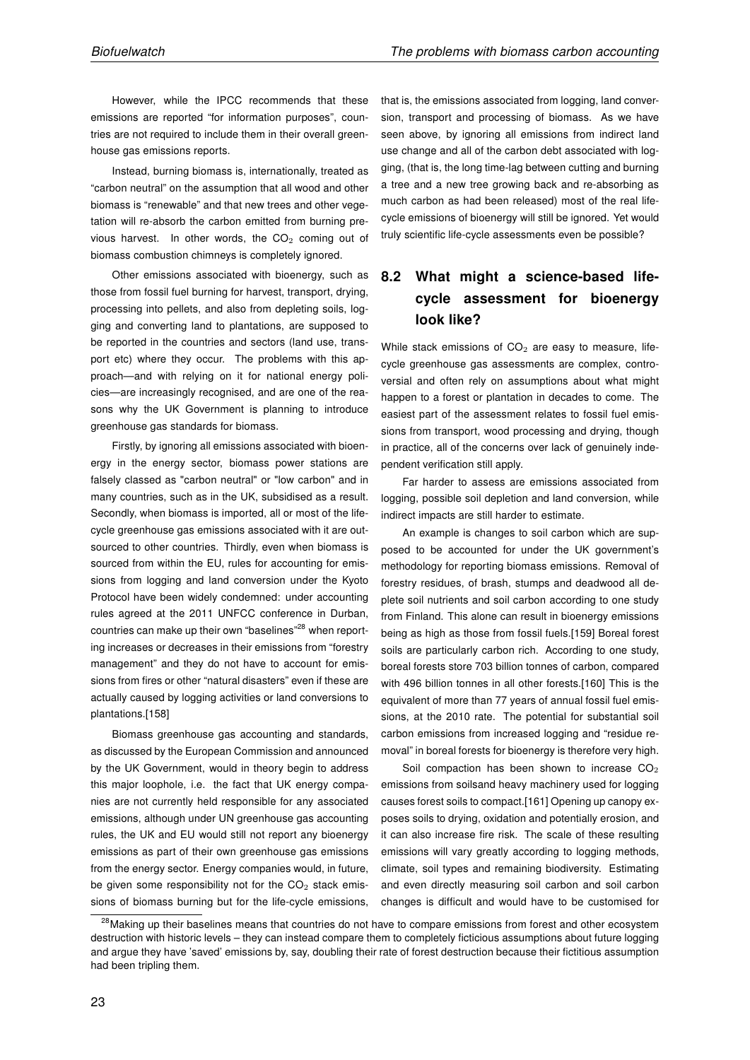However, while the IPCC recommends that these emissions are reported "for information purposes", countries are not required to include them in their overall greenhouse gas emissions reports.

Instead, burning biomass is, internationally, treated as "carbon neutral" on the assumption that all wood and other biomass is "renewable" and that new trees and other vegetation will re-absorb the carbon emitted from burning previous harvest. In other words, the $CO_2$ coming out of biomass combustion chimneys is completely ignored.

Other emissions associated with bioenergy, such as those from fossil fuel burning for harvest, transport, drying, processing into pellets, and also from depleting soils, logging and converting land to plantations, are supposed to be reported in the countries and sectors (land use, transport etc) where they occur. The problems with this approach—and with relying on it for national energy policies—are increasingly recognised, and are one of the reasons why the UK Government is planning to introduce greenhouse gas standards for biomass.

Firstly, by ignoring all emissions associated with bioenergy in the energy sector, biomass power stations are falsely classed as "carbon neutral" or "low carbon" and in many countries, such as in the UK, subsidised as a result. Secondly, when biomass is imported, all or most of the life-cycle greenhouse gas emissions associated with it are outsourced to other countries. Thirdly, even when biomass is sourced from within the EU, rules for accounting for emissions from logging and land conversion under the Kyoto Protocol have been widely condemned: under accounting rules agreed at the 2011 UNFCC conference in Durban, countries can make up their own "baselines"[28] when reporting increases or decreases in their emissions from "forestry management" and they do not have to account for emissions from fires or other "natural disasters" even if these are actually caused by logging activities or land conversions to plantations.[158]

Biomass greenhouse gas accounting and standards, as discussed by the European Commission and announced by the UK Government, would in theory begin to address this major loophole, i.e. the fact that UK energy companies are not currently held responsible for any associated emissions, although under UN greenhouse gas accounting rules, the UK and EU would still not report any bioenergy emissions as part of their own greenhouse gas emissions from the energy sector. Energy companies would, in future, be given some responsibility not for the $CO_2$ stack emissions of biomass burning but for the life-cycle emissions, that is, the emissions associated from logging, land conversion, transport and processing of biomass. As we have seen above, by ignoring all emissions from indirect land use change and all of the carbon debt associated with logging, (that is, the long time-lag between cutting and burning a tree and a new tree growing back and re-absorbing as much carbon as had been released) most of the real life-cycle emissions of bioenergy will still be ignored. Yet would truly scientific life-cycle assessments even be possible?

## 8.2 What might a science-based life-cycle assessment for bioenergy look like?

While stack emissions of $CO_2$ are easy to measure, life-cycle greenhouse gas assessments are complex, controversial and often rely on assumptions about what might happen to a forest or plantation in decades to come. The easiest part of the assessment relates to fossil fuel emissions from transport, wood processing and drying, though in practice, all of the concerns over lack of genuinely independent verification still apply.

Far harder to assess are emissions associated from logging, possible soil depletion and land conversion, while indirect impacts are still harder to estimate.

An example is changes to soil carbon which are supposed to be accounted for under the UK government's methodology for reporting biomass emissions. Removal of forestry residues, of brash, stumps and deadwood all deplete soil nutrients and soil carbon according to one study from Finland. This alone can result in bioenergy emissions being as high as those from fossil fuels.[159] Boreal forest soils are particularly carbon rich. According to one study, boreal forests store 703 billion tonnes of carbon, compared with 496 billion tonnes in all other forests.[160] This is the equivalent of more than 77 years of annual fossil fuel emissions, at the 2010 rate. The potential for substantial soil carbon emissions from increased logging and "residue removal" in boreal forests for bioenergy is therefore very high.

Soil compaction has been shown to increase $CO_2$ emissions from soilsand heavy machinery used for logging causes forest soils to compact.[161] Opening up canopy exposes soils to drying, oxidation and potentially erosion, and it can also increase fire risk. The scale of these resulting emissions will vary greatly according to logging methods, climate, soil types and remaining biodiversity. Estimating and even directly measuring soil carbon and soil carbon changes is difficult and would have to be customised for

[28] Making up their baselines means that countries do not have to compare emissions from forest and other ecosystem destruction with historic levels – they can instead compare them to completely ficticious assumptions about future logging and argue they have 'saved' emissions by, say, doubling their rate of forest destruction because their fictitious assumption had been tripling them.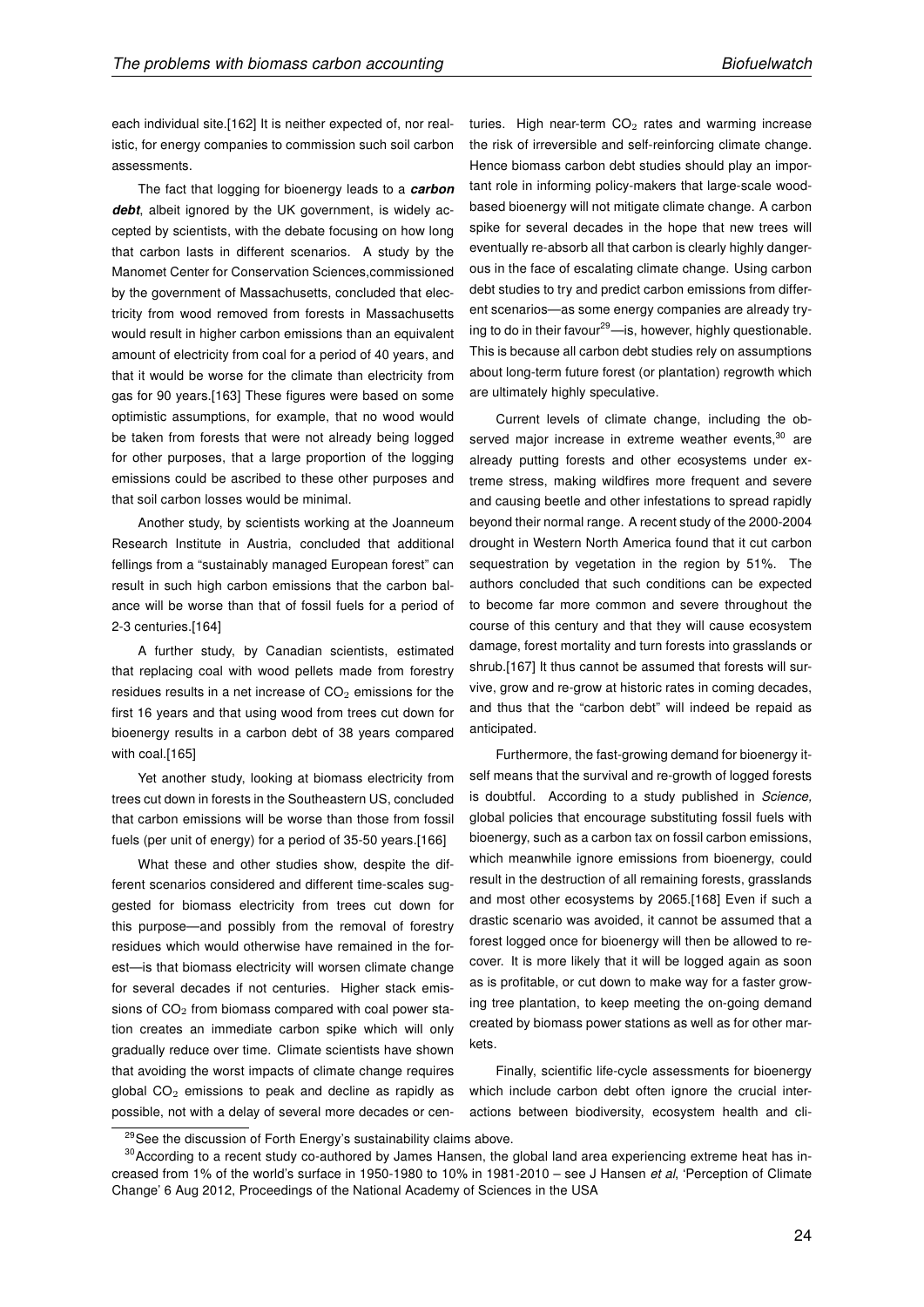each individual site.[162] It is neither expected of, nor realistic, for energy companies to commission such soil carbon assessments.

The fact that logging for bioenergy leads to a ***carbon debt***, albeit ignored by the UK government, is widely accepted by scientists, with the debate focusing on how long that carbon lasts in different scenarios. A study by the Manomet Center for Conservation Sciences,commissioned by the government of Massachusetts, concluded that electricity from wood removed from forests in Massachusetts would result in higher carbon emissions than an equivalent amount of electricity from coal for a period of 40 years, and that it would be worse for the climate than electricity from gas for 90 years.[163] These figures were based on some optimistic assumptions, for example, that no wood would be taken from forests that were not already being logged for other purposes, that a large proportion of the logging emissions could be ascribed to these other purposes and that soil carbon losses would be minimal.

Another study, by scientists working at the Joanneum Research Institute in Austria, concluded that additional fellings from a "sustainably managed European forest" can result in such high carbon emissions that the carbon balance will be worse than that of fossil fuels for a period of 2-3 centuries.[164]

A further study, by Canadian scientists, estimated that replacing coal with wood pellets made from forestry residues results in a net increase of $CO_2$ emissions for the first 16 years and that using wood from trees cut down for bioenergy results in a carbon debt of 38 years compared with coal.[165]

Yet another study, looking at biomass electricity from trees cut down in forests in the Southeastern US, concluded that carbon emissions will be worse than those from fossil fuels (per unit of energy) for a period of 35-50 years.[166]

What these and other studies show, despite the different scenarios considered and different time-scales suggested for biomass electricity from trees cut down for this purpose—and possibly from the removal of forestry residues which would otherwise have remained in the forest—is that biomass electricity will worsen climate change for several decades if not centuries. Higher stack emissions of $CO_2$ from biomass compared with coal power station creates an immediate carbon spike which will only gradually reduce over time. Climate scientists have shown that avoiding the worst impacts of climate change requires global $CO_2$ emissions to peak and decline as rapidly as possible, not with a delay of several more decades or centuries. High near-term $CO_2$ rates and warming increase the risk of irreversible and self-reinforcing climate change. Hence biomass carbon debt studies should play an important role in informing policy-makers that large-scale wood-based bioenergy will not mitigate climate change. A carbon spike for several decades in the hope that new trees will eventually re-absorb all that carbon is clearly highly dangerous in the face of escalating climate change. Using carbon debt studies to try and predict carbon emissions from different scenarios—as some energy companies are already trying to do in their favour[29]—is, however, highly questionable. This is because all carbon debt studies rely on assumptions about long-term future forest (or plantation) regrowth which are ultimately highly speculative.

Current levels of climate change, including the observed major increase in extreme weather events,[30] are already putting forests and other ecosystems under extreme stress, making wildfires more frequent and severe and causing beetle and other infestations to spread rapidly beyond their normal range. A recent study of the 2000-2004 drought in Western North America found that it cut carbon sequestration by vegetation in the region by 51%. The authors concluded that such conditions can be expected to become far more common and severe throughout the course of this century and that they will cause ecosystem damage, forest mortality and turn forests into grasslands or shrub.[167] It thus cannot be assumed that forests will survive, grow and re-grow at historic rates in coming decades, and thus that the "carbon debt" will indeed be repaid as anticipated.

Furthermore, the fast-growing demand for bioenergy itself means that the survival and re-growth of logged forests is doubtful. According to a study published in *Science,* global policies that encourage substituting fossil fuels with bioenergy, such as a carbon tax on fossil carbon emissions, which meanwhile ignore emissions from bioenergy, could result in the destruction of all remaining forests, grasslands and most other ecosystems by 2065.[168] Even if such a drastic scenario was avoided, it cannot be assumed that a forest logged once for bioenergy will then be allowed to recover. It is more likely that it will be logged again as soon as is profitable, or cut down to make way for a faster growing tree plantation, to keep meeting the on-going demand created by biomass power stations as well as for other markets.

Finally, scientific life-cycle assessments for bioenergy which include carbon debt often ignore the crucial interactions between biodiversity, ecosystem health and cli-

[29] See the discussion of Forth Energy's sustainability claims above.

[30] According to a recent study co-authored by James Hansen, the global land area experiencing extreme heat has increased from 1% of the world's surface in 1950-1980 to 10% in 1981-2010 – see J Hansen *et al*, 'Perception of Climate Change' 6 Aug 2012, Proceedings of the National Academy of Sciences in the USA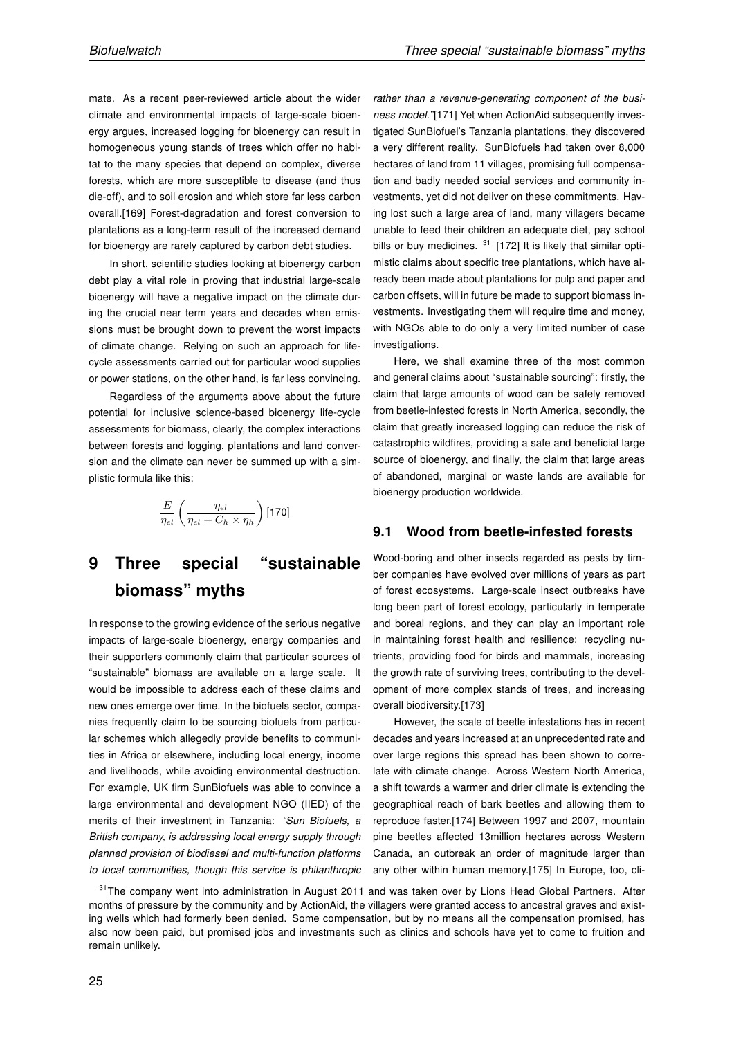mate. As a recent peer-reviewed article about the wider climate and environmental impacts of large-scale bioenergy argues, increased logging for bioenergy can result in homogeneous young stands of trees which offer no habitat to the many species that depend on complex, diverse forests, which are more susceptible to disease (and thus die-off), and to soil erosion and which store far less carbon overall.[169] Forest-degradation and forest conversion to plantations as a long-term result of the increased demand for bioenergy are rarely captured by carbon debt studies.

In short, scientific studies looking at bioenergy carbon debt play a vital role in proving that industrial large-scale bioenergy will have a negative impact on the climate during the crucial near term years and decades when emissions must be brought down to prevent the worst impacts of climate change. Relying on such an approach for life-cycle assessments carried out for particular wood supplies or power stations, on the other hand, is far less convincing.

Regardless of the arguments above about the future potential for inclusive science-based bioenergy life-cycle assessments for biomass, clearly, the complex interactions between forests and logging, plantations and land conversion and the climate can never be summed up with a simplistic formula like this:

$$\frac{E}{\eta_{el}}\left(\frac{\eta_{el}}{\eta_{el}+C_h\times\eta_h}\right)$$ [170]

# 9 Three special "sustainable biomass" myths

In response to the growing evidence of the serious negative impacts of large-scale bioenergy, energy companies and their supporters commonly claim that particular sources of "sustainable" biomass are available on a large scale. It would be impossible to address each of these claims and new ones emerge over time. In the biofuels sector, companies frequently claim to be sourcing biofuels from particular schemes which allegedly provide benefits to communities in Africa or elsewhere, including local energy, income and livelihoods, while avoiding environmental destruction. For example, UK firm SunBiofuels was able to convince a large environmental and development NGO (IIED) of the merits of their investment in Tanzania: *"Sun Biofuels, a British company, is addressing local energy supply through planned provision of biodiesel and multi-function platforms to local communities, though this service is philanthropic rather than a revenue-generating component of the business model."*[171] Yet when ActionAid subsequently investigated SunBiofuel's Tanzania plantations, they discovered a very different reality. SunBiofuels had taken over 8,000 hectares of land from 11 villages, promising full compensation and badly needed social services and community investments, yet did not deliver on these commitments. Having lost such a large area of land, many villagers became unable to feed their children an adequate diet, pay school bills or buy medicines. [31] [172] It is likely that similar optimistic claims about specific tree plantations, which have already been made about plantations for pulp and paper and carbon offsets, will in future be made to support biomass investments. Investigating them will require time and money, with NGOs able to do only a very limited number of case investigations.

Here, we shall examine three of the most common and general claims about "sustainable sourcing": firstly, the claim that large amounts of wood can be safely removed from beetle-infested forests in North America, secondly, the claim that greatly increased logging can reduce the risk of catastrophic wildfires, providing a safe and beneficial large source of bioenergy, and finally, the claim that large areas of abandoned, marginal or waste lands are available for bioenergy production worldwide.

## 9.1 Wood from beetle-infested forests

Wood-boring and other insects regarded as pests by timber companies have evolved over millions of years as part of forest ecosystems. Large-scale insect outbreaks have long been part of forest ecology, particularly in temperate and boreal regions, and they can play an important role in maintaining forest health and resilience: recycling nutrients, providing food for birds and mammals, increasing the growth rate of surviving trees, contributing to the development of more complex stands of trees, and increasing overall biodiversity.[173]

However, the scale of beetle infestations has in recent decades and years increased at an unprecedented rate and over large regions this spread has been shown to correlate with climate change. Across Western North America, a shift towards a warmer and drier climate is extending the geographical reach of bark beetles and allowing them to reproduce faster.[174] Between 1997 and 2007, mountain pine beetles affected 13million hectares across Western Canada, an outbreak an order of magnitude larger than any other within human memory.[175] In Europe, too, cli-

[31] The company went into administration in August 2011 and was taken over by Lions Head Global Partners. After months of pressure by the community and by ActionAid, the villagers were granted access to ancestral graves and existing wells which had formerly been denied. Some compensation, but by no means all the compensation promised, has also now been paid, but promised jobs and investments such as clinics and schools have yet to come to fruition and remain unlikely.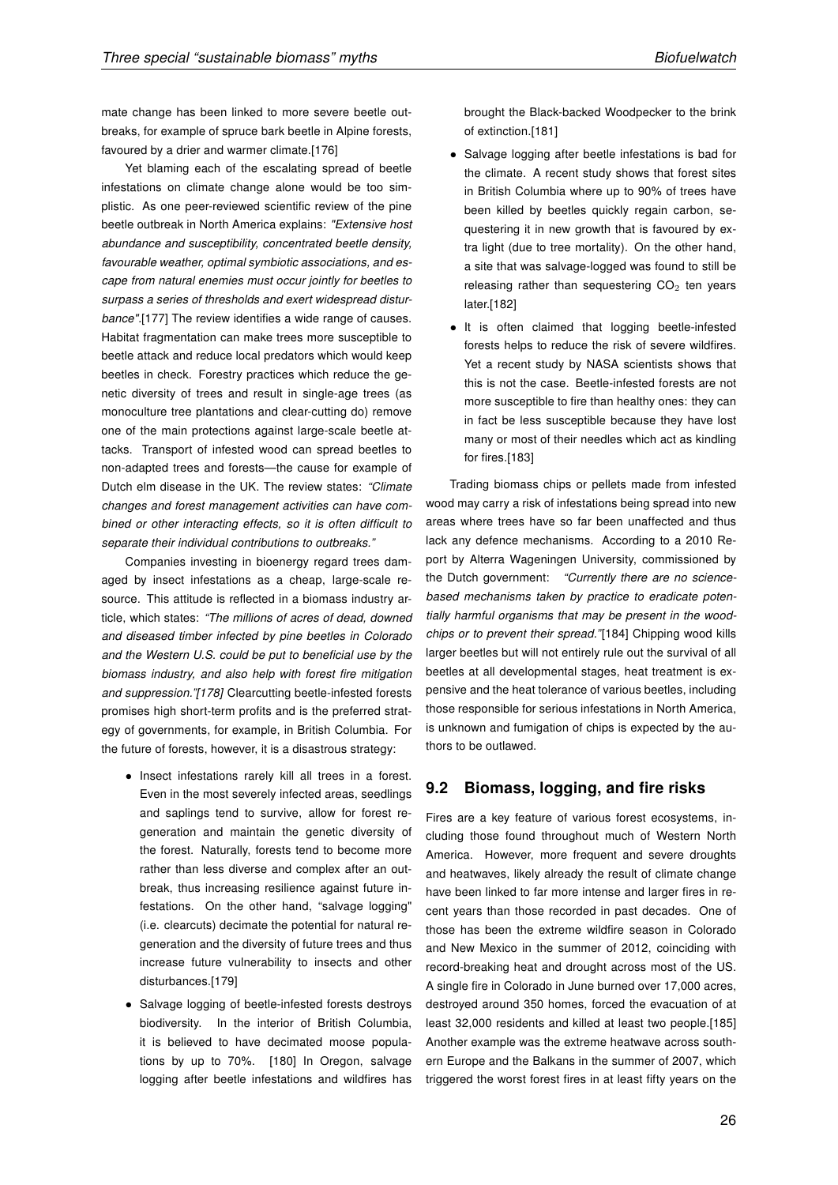mate change has been linked to more severe beetle outbreaks, for example of spruce bark beetle in Alpine forests, favoured by a drier and warmer climate.[176]

Yet blaming each of the escalating spread of beetle infestations on climate change alone would be too simplistic. As one peer-reviewed scientific review of the pine beetle outbreak in North America explains: *"Extensive host abundance and susceptibility, concentrated beetle density, favourable weather, optimal symbiotic associations, and escape from natural enemies must occur jointly for beetles to surpass a series of thresholds and exert widespread disturbance"*.[177] The review identifies a wide range of causes. Habitat fragmentation can make trees more susceptible to beetle attack and reduce local predators which would keep beetles in check. Forestry practices which reduce the genetic diversity of trees and result in single-age trees (as monoculture tree plantations and clear-cutting do) remove one of the main protections against large-scale beetle attacks. Transport of infested wood can spread beetles to non-adapted trees and forests—the cause for example of Dutch elm disease in the UK. The review states: *"Climate changes and forest management activities can have combined or other interacting effects, so it is often difficult to separate their individual contributions to outbreaks."*

Companies investing in bioenergy regard trees damaged by insect infestations as a cheap, large-scale resource. This attitude is reflected in a biomass industry article, which states: *"The millions of acres of dead, downed and diseased timber infected by pine beetles in Colorado and the Western U.S. could be put to beneficial use by the biomass industry, and also help with forest fire mitigation and suppression."[178]* Clearcutting beetle-infested forests promises high short-term profits and is the preferred strategy of governments, for example, in British Columbia. For the future of forests, however, it is a disastrous strategy:

- Insect infestations rarely kill all trees in a forest. Even in the most severely infected areas, seedlings and saplings tend to survive, allow for forest regeneration and maintain the genetic diversity of the forest. Naturally, forests tend to become more rather than less diverse and complex after an outbreak, thus increasing resilience against future infestations. On the other hand, "salvage logging" (i.e. clearcuts) decimate the potential for natural regeneration and the diversity of future trees and thus increase future vulnerability to insects and other disturbances.[179]
- Salvage logging of beetle-infested forests destroys biodiversity. In the interior of British Columbia, it is believed to have decimated moose populations by up to 70%. [180] In Oregon, salvage logging after beetle infestations and wildfires has brought the Black-backed Woodpecker to the brink of extinction.[181]
- Salvage logging after beetle infestations is bad for the climate. A recent study shows that forest sites in British Columbia where up to 90% of trees have been killed by beetles quickly regain carbon, sequestering it in new growth that is favoured by extra light (due to tree mortality). On the other hand, a site that was salvage-logged was found to still be releasing rather than sequestering $CO_2$ ten years later.[182]
- It is often claimed that logging beetle-infested forests helps to reduce the risk of severe wildfires. Yet a recent study by NASA scientists shows that this is not the case. Beetle-infested forests are not more susceptible to fire than healthy ones: they can in fact be less susceptible because they have lost many or most of their needles which act as kindling for fires.[183]

Trading biomass chips or pellets made from infested wood may carry a risk of infestations being spread into new areas where trees have so far been unaffected and thus lack any defence mechanisms. According to a 2010 Report by Alterra Wageningen University, commissioned by the Dutch government: *"Currently there are no science-based mechanisms taken by practice to eradicate potentially harmful organisms that may be present in the woodchips or to prevent their spread."*[184] Chipping wood kills larger beetles but will not entirely rule out the survival of all beetles at all developmental stages, heat treatment is expensive and the heat tolerance of various beetles, including those responsible for serious infestations in North America, is unknown and fumigation of chips is expected by the authors to be outlawed.

## 9.2 Biomass, logging, and fire risks

Fires are a key feature of various forest ecosystems, including those found throughout much of Western North America. However, more frequent and severe droughts and heatwaves, likely already the result of climate change have been linked to far more intense and larger fires in recent years than those recorded in past decades. One of those has been the extreme wildfire season in Colorado and New Mexico in the summer of 2012, coinciding with record-breaking heat and drought across most of the US. A single fire in Colorado in June burned over 17,000 acres, destroyed around 350 homes, forced the evacuation of at least 32,000 residents and killed at least two people.[185] Another example was the extreme heatwave across southern Europe and the Balkans in the summer of 2007, which triggered the worst forest fires in at least fifty years on the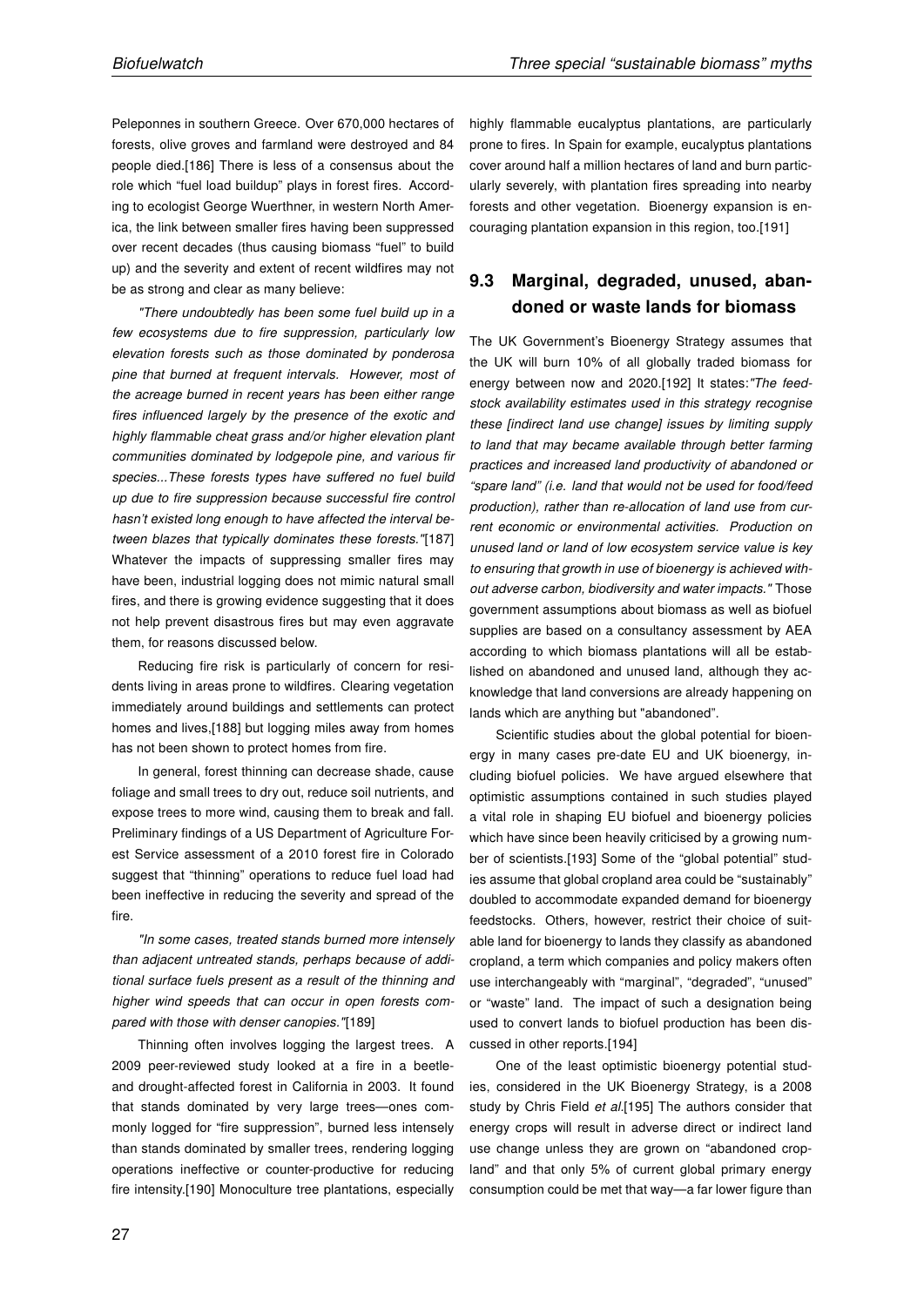Peleponnes in southern Greece. Over 670,000 hectares of forests, olive groves and farmland were destroyed and 84 people died.[186] There is less of a consensus about the role which "fuel load buildup" plays in forest fires. According to ecologist George Wuerthner, in western North America, the link between smaller fires having been suppressed over recent decades (thus causing biomass "fuel" to build up) and the severity and extent of recent wildfires may not be as strong and clear as many believe:

*"There undoubtedly has been some fuel build up in a few ecosystems due to fire suppression, particularly low elevation forests such as those dominated by ponderosa pine that burned at frequent intervals. However, most of the acreage burned in recent years has been either range fires influenced largely by the presence of the exotic and highly flammable cheat grass and/or higher elevation plant communities dominated by lodgepole pine, and various fir species...These forests types have suffered no fuel build up due to fire suppression because successful fire control hasn't existed long enough to have affected the interval between blazes that typically dominates these forests."*[187] Whatever the impacts of suppressing smaller fires may have been, industrial logging does not mimic natural small fires, and there is growing evidence suggesting that it does not help prevent disastrous fires but may even aggravate them, for reasons discussed below.

Reducing fire risk is particularly of concern for residents living in areas prone to wildfires. Clearing vegetation immediately around buildings and settlements can protect homes and lives,[188] but logging miles away from homes has not been shown to protect homes from fire.

In general, forest thinning can decrease shade, cause foliage and small trees to dry out, reduce soil nutrients, and expose trees to more wind, causing them to break and fall. Preliminary findings of a US Department of Agriculture Forest Service assessment of a 2010 forest fire in Colorado suggest that "thinning" operations to reduce fuel load had been ineffective in reducing the severity and spread of the fire.

*"In some cases, treated stands burned more intensely than adjacent untreated stands, perhaps because of additional surface fuels present as a result of the thinning and higher wind speeds that can occur in open forests compared with those with denser canopies."*[189]

Thinning often involves logging the largest trees. A 2009 peer-reviewed study looked at a fire in a beetle- and drought-affected forest in California in 2003. It found that stands dominated by very large trees—ones commonly logged for "fire suppression", burned less intensely than stands dominated by smaller trees, rendering logging operations ineffective or counter-productive for reducing fire intensity.[190] Monoculture tree plantations, especially highly flammable eucalyptus plantations, are particularly prone to fires. In Spain for example, eucalyptus plantations cover around half a million hectares of land and burn particularly severely, with plantation fires spreading into nearby forests and other vegetation. Bioenergy expansion is encouraging plantation expansion in this region, too.[191]

## 9.3 Marginal, degraded, unused, abandoned or waste lands for biomass

The UK Government's Bioenergy Strategy assumes that the UK will burn 10% of all globally traded biomass for energy between now and 2020.[192] It states: *"The feedstock availability estimates used in this strategy recognise these [indirect land use change] issues by limiting supply to land that may became available through better farming practices and increased land productivity of abandoned or "spare land" (i.e. land that would not be used for food/feed production), rather than re-allocation of land use from current economic or environmental activities. Production on unused land or land of low ecosystem service value is key to ensuring that growth in use of bioenergy is achieved without adverse carbon, biodiversity and water impacts."* Those government assumptions about biomass as well as biofuel supplies are based on a consultancy assessment by AEA according to which biomass plantations will all be established on abandoned and unused land, although they acknowledge that land conversions are already happening on lands which are anything but "abandoned".

Scientific studies about the global potential for bioenergy in many cases pre-date EU and UK bioenergy, including biofuel policies. We have argued elsewhere that optimistic assumptions contained in such studies played a vital role in shaping EU biofuel and bioenergy policies which have since been heavily criticised by a growing number of scientists.[193] Some of the "global potential" studies assume that global cropland area could be "sustainably" doubled to accommodate expanded demand for bioenergy feedstocks. Others, however, restrict their choice of suitable land for bioenergy to lands they classify as abandoned cropland, a term which companies and policy makers often use interchangeably with "marginal", "degraded", "unused" or "waste" land. The impact of such a designation being used to convert lands to biofuel production has been discussed in other reports.[194]

One of the least optimistic bioenergy potential studies, considered in the UK Bioenergy Strategy, is a 2008 study by Chris Field *et al*.[195] The authors consider that energy crops will result in adverse direct or indirect land use change unless they are grown on "abandoned cropland" and that only 5% of current global primary energy consumption could be met that way—a far lower figure than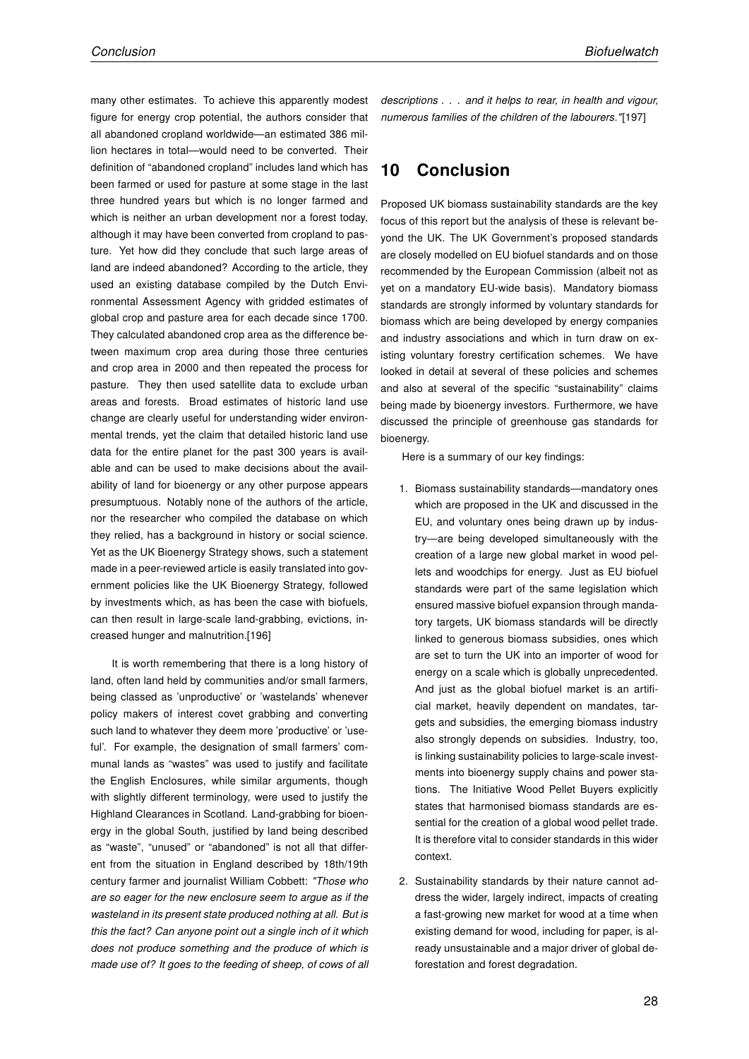many other estimates. To achieve this apparently modest figure for energy crop potential, the authors consider that all abandoned cropland worldwide—an estimated 386 million hectares in total—would need to be converted. Their definition of "abandoned cropland" includes land which has been farmed or used for pasture at some stage in the last three hundred years but which is no longer farmed and which is neither an urban development nor a forest today, although it may have been converted from cropland to pasture. Yet how did they conclude that such large areas of land are indeed abandoned? According to the article, they used an existing database compiled by the Dutch Environmental Assessment Agency with gridded estimates of global crop and pasture area for each decade since 1700. They calculated abandoned crop area as the difference between maximum crop area during those three centuries and crop area in 2000 and then repeated the process for pasture. They then used satellite data to exclude urban areas and forests. Broad estimates of historic land use change are clearly useful for understanding wider environmental trends, yet the claim that detailed historic land use data for the entire planet for the past 300 years is available and can be used to make decisions about the availability of land for bioenergy or any other purpose appears presumptuous. Notably none of the authors of the article, nor the researcher who compiled the database on which they relied, has a background in history or social science. Yet as the UK Bioenergy Strategy shows, such a statement made in a peer-reviewed article is easily translated into government policies like the UK Bioenergy Strategy, followed by investments which, as has been the case with biofuels, can then result in large-scale land-grabbing, evictions, increased hunger and malnutrition.[196]

It is worth remembering that there is a long history of land, often land held by communities and/or small farmers, being classed as 'unproductive' or 'wastelands' whenever policy makers of interest covet grabbing and converting such land to whatever they deem more 'productive' or 'useful'. For example, the designation of small farmers' communal lands as "wastes" was used to justify and facilitate the English Enclosures, while similar arguments, though with slightly different terminology, were used to justify the Highland Clearances in Scotland. Land-grabbing for bioenergy in the global South, justified by land being described as "waste", "unused" or "abandoned" is not all that different from the situation in England described by 18th/19th century farmer and journalist William Cobbett: *"Those who are so eager for the new enclosure seem to argue as if the wasteland in its present state produced nothing at all. But is this the fact? Can anyone point out a single inch of it which does not produce something and the produce of which is made use of? It goes to the feeding of sheep, of cows of all descriptions . . . and it helps to rear, in health and vigour, numerous families of the children of the labourers."*[197]

# 10 Conclusion

Proposed UK biomass sustainability standards are the key focus of this report but the analysis of these is relevant beyond the UK. The UK Government's proposed standards are closely modelled on EU biofuel standards and on those recommended by the European Commission (albeit not as yet on a mandatory EU-wide basis). Mandatory biomass standards are strongly informed by voluntary standards for biomass which are being developed by energy companies and industry associations and which in turn draw on existing voluntary forestry certification schemes. We have looked in detail at several of these policies and schemes and also at several of the specific "sustainability" claims being made by bioenergy investors. Furthermore, we have discussed the principle of greenhouse gas standards for bioenergy.

Here is a summary of our key findings:

1. Biomass sustainability standards—mandatory ones which are proposed in the UK and discussed in the EU, and voluntary ones being drawn up by industry—are being developed simultaneously with the creation of a large new global market in wood pellets and woodchips for energy. Just as EU biofuel standards were part of the same legislation which ensured massive biofuel expansion through mandatory targets, UK biomass standards will be directly linked to generous biomass subsidies, ones which are set to turn the UK into an importer of wood for energy on a scale which is globally unprecedented. And just as the global biofuel market is an artificial market, heavily dependent on mandates, targets and subsidies, the emerging biomass industry also strongly depends on subsidies. Industry, too, is linking sustainability policies to large-scale investments into bioenergy supply chains and power stations. The Initiative Wood Pellet Buyers explicitly states that harmonised biomass standards are essential for the creation of a global wood pellet trade. It is therefore vital to consider standards in this wider context.

2. Sustainability standards by their nature cannot address the wider, largely indirect, impacts of creating a fast-growing new market for wood at a time when existing demand for wood, including for paper, is already unsustainable and a major driver of global deforestation and forest degradation.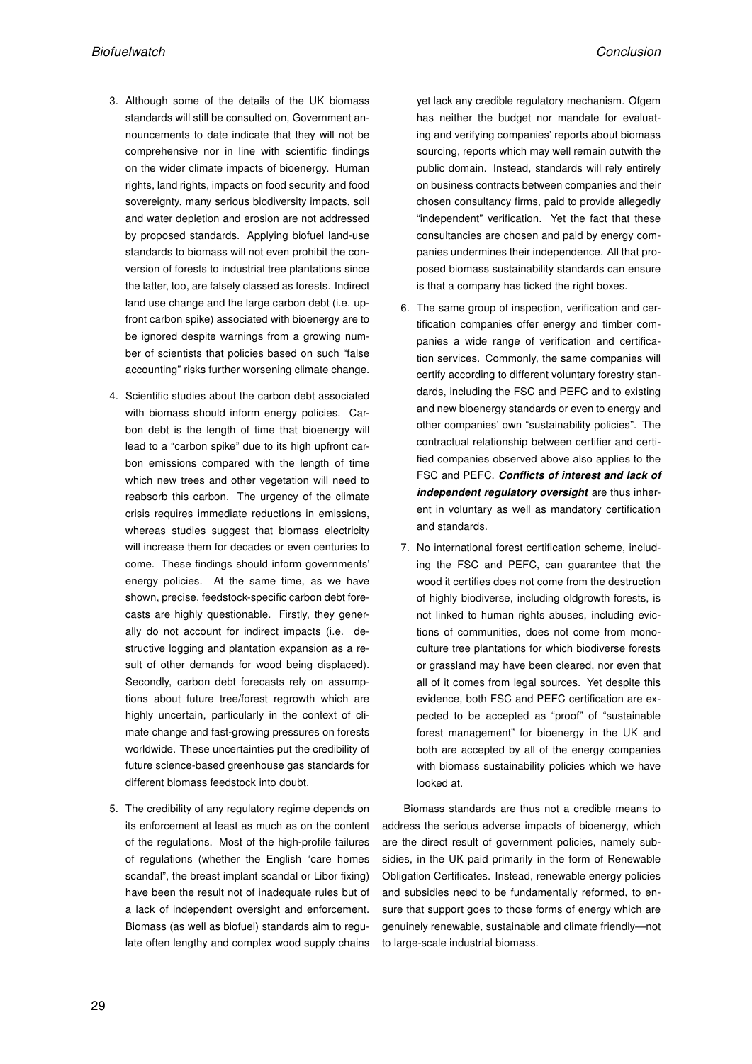3. Although some of the details of the UK biomass standards will still be consulted on, Government announcements to date indicate that they will not be comprehensive nor in line with scientific findings on the wider climate impacts of bioenergy. Human rights, land rights, impacts on food security and food sovereignty, many serious biodiversity impacts, soil and water depletion and erosion are not addressed by proposed standards. Applying biofuel land-use standards to biomass will not even prohibit the conversion of forests to industrial tree plantations since the latter, too, are falsely classed as forests. Indirect land use change and the large carbon debt (i.e. upfront carbon spike) associated with bioenergy are to be ignored despite warnings from a growing number of scientists that policies based on such "false accounting" risks further worsening climate change.

4. Scientific studies about the carbon debt associated with biomass should inform energy policies. Carbon debt is the length of time that bioenergy will lead to a "carbon spike" due to its high upfront carbon emissions compared with the length of time which new trees and other vegetation will need to reabsorb this carbon. The urgency of the climate crisis requires immediate reductions in emissions, whereas studies suggest that biomass electricity will increase them for decades or even centuries to come. These findings should inform governments' energy policies. At the same time, as we have shown, precise, feedstock-specific carbon debt forecasts are highly questionable. Firstly, they generally do not account for indirect impacts (i.e. destructive logging and plantation expansion as a result of other demands for wood being displaced). Secondly, carbon debt forecasts rely on assumptions about future tree/forest regrowth which are highly uncertain, particularly in the context of climate change and fast-growing pressures on forests worldwide. These uncertainties put the credibility of future science-based greenhouse gas standards for different biomass feedstock into doubt.

5. The credibility of any regulatory regime depends on its enforcement at least as much as on the content of the regulations. Most of the high-profile failures of regulations (whether the English "care homes scandal", the breast implant scandal or Libor fixing) have been the result not of inadequate rules but of a lack of independent oversight and enforcement. Biomass (as well as biofuel) standards aim to regulate often lengthy and complex wood supply chains yet lack any credible regulatory mechanism. Ofgem has neither the budget nor mandate for evaluating and verifying companies' reports about biomass sourcing, reports which may well remain outwith the public domain. Instead, standards will rely entirely on business contracts between companies and their chosen consultancy firms, paid to provide allegedly "independent" verification. Yet the fact that these consultancies are chosen and paid by energy companies undermines their independence. All that proposed biomass sustainability standards can ensure is that a company has ticked the right boxes.

6. The same group of inspection, verification and certification companies offer energy and timber companies a wide range of verification and certification services. Commonly, the same companies will certify according to different voluntary forestry standards, including the FSC and PEFC and to existing and new bioenergy standards or even to energy and other companies' own "sustainability policies". The contractual relationship between certifier and certified companies observed above also applies to the FSC and PEFC. ***Conflicts of interest and lack of independent regulatory oversight*** are thus inherent in voluntary as well as mandatory certification and standards.

7. No international forest certification scheme, including the FSC and PEFC, can guarantee that the wood it certifies does not come from the destruction of highly biodiverse, including oldgrowth forests, is not linked to human rights abuses, including evictions of communities, does not come from monoculture tree plantations for which biodiverse forests or grassland may have been cleared, nor even that all of it comes from legal sources. Yet despite this evidence, both FSC and PEFC certification are expected to be accepted as "proof" of "sustainable forest management" for bioenergy in the UK and both are accepted by all of the energy companies with biomass sustainability policies which we have looked at.

Biomass standards are thus not a credible means to address the serious adverse impacts of bioenergy, which are the direct result of government policies, namely subsidies, in the UK paid primarily in the form of Renewable Obligation Certificates. Instead, renewable energy policies and subsidies need to be fundamentally reformed, to ensure that support goes to those forms of energy which are genuinely renewable, sustainable and climate friendly—not to large-scale industrial biomass.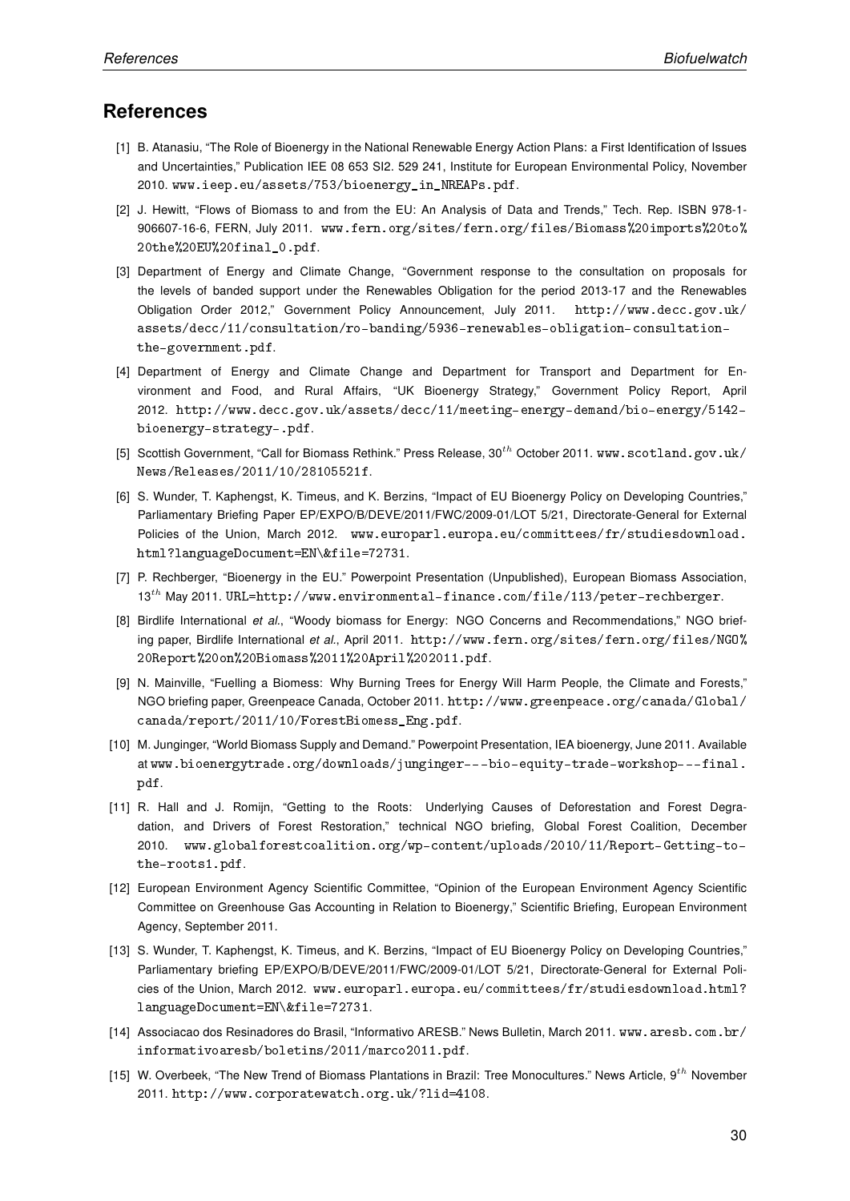# References

[1] B. Atanasiu, "The Role of Bioenergy in the National Renewable Energy Action Plans: a First Identification of Issues and Uncertainties," Publication IEE 08 653 SI2. 529 241, Institute for European Environmental Policy, November 2010. www.ieep.eu/assets/753/bioenergy_in_NREAPs.pdf.

[2] J. Hewitt, "Flows of Biomass to and from the EU: An Analysis of Data and Trends," Tech. Rep. ISBN 978-1-906607-16-6, FERN, July 2011. www.fern.org/sites/fern.org/files/Biomass%20imports%20to%20the%20EU%20final_0.pdf.

[3] Department of Energy and Climate Change, "Government response to the consultation on proposals for the levels of banded support under the Renewables Obligation for the period 2013-17 and the Renewables Obligation Order 2012," Government Policy Announcement, July 2011. http://www.decc.gov.uk/assets/decc/11/consultation/ro-banding/5936-renewables-obligation-consultation-the-government.pdf.

[4] Department of Energy and Climate Change and Department for Transport and Department for Environment and Food, and Rural Affairs, "UK Bioenergy Strategy," Government Policy Report, April 2012. http://www.decc.gov.uk/assets/decc/11/meeting-energy-demand/bio-energy/5142-bioenergy-strategy-.pdf.

[5] Scottish Government, "Call for Biomass Rethink." Press Release, 30$^{th}$ October 2011. www.scotland.gov.uk/News/Releases/2011/10/28105521f.

[6] S. Wunder, T. Kaphengst, K. Timeus, and K. Berzins, "Impact of EU Bioenergy Policy on Developing Countries," Parliamentary Briefing Paper EP/EXPO/B/DEVE/2011/FWC/2009-01/LOT 5/21, Directorate-General for External Policies of the Union, March 2012. www.europarl.europa.eu/committees/fr/studiesdownload.html?languageDocument=EN\&file=72731.

[7] P. Rechberger, "Bioenergy in the EU." Powerpoint Presentation (Unpublished), European Biomass Association, 13$^{th}$ May 2011. URL=http://www.environmental-finance.com/file/113/peter-rechberger.

[8] Birdlife International *et al.*, "Woody biomass for Energy: NGO Concerns and Recommendations," NGO briefing paper, Birdlife International *et al.*, April 2011. http://www.fern.org/sites/fern.org/files/NGO%20Report%20on%20Biomass%2011%20April%202011.pdf.

[9] N. Mainville, "Fuelling a Biomess: Why Burning Trees for Energy Will Harm People, the Climate and Forests," NGO briefing paper, Greenpeace Canada, October 2011. http://www.greenpeace.org/canada/Global/canada/report/2011/10/ForestBiomess_Eng.pdf.

[10] M. Junginger, "World Biomass Supply and Demand." Powerpoint Presentation, IEA bioenergy, June 2011. Available at www.bioenergytrade.org/downloads/junginger---bio-equity-trade-workshop---final.pdf.

[11] R. Hall and J. Romijn, "Getting to the Roots: Underlying Causes of Deforestation and Forest Degradation, and Drivers of Forest Restoration," technical NGO briefing, Global Forest Coalition, December 2010. www.globalforestcoalition.org/wp-content/uploads/2010/11/Report-Getting-to-the-roots1.pdf.

[12] European Environment Agency Scientific Committee, "Opinion of the European Environment Agency Scientific Committee on Greenhouse Gas Accounting in Relation to Bioenergy," Scientific Briefing, European Environment Agency, September 2011.

[13] S. Wunder, T. Kaphengst, K. Timeus, and K. Berzins, "Impact of EU Bioenergy Policy on Developing Countries," Parliamentary briefing EP/EXPO/B/DEVE/2011/FWC/2009-01/LOT 5/21, Directorate-General for External Policies of the Union, March 2012. www.europarl.europa.eu/committees/fr/studiesdownload.html?languageDocument=EN\&file=72731.

[14] Associacao dos Resinadores do Brasil, "Informativo ARESB." News Bulletin, March 2011. www.aresb.com.br/informativoaresb/boletins/2011/marco2011.pdf.

[15] W. Overbeek, "The New Trend of Biomass Plantations in Brazil: Tree Monocultures." News Article, 9$^{th}$ November 2011. http://www.corporatewatch.org.uk/?lid=4108.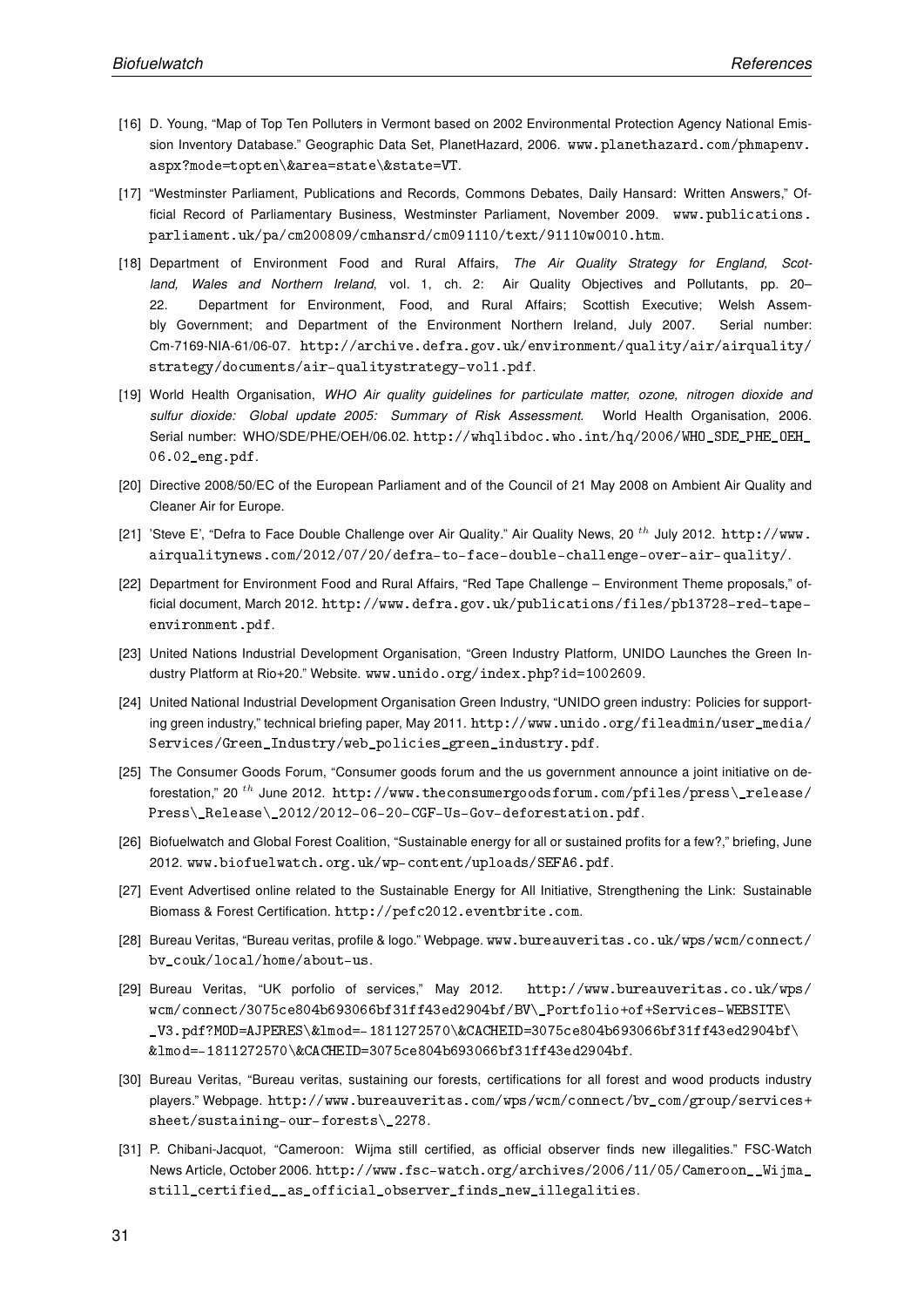[16] D. Young, "Map of Top Ten Polluters in Vermont based on 2002 Environmental Protection Agency National Emission Inventory Database." Geographic Data Set, PlanetHazard, 2006. www.planethazard.com/phmapenv.aspx?mode=topten\&area=state\&state=VT.

[17] "Westminster Parliament, Publications and Records, Commons Debates, Daily Hansard: Written Answers," Official Record of Parliamentary Business, Westminster Parliament, November 2009. www.publications.parliament.uk/pa/cm200809/cmhansrd/cm091110/text/91110w0010.htm.

[18] Department of Environment Food and Rural Affairs, *The Air Quality Strategy for England, Scotland, Wales and Northern Ireland*, vol. 1, ch. 2: Air Quality Objectives and Pollutants, pp. 20–22. Department for Environment, Food, and Rural Affairs; Scottish Executive; Welsh Assembly Government; and Department of the Environment Northern Ireland, July 2007. Serial number: Cm-7169-NIA-61/06-07. http://archive.defra.gov.uk/environment/quality/air/airquality/strategy/documents/air-qualitystrategy-vol1.pdf.

[19] World Health Organisation, *WHO Air quality guidelines for particulate matter, ozone, nitrogen dioxide and sulfur dioxide: Global update 2005: Summary of Risk Assessment*. World Health Organisation, 2006. Serial number: WHO/SDE/PHE/OEH/06.02. http://whqlibdoc.who.int/hq/2006/WHO_SDE_PHE_OEH_06.02_eng.pdf.

[20] Directive 2008/50/EC of the European Parliament and of the Council of 21 May 2008 on Ambient Air Quality and Cleaner Air for Europe.

[21] 'Steve E', "Defra to Face Double Challenge over Air Quality." Air Quality News, 20 $^{th}$ July 2012. http://www.airqualitynews.com/2012/07/20/defra-to-face-double-challenge-over-air-quality/.

[22] Department for Environment Food and Rural Affairs, "Red Tape Challenge – Environment Theme proposals," official document, March 2012. http://www.defra.gov.uk/publications/files/pb13728-red-tape-environment.pdf.

[23] United Nations Industrial Development Organisation, "Green Industry Platform, UNIDO Launches the Green Industry Platform at Rio+20." Website. www.unido.org/index.php?id=1002609.

[24] United National Industrial Development Organisation Green Industry, "UNIDO green industry: Policies for supporting green industry," technical briefing paper, May 2011. http://www.unido.org/fileadmin/user_media/Services/Green_Industry/web_policies_green_industry.pdf.

[25] The Consumer Goods Forum, "Consumer goods forum and the us government announce a joint initiative on deforestation," 20 $^{th}$ June 2012. http://www.theconsumergoodsforum.com/pfiles/press\_release/Press\_Release\_2012/2012-06-20-CGF-Us-Gov-deforestation.pdf.

[26] Biofuelwatch and Global Forest Coalition, "Sustainable energy for all or sustained profits for a few?," briefing, June 2012. www.biofuelwatch.org.uk/wp-content/uploads/SEFA6.pdf.

[27] Event Advertised online related to the Sustainable Energy for All Initiative, Strengthening the Link: Sustainable Biomass & Forest Certification. http://pefc2012.eventbrite.com.

[28] Bureau Veritas, "Bureau veritas, profile & logo." Webpage. www.bureauveritas.co.uk/wps/wcm/connect/bv_couk/local/home/about-us.

[29] Bureau Veritas, "UK porfolio of services," May 2012. http://www.bureauveritas.co.uk/wps/wcm/connect/3075ce804b693066bf31ff43ed2904bf/BV\_Portfolio+of+Services-WEBSITE\_V3.pdf?MOD=AJPERES\&lmod=-1811272570\&CACHEID=3075ce804b693066bf31ff43ed2904bf\&lmod=-1811272570\&CACHEID=3075ce804b693066bf31ff43ed2904bf.

[30] Bureau Veritas, "Bureau veritas, sustaining our forests, certifications for all forest and wood products industry players." Webpage. http://www.bureauveritas.com/wps/wcm/connect/bv_com/group/services+sheet/sustaining-our-forests\_2278.

[31] P. Chibani-Jacquot, "Cameroon: Wijma still certified, as official observer finds new illegalities." FSC-Watch News Article, October 2006. http://www.fsc-watch.org/archives/2006/11/05/Cameroon__Wijma_still_certified__as_official_observer_finds_new_illegalities.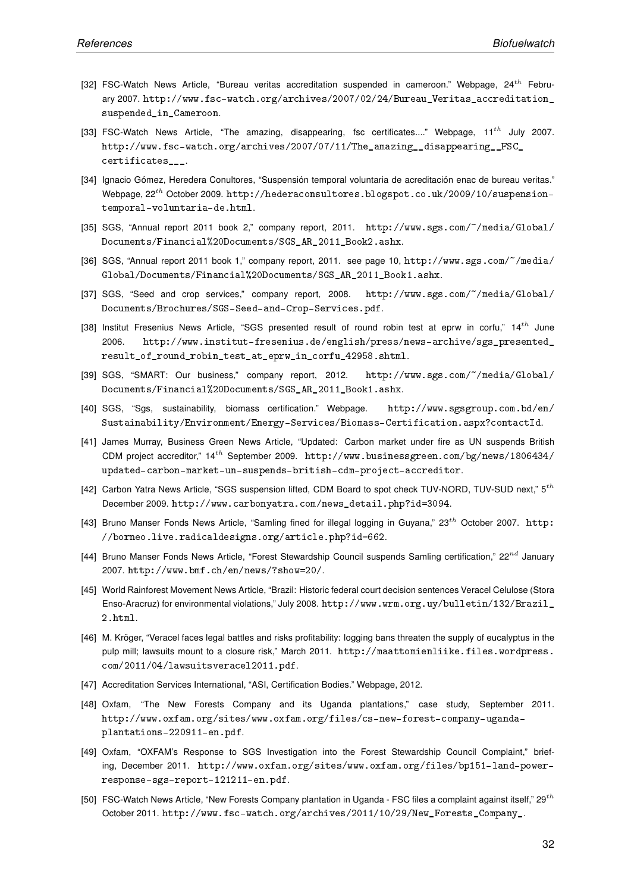[32] FSC-Watch News Article, "Bureau veritas accreditation suspended in cameroon." Webpage, $24^{th}$ February 2007. http://www.fsc-watch.org/archives/2007/02/24/Bureau_Veritas_accreditation_suspended_in_Cameroon.

[33] FSC-Watch News Article, "The amazing, disappearing, fsc certificates...." Webpage, $11^{th}$ July 2007. http://www.fsc-watch.org/archives/2007/07/11/The_amazing__disappearing__FSC_certificates___.

[34] Ignacio Gómez, Heredera Conultores, "Suspensión temporal voluntaria de acreditación enac de bureau veritas." Webpage, $22^{th}$ October 2009. http://hederaconsultores.blogspot.co.uk/2009/10/suspension-temporal-voluntaria-de.html.

[35] SGS, "Annual report 2011 book 2," company report, 2011. http://www.sgs.com/~/media/Global/Documents/Financial%20Documents/SGS_AR_2011_Book2.ashx.

[36] SGS, "Annual report 2011 book 1," company report, 2011. see page 10, http://www.sgs.com/~/media/Global/Documents/Financial%20Documents/SGS_AR_2011_Book1.ashx.

[37] SGS, "Seed and crop services," company report, 2008. http://www.sgs.com/~/media/Global/Documents/Brochures/SGS-Seed-and-Crop-Services.pdf.

[38] Institut Fresenius News Article, "SGS presented result of round robin test at eprw in corfu," $14^{th}$ June 2006. http://www.institut-fresenius.de/english/press/news-archive/sgs_presented_result_of_round_robin_test_at_eprw_in_corfu_42958.shtml.

[39] SGS, "SMART: Our business," company report, 2012. http://www.sgs.com/~/media/Global/Documents/Financial%20Documents/SGS_AR_2011_Book1.ashx.

[40] SGS, "Sgs, sustainability, biomass certification." Webpage. http://www.sgsgroup.com.bd/en/Sustainability/Environment/Energy-Services/Biomass-Certification.aspx?contactId.

[41] James Murray, Business Green News Article, "Updated: Carbon market under fire as UN suspends British CDM project accreditor," $14^{th}$ September 2009. http://www.businessgreen.com/bg/news/1806434/updated-carbon-market-un-suspends-british-cdm-project-accreditor.

[42] Carbon Yatra News Article, "SGS suspension lifted, CDM Board to spot check TUV-NORD, TUV-SUD next," $5^{th}$ December 2009. http://www.carbonyatra.com/news_detail.php?id=3094.

[43] Bruno Manser Fonds News Article, "Samling fined for illegal logging in Guyana," $23^{th}$ October 2007. http://borneo.live.radicaldesigns.org/article.php?id=662.

[44] Bruno Manser Fonds News Article, "Forest Stewardship Council suspends Samling certification," $22^{nd}$ January 2007. http://www.bmf.ch/en/news/?show=20/.

[45] World Rainforest Movement News Article, "Brazil: Historic federal court decision sentences Veracel Celulose (Stora Enso-Aracruz) for environmental violations," July 2008. http://www.wrm.org.uy/bulletin/132/Brazil_2.html.

[46] M. Kröger, "Veracel faces legal battles and risks profitability: logging bans threaten the supply of eucalyptus in the pulp mill; lawsuits mount to a closure risk," March 2011. http://maattomienliike.files.wordpress.com/2011/04/lawsuitsveracel2011.pdf.

[47] Accreditation Services International, "ASI, Certification Bodies." Webpage, 2012.

[48] Oxfam, "The New Forests Company and its Uganda plantations," case study, September 2011. http://www.oxfam.org/sites/www.oxfam.org/files/cs-new-forest-company-uganda-plantations-220911-en.pdf.

[49] Oxfam, "OXFAM's Response to SGS Investigation into the Forest Stewardship Council Complaint," briefing, December 2011. http://www.oxfam.org/sites/www.oxfam.org/files/bp151-land-power-response-sgs-report-121211-en.pdf.

[50] FSC-Watch News Article, "New Forests Company plantation in Uganda - FSC files a complaint against itself," $29^{th}$ October 2011. http://www.fsc-watch.org/archives/2011/10/29/New_Forests_Company_.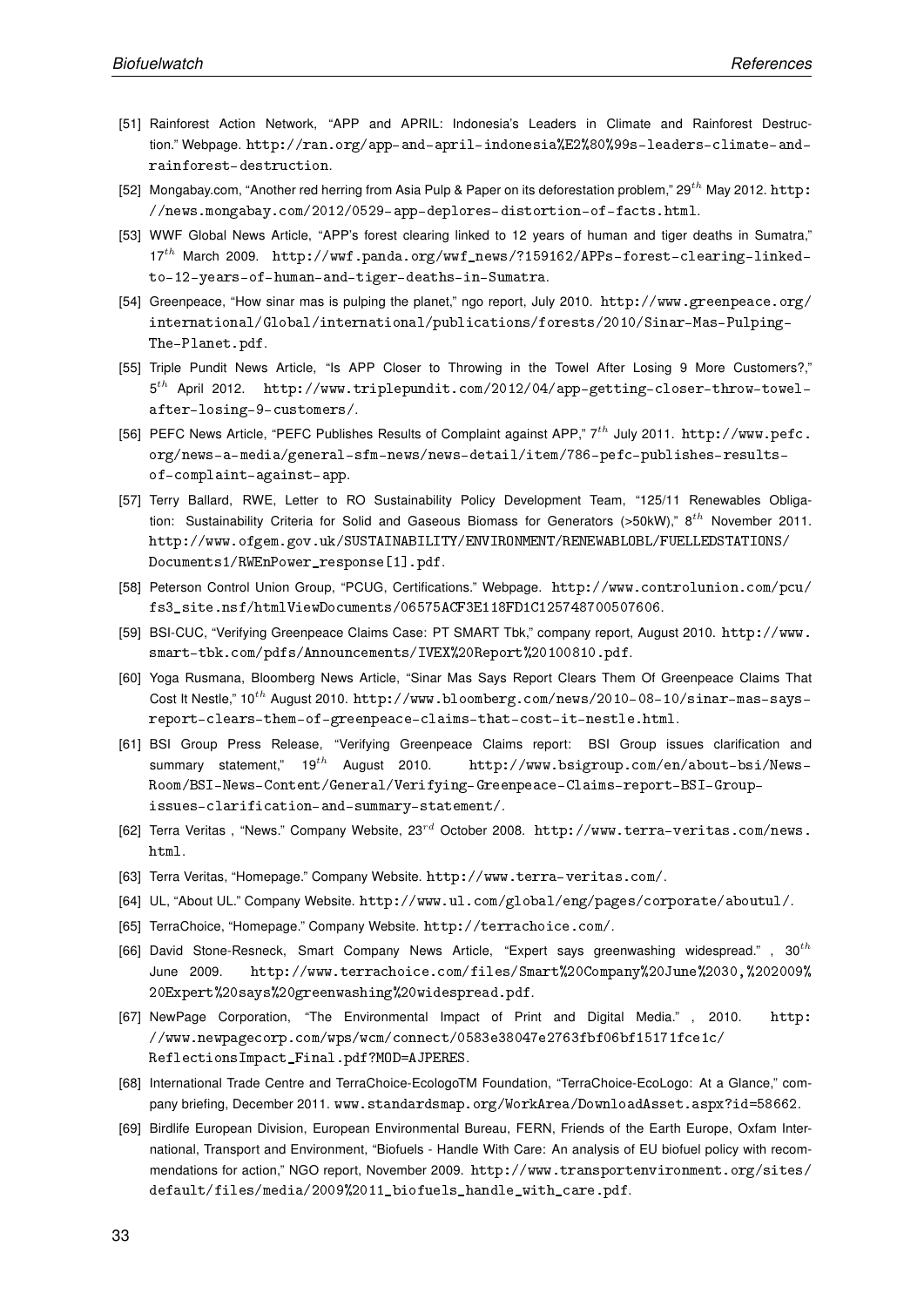[51] Rainforest Action Network, "APP and APRIL: Indonesia's Leaders in Climate and Rainforest Destruction." Webpage. http://ran.org/app-and-april-indonesia%E2%80%99s-leaders-climate-and-rainforest-destruction.

[52] Mongabay.com, "Another red herring from Asia Pulp & Paper on its deforestation problem," $29^{th}$ May 2012. http://news.mongabay.com/2012/0529-app-deplores-distortion-of-facts.html.

[53] WWF Global News Article, "APP's forest clearing linked to 12 years of human and tiger deaths in Sumatra," $17^{th}$ March 2009. http://wwf.panda.org/wwf_news/?159162/APPs-forest-clearing-linked-to-12-years-of-human-and-tiger-deaths-in-Sumatra.

[54] Greenpeace, "How sinar mas is pulping the planet," ngo report, July 2010. http://www.greenpeace.org/international/Global/international/publications/forests/2010/Sinar-Mas-Pulping-The-Planet.pdf.

[55] Triple Pundit News Article, "Is APP Closer to Throwing in the Towel After Losing 9 More Customers?," $5^{th}$ April 2012. http://www.triplepundit.com/2012/04/app-getting-closer-throw-towel-after-losing-9-customers/.

[56] PEFC News Article, "PEFC Publishes Results of Complaint against APP," $7^{th}$ July 2011. http://www.pefc.org/news-a-media/general-sfm-news/news-detail/item/786-pefc-publishes-results-of-complaint-against-app.

[57] Terry Ballard, RWE, Letter to RO Sustainability Policy Development Team, "125/11 Renewables Obligation: Sustainability Criteria for Solid and Gaseous Biomass for Generators (>50kW)," $8^{th}$ November 2011. http://www.ofgem.gov.uk/SUSTAINABILITY/ENVIRONMENT/RENEWABLOBL/FUELLEDSTATIONS/Documents1/RWEnPower_response[1].pdf.

[58] Peterson Control Union Group, "PCUG, Certifications." Webpage. http://www.controlunion.com/pcu/fs3_site.nsf/htmlViewDocuments/06575ACF3E118FD1C125748700507606.

[59] BSI-CUC, "Verifying Greenpeace Claims Case: PT SMART Tbk," company report, August 2010. http://www.smart-tbk.com/pdfs/Announcements/IVEX%20Report%20100810.pdf.

[60] Yoga Rusmana, Bloomberg News Article, "Sinar Mas Says Report Clears Them Of Greenpeace Claims That Cost It Nestle," $10^{th}$ August 2010. http://www.bloomberg.com/news/2010-08-10/sinar-mas-says-report-clears-them-of-greenpeace-claims-that-cost-it-nestle.html.

[61] BSI Group Press Release, "Verifying Greenpeace Claims report: BSI Group issues clarification and summary statement," $19^{th}$ August 2010. http://www.bsigroup.com/en/about-bsi/News-Room/BSI-News-Content/General/Verifying-Greenpeace-Claims-report-BSI-Group-issues-clarification-and-summary-statement/.

[62] Terra Veritas , "News." Company Website, $23^{rd}$ October 2008. http://www.terra-veritas.com/news.html.

[63] Terra Veritas, "Homepage." Company Website. http://www.terra-veritas.com/.

[64] UL, "About UL." Company Website. http://www.ul.com/global/eng/pages/corporate/aboutul/.

[65] TerraChoice, "Homepage." Company Website. http://terrachoice.com/.

[66] David Stone-Resneck, Smart Company News Article, "Expert says greenwashing widespread." , $30^{th}$ June 2009. http://www.terrachoice.com/files/Smart%20Company%20June%2030,%202009%20Expert%20says%20greenwashing%20widespread.pdf.

[67] NewPage Corporation, "The Environmental Impact of Print and Digital Media." , 2010. http://www.newpagecorp.com/wps/wcm/connect/0583e38047e2763fbf06bf15171fce1c/ReflectionsImpact_Final.pdf?MOD=AJPERES.

[68] International Trade Centre and TerraChoice-EcologoTM Foundation, "TerraChoice-EcoLogo: At a Glance," company briefing, December 2011. www.standardsmap.org/WorkArea/DownloadAsset.aspx?id=58662.

[69] Birdlife European Division, European Environmental Bureau, FERN, Friends of the Earth Europe, Oxfam International, Transport and Environment, "Biofuels - Handle With Care: An analysis of EU biofuel policy with recommendations for action," NGO report, November 2009. http://www.transportenvironment.org/sites/default/files/media/2009%2011_biofuels_handle_with_care.pdf.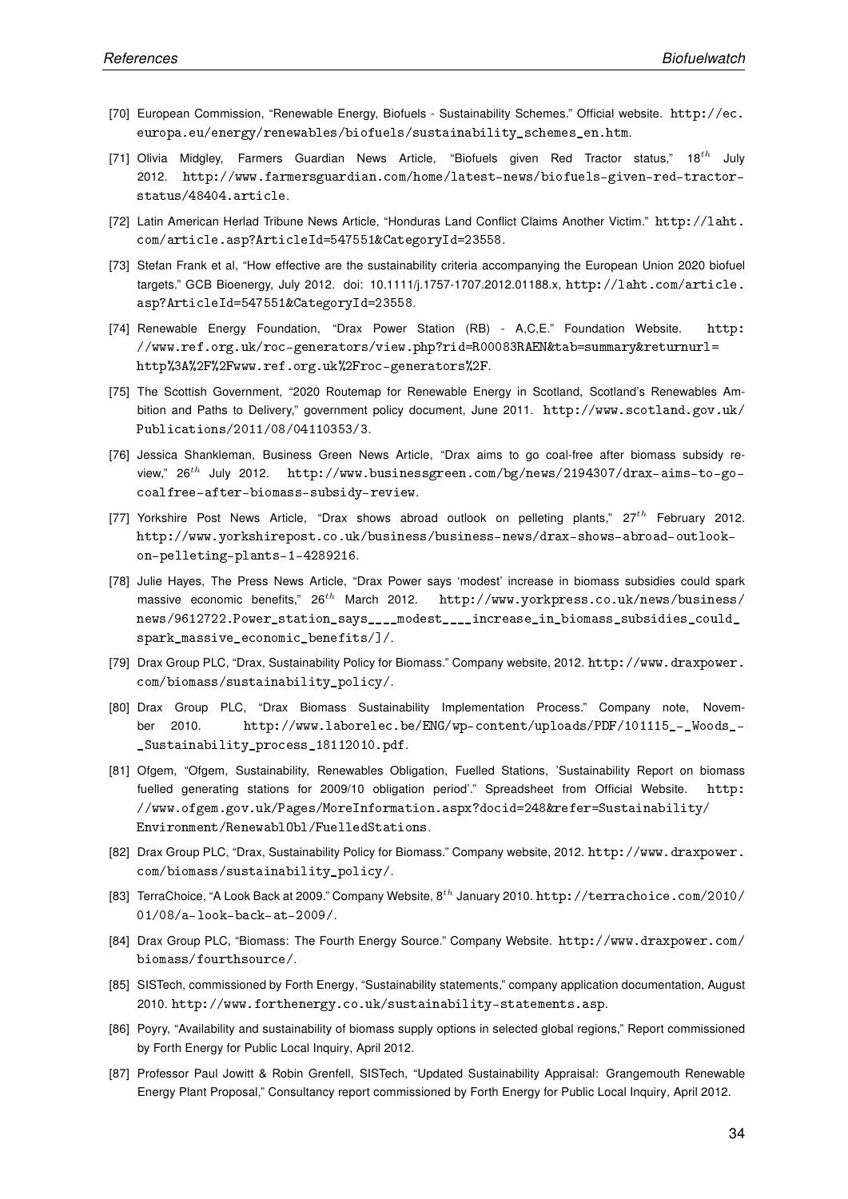[70] European Commission, "Renewable Energy, Biofuels - Sustainability Schemes." Official website. http://ec.europa.eu/energy/renewables/biofuels/sustainability_schemes_en.htm.

[71] Olivia Midgley, Farmers Guardian News Article, "Biofuels given Red Tractor status," $18^{th}$ July 2012. http://www.farmersguardian.com/home/latest-news/biofuels-given-red-tractor-status/48404.article.

[72] Latin American Herlad Tribune News Article, "Honduras Land Conflict Claims Another Victim." http://laht.com/article.asp?ArticleId=547551&CategoryId=23558.

[73] Stefan Frank et al, "How effective are the sustainability criteria accompanying the European Union 2020 biofuel targets." GCB Bioenergy, July 2012. doi: 10.1111/j.1757-1707.2012.01188.x, http://laht.com/article.asp?ArticleId=547551&CategoryId=23558.

[74] Renewable Energy Foundation, "Drax Power Station (RB) - A,C,E." Foundation Website. http://www.ref.org.uk/roc-generators/view.php?rid=R00083RAEN&tab=summary&returnurl=http%3A%2F%2Fwww.ref.org.uk%2Froc-generators%2F.

[75] The Scottish Government, "2020 Routemap for Renewable Energy in Scotland, Scotland's Renewables Ambition and Paths to Delivery," government policy document, June 2011. http://www.scotland.gov.uk/Publications/2011/08/04110353/3.

[76] Jessica Shankleman, Business Green News Article, "Drax aims to go coal-free after biomass subsidy review," $26^{th}$ July 2012. http://www.businessgreen.com/bg/news/2194307/drax-aims-to-go-coalfree-after-biomass-subsidy-review.

[77] Yorkshire Post News Article, "Drax shows abroad outlook on pelleting plants," $27^{th}$ February 2012. http://www.yorkshirepost.co.uk/business/business-news/drax-shows-abroad-outlook-on-pelleting-plants-1-4289216.

[78] Julie Hayes, The Press News Article, "Drax Power says 'modest' increase in biomass subsidies could spark massive economic benefits," $26^{th}$ March 2012. http://www.yorkpress.co.uk/news/business/news/9612722.Power_station_says____modest____increase_in_biomass_subsidies_could_spark_massive_economic_benefits/]/.

[79] Drax Group PLC, "Drax, Sustainability Policy for Biomass." Company website, 2012. http://www.draxpower.com/biomass/sustainability_policy/.

[80] Drax Group PLC, "Drax Biomass Sustainability Implementation Process." Company note, November 2010. http://www.laborelec.be/ENG/wp-content/uploads/PDF/101115_-_Woods_-_Sustainability_process_18112010.pdf.

[81] Ofgem, "Ofgem, Sustainability, Renewables Obligation, Fuelled Stations, 'Sustainability Report on biomass fuelled generating stations for 2009/10 obligation period'." Spreadsheet from Official Website. http://www.ofgem.gov.uk/Pages/MoreInformation.aspx?docid=248&refer=Sustainability/Environment/RenewablObl/FuelledStations.

[82] Drax Group PLC, "Drax, Sustainability Policy for Biomass." Company website, 2012. http://www.draxpower.com/biomass/sustainability_policy/.

[83] TerraChoice, "A Look Back at 2009." Company Website, $8^{th}$ January 2010. http://terrachoice.com/2010/01/08/a-look-back-at-2009/.

[84] Drax Group PLC, "Biomass: The Fourth Energy Source." Company Website. http://www.draxpower.com/biomass/fourthsource/.

[85] SISTech, commissioned by Forth Energy, "Sustainability statements," company application documentation, August 2010. http://www.forthenergy.co.uk/sustainability-statements.asp.

[86] Poyry, "Availability and sustainability of biomass supply options in selected global regions," Report commissioned by Forth Energy for Public Local Inquiry, April 2012.

[87] Professor Paul Jowitt & Robin Grenfell, SISTech, "Updated Sustainability Appraisal: Grangemouth Renewable Energy Plant Proposal," Consultancy report commissioned by Forth Energy for Public Local Inquiry, April 2012.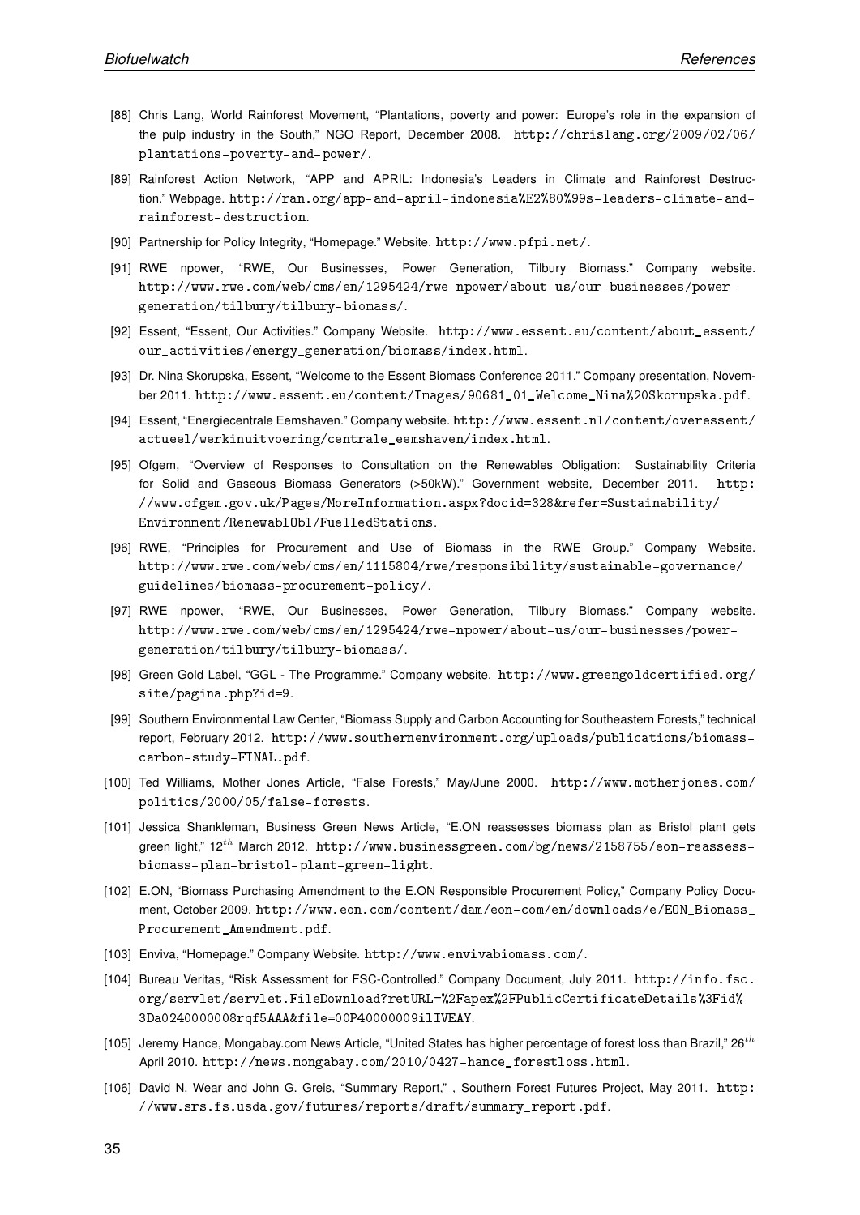[88] Chris Lang, World Rainforest Movement, "Plantations, poverty and power: Europe's role in the expansion of the pulp industry in the South," NGO Report, December 2008. http://chrislang.org/2009/02/06/plantations-poverty-and-power/.

[89] Rainforest Action Network, "APP and APRIL: Indonesia's Leaders in Climate and Rainforest Destruction." Webpage. http://ran.org/app-and-april-indonesia%E2%80%99s-leaders-climate-and-rainforest-destruction.

[90] Partnership for Policy Integrity, "Homepage." Website. http://www.pfpi.net/.

[91] RWE npower, "RWE, Our Businesses, Power Generation, Tilbury Biomass." Company website. http://www.rwe.com/web/cms/en/1295424/rwe-npower/about-us/our-businesses/power-generation/tilbury/tilbury-biomass/.

[92] Essent, "Essent, Our Activities." Company Website. http://www.essent.eu/content/about_essent/our_activities/energy_generation/biomass/index.html.

[93] Dr. Nina Skorupska, Essent, "Welcome to the Essent Biomass Conference 2011." Company presentation, November 2011. http://www.essent.eu/content/Images/90681_01_Welcome_Nina%20Skorupska.pdf.

[94] Essent, "Energiecentrale Eemshaven." Company website. http://www.essent.nl/content/overessent/actueel/werkinuitvoering/centrale_eemshaven/index.html.

[95] Ofgem, "Overview of Responses to Consultation on the Renewables Obligation: Sustainability Criteria for Solid and Gaseous Biomass Generators (>50kW)." Government website, December 2011. http://www.ofgem.gov.uk/Pages/MoreInformation.aspx?docid=328&refer=Sustainability/Environment/RenewablObl/FuelledStations.

[96] RWE, "Principles for Procurement and Use of Biomass in the RWE Group." Company Website. http://www.rwe.com/web/cms/en/1115804/rwe/responsibility/sustainable-governance/guidelines/biomass-procurement-policy/.

[97] RWE npower, "RWE, Our Businesses, Power Generation, Tilbury Biomass." Company website. http://www.rwe.com/web/cms/en/1295424/rwe-npower/about-us/our-businesses/power-generation/tilbury/tilbury-biomass/.

[98] Green Gold Label, "GGL - The Programme." Company website. http://www.greengoldcertified.org/site/pagina.php?id=9.

[99] Southern Environmental Law Center, "Biomass Supply and Carbon Accounting for Southeastern Forests," technical report, February 2012. http://www.southernenvironment.org/uploads/publications/biomass-carbon-study-FINAL.pdf.

[100] Ted Williams, Mother Jones Article, "False Forests," May/June 2000. http://www.motherjones.com/politics/2000/05/false-forests.

[101] Jessica Shankleman, Business Green News Article, "E.ON reassesses biomass plan as Bristol plant gets green light," $12^{th}$ March 2012. http://www.businessgreen.com/bg/news/2158755/eon-reassess-biomass-plan-bristol-plant-green-light.

[102] E.ON, "Biomass Purchasing Amendment to the E.ON Responsible Procurement Policy," Company Policy Document, October 2009. http://www.eon.com/content/dam/eon-com/en/downloads/e/EON_Biomass_Procurement_Amendment.pdf.

[103] Enviva, "Homepage." Company Website. http://www.envivabiomass.com/.

[104] Bureau Veritas, "Risk Assessment for FSC-Controlled." Company Document, July 2011. http://info.fsc.org/servlet/servlet.FileDownload?retURL=%2Fapex%2FPublicCertificateDetails%3Fid%3Da0240000008rqf5AAA&file=00P40000009ilIVEAY.

[105] Jeremy Hance, Mongabay.com News Article, "United States has higher percentage of forest loss than Brazil," $26^{th}$ April 2010. http://news.mongabay.com/2010/0427-hance_forestloss.html.

[106] David N. Wear and John G. Greis, "Summary Report," , Southern Forest Futures Project, May 2011. http://www.srs.fs.usda.gov/futures/reports/draft/summary_report.pdf.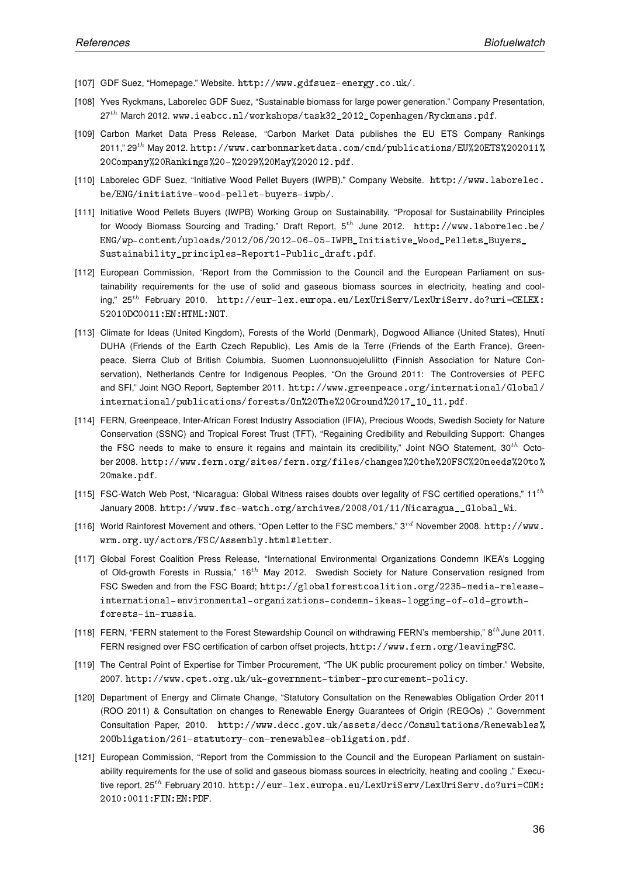[107] GDF Suez, "Homepage." Website. http://www.gdfsuez-energy.co.uk/.

[108] Yves Ryckmans, Laborelec GDF Suez, "Sustainable biomass for large power generation." Company Presentation, 27$^{th}$ March 2012. www.ieabcc.nl/workshops/task32_2012_Copenhagen/Ryckmans.pdf.

[109] Carbon Market Data Press Release, "Carbon Market Data publishes the EU ETS Company Rankings 2011," 29$^{th}$ May 2012. http://www.carbonmarketdata.com/cmd/publications/EU%20ETS%202011%20Company%20Rankings%20-%2029%20May%202012.pdf.

[110] Laborelec GDF Suez, "Initiative Wood Pellet Buyers (IWPB)." Company Website. http://www.laborelec.be/ENG/initiative-wood-pellet-buyers-iwpb/.

[111] Initiative Wood Pellets Buyers (IWPB) Working Group on Sustainability, "Proposal for Sustainability Principles for Woody Biomass Sourcing and Trading," Draft Report, 5$^{th}$ June 2012. http://www.laborelec.be/ENG/wp-content/uploads/2012/06/2012-06-05-IWPB_Initiative_Wood_Pellets_Buyers_Sustainability_principles-Report1-Public_draft.pdf.

[112] European Commission, "Report from the Commission to the Council and the European Parliament on sustainability requirements for the use of solid and gaseous biomass sources in electricity, heating and cooling," 25$^{th}$ February 2010. http://eur-lex.europa.eu/LexUriServ/LexUriServ.do?uri=CELEX:52010DC0011:EN:HTML:NOT.

[113] Climate for Ideas (United Kingdom), Forests of the World (Denmark), Dogwood Alliance (United States), Hnutí DUHA (Friends of the Earth Czech Republic), Les Amis de la Terre (Friends of the Earth France), Greenpeace, Sierra Club of British Columbia, Suomen Luonnonsuojeluliitto (Finnish Association for Nature Conservation), Netherlands Centre for Indigenous Peoples, "On the Ground 2011: The Controversies of PEFC and SFI," Joint NGO Report, September 2011. http://www.greenpeace.org/international/Global/international/publications/forests/On%20The%20Ground%2017_10_11.pdf.

[114] FERN, Greenpeace, Inter-African Forest Industry Association (IFIA), Precious Woods, Swedish Society for Nature Conservation (SSNC) and Tropical Forest Trust (TFT), "Regaining Credibility and Rebuilding Support: Changes the FSC needs to make to ensure it regains and maintain its credibility," Joint NGO Statement, 30$^{th}$ October 2008. http://www.fern.org/sites/fern.org/files/changes%20the%20FSC%20needs%20to%20make.pdf.

[115] FSC-Watch Web Post, "Nicaragua: Global Witness raises doubts over legality of FSC certified operations," 11$^{th}$ January 2008. http://www.fsc-watch.org/archives/2008/01/11/Nicaragua__Global_Wi.

[116] World Rainforest Movement and others, "Open Letter to the FSC members," 3$^{rd}$ November 2008. http://www.wrm.org.uy/actors/FSC/Assembly.html#letter.

[117] Global Forest Coalition Press Release, "International Environmental Organizations Condemn IKEA's Logging of Old-growth Forests in Russia," 16$^{th}$ May 2012. Swedish Society for Nature Conservation resigned from FSC Sweden and from the FSC Board; http://globalforestcoalition.org/2235-media-release-international-environmental-organizations-condemn-ikeas-logging-of-old-growth-forests-in-russia.

[118] FERN, "FERN statement to the Forest Stewardship Council on withdrawing FERN's membership," 8$^{th}$June 2011. FERN resigned over FSC certification of carbon offset projects, http://www.fern.org/leavingFSC.

[119] The Central Point of Expertise for Timber Procurement, "The UK public procurement policy on timber." Website, 2007. http://www.cpet.org.uk/uk-government-timber-procurement-policy.

[120] Department of Energy and Climate Change, "Statutory Consultation on the Renewables Obligation Order 2011 (ROO 2011) & Consultation on changes to Renewable Energy Guarantees of Origin (REGOs) ," Government Consultation Paper, 2010. http://www.decc.gov.uk/assets/decc/Consultations/Renewables%20Obligation/261-statutory-con-renewables-obligation.pdf.

[121] European Commission, "Report from the Commission to the Council and the European Parliament on sustainability requirements for the use of solid and gaseous biomass sources in electricity, heating and cooling ," Executive report, 25$^{th}$ February 2010. http://eur-lex.europa.eu/LexUriServ/LexUriServ.do?uri=COM:2010:0011:FIN:EN:PDF.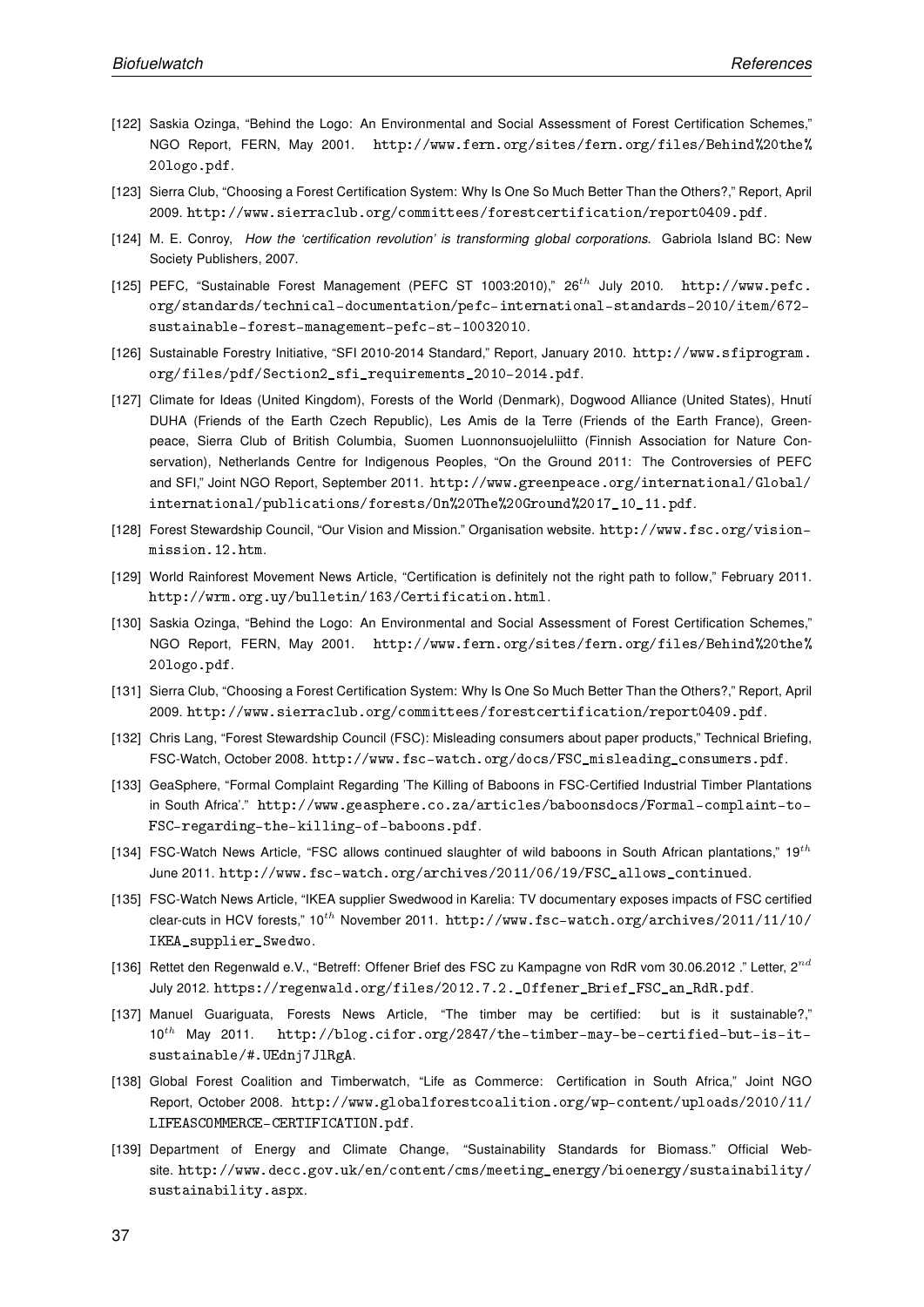[122] Saskia Ozinga, "Behind the Logo: An Environmental and Social Assessment of Forest Certification Schemes," NGO Report, FERN, May 2001. http://www.fern.org/sites/fern.org/files/Behind%20the%20logo.pdf.

[123] Sierra Club, "Choosing a Forest Certification System: Why Is One So Much Better Than the Others?," Report, April 2009. http://www.sierraclub.org/committees/forestcertification/report0409.pdf.

[124] M. E. Conroy, *How the 'certification revolution' is transforming global corporations*. Gabriola Island BC: New Society Publishers, 2007.

[125] PEFC, "Sustainable Forest Management (PEFC ST 1003:2010)," 26th July 2010. http://www.pefc.org/standards/technical-documentation/pefc-international-standards-2010/item/672-sustainable-forest-management-pefc-st-10032010.

[126] Sustainable Forestry Initiative, "SFI 2010-2014 Standard," Report, January 2010. http://www.sfiprogram.org/files/pdf/Section2_sfi_requirements_2010-2014.pdf.

[127] Climate for Ideas (United Kingdom), Forests of the World (Denmark), Dogwood Alliance (United States), Hnutí DUHA (Friends of the Earth Czech Republic), Les Amis de la Terre (Friends of the Earth France), Greenpeace, Sierra Club of British Columbia, Suomen Luonnonsuojeluliitto (Finnish Association for Nature Conservation), Netherlands Centre for Indigenous Peoples, "On the Ground 2011: The Controversies of PEFC and SFI," Joint NGO Report, September 2011. http://www.greenpeace.org/international/Global/international/publications/forests/On%20The%20Ground%2017_10_11.pdf.

[128] Forest Stewardship Council, "Our Vision and Mission." Organisation website. http://www.fsc.org/vision-mission.12.htm.

[129] World Rainforest Movement News Article, "Certification is definitely not the right path to follow," February 2011. http://wrm.org.uy/bulletin/163/Certification.html.

[130] Saskia Ozinga, "Behind the Logo: An Environmental and Social Assessment of Forest Certification Schemes," NGO Report, FERN, May 2001. http://www.fern.org/sites/fern.org/files/Behind%20the%20logo.pdf.

[131] Sierra Club, "Choosing a Forest Certification System: Why Is One So Much Better Than the Others?," Report, April 2009. http://www.sierraclub.org/committees/forestcertification/report0409.pdf.

[132] Chris Lang, "Forest Stewardship Council (FSC): Misleading consumers about paper products," Technical Briefing, FSC-Watch, October 2008. http://www.fsc-watch.org/docs/FSC_misleading_consumers.pdf.

[133] GeaSphere, "Formal Complaint Regarding 'The Killing of Baboons in FSC-Certified Industrial Timber Plantations in South Africa'." http://www.geasphere.co.za/articles/baboonsdocs/Formal-complaint-to-FSC-regarding-the-killing-of-baboons.pdf.

[134] FSC-Watch News Article, "FSC allows continued slaughter of wild baboons in South African plantations," 19th June 2011. http://www.fsc-watch.org/archives/2011/06/19/FSC_allows_continued.

[135] FSC-Watch News Article, "IKEA supplier Swedwood in Karelia: TV documentary exposes impacts of FSC certified clear-cuts in HCV forests," 10th November 2011. http://www.fsc-watch.org/archives/2011/11/10/IKEA_supplier_Swedwo.

[136] Rettet den Regenwald e.V., "Betreff: Offener Brief des FSC zu Kampagne von RdR vom 30.06.2012 ." Letter, 2nd July 2012. https://regenwald.org/files/2012.7.2._Offener_Brief_FSC_an_RdR.pdf.

[137] Manuel Guariguata, Forests News Article, "The timber may be certified: but is it sustainable?," 10th May 2011. http://blog.cifor.org/2847/the-timber-may-be-certified-but-is-it-sustainable/#.UEdnj7JlRgA.

[138] Global Forest Coalition and Timberwatch, "Life as Commerce: Certification in South Africa," Joint NGO Report, October 2008. http://www.globalforestcoalition.org/wp-content/uploads/2010/11/LIFEASCOMMERCE-CERTIFICATION.pdf.

[139] Department of Energy and Climate Change, "Sustainability Standards for Biomass." Official Website. http://www.decc.gov.uk/en/content/cms/meeting_energy/bioenergy/sustainability/sustainability.aspx.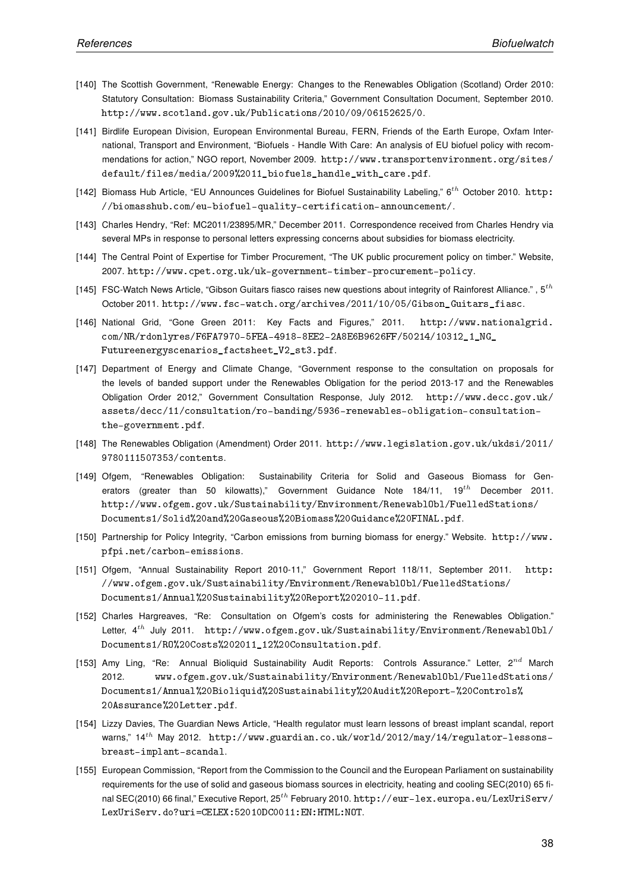[140] The Scottish Government, "Renewable Energy: Changes to the Renewables Obligation (Scotland) Order 2010: Statutory Consultation: Biomass Sustainability Criteria," Government Consultation Document, September 2010. http://www.scotland.gov.uk/Publications/2010/09/06152625/0.

[141] Birdlife European Division, European Environmental Bureau, FERN, Friends of the Earth Europe, Oxfam International, Transport and Environment, "Biofuels - Handle With Care: An analysis of EU biofuel policy with recommendations for action," NGO report, November 2009. http://www.transportenvironment.org/sites/default/files/media/2009%2011_biofuels_handle_with_care.pdf.

[142] Biomass Hub Article, "EU Announces Guidelines for Biofuel Sustainability Labeling," 6$^{th}$ October 2010. http://biomasshub.com/eu-biofuel-quality-certification-announcement/.

[143] Charles Hendry, "Ref: MC2011/23895/MR," December 2011. Correspondence received from Charles Hendry via several MPs in response to personal letters expressing concerns about subsidies for biomass electricity.

[144] The Central Point of Expertise for Timber Procurement, "The UK public procurement policy on timber." Website, 2007. http://www.cpet.org.uk/uk-government-timber-procurement-policy.

[145] FSC-Watch News Article, "Gibson Guitars fiasco raises new questions about integrity of Rainforest Alliance." , 5$^{th}$ October 2011. http://www.fsc-watch.org/archives/2011/10/05/Gibson_Guitars_fiasc.

[146] National Grid, "Gone Green 2011: Key Facts and Figures," 2011. http://www.nationalgrid.com/NR/rdonlyres/F6FA7970-5FEA-4918-8EE2-2A8E6B9626FF/50214/10312_1_NG_Futureenergyscenarios_factsheet_V2_st3.pdf.

[147] Department of Energy and Climate Change, "Government response to the consultation on proposals for the levels of banded support under the Renewables Obligation for the period 2013-17 and the Renewables Obligation Order 2012," Government Consultation Response, July 2012. http://www.decc.gov.uk/assets/decc/11/consultation/ro-banding/5936-renewables-obligation-consultation-the-government.pdf.

[148] The Renewables Obligation (Amendment) Order 2011. http://www.legislation.gov.uk/ukdsi/2011/9780111507353/contents.

[149] Ofgem, "Renewables Obligation: Sustainability Criteria for Solid and Gaseous Biomass for Generators (greater than 50 kilowatts)," Government Guidance Note 184/11, 19$^{th}$ December 2011. http://www.ofgem.gov.uk/Sustainability/Environment/RenewablObl/FuelledStations/Documents1/Solid%20and%20Gaseous%20Biomass%20Guidance%20FINAL.pdf.

[150] Partnership for Policy Integrity, "Carbon emissions from burning biomass for energy." Website. http://www.pfpi.net/carbon-emissions.

[151] Ofgem, "Annual Sustainability Report 2010-11," Government Report 118/11, September 2011. http://www.ofgem.gov.uk/Sustainability/Environment/RenewablObl/FuelledStations/Documents1/Annual%20Sustainability%20Report%202010-11.pdf.

[152] Charles Hargreaves, "Re: Consultation on Ofgem's costs for administering the Renewables Obligation." Letter, 4$^{th}$ July 2011. http://www.ofgem.gov.uk/Sustainability/Environment/RenewablObl/Documents1/RO%20Costs%202011_12%20Consultation.pdf.

[153] Amy Ling, "Re: Annual Bioliquid Sustainability Audit Reports: Controls Assurance." Letter, 2$^{nd}$ March 2012. www.ofgem.gov.uk/Sustainability/Environment/RenewablObl/FuelledStations/Documents1/Annual%20Bioliquid%20Sustainability%20Audit%20Report-%20Controls%20Assurance%20Letter.pdf.

[154] Lizzy Davies, The Guardian News Article, "Health regulator must learn lessons of breast implant scandal, report warns," 14$^{th}$ May 2012. http://www.guardian.co.uk/world/2012/may/14/regulator-lessons-breast-implant-scandal.

[155] European Commission, "Report from the Commission to the Council and the European Parliament on sustainability requirements for the use of solid and gaseous biomass sources in electricity, heating and cooling SEC(2010) 65 final SEC(2010) 66 final," Executive Report, 25$^{th}$ February 2010. http://eur-lex.europa.eu/LexUriServ/LexUriServ.do?uri=CELEX:52010DC0011:EN:HTML:NOT.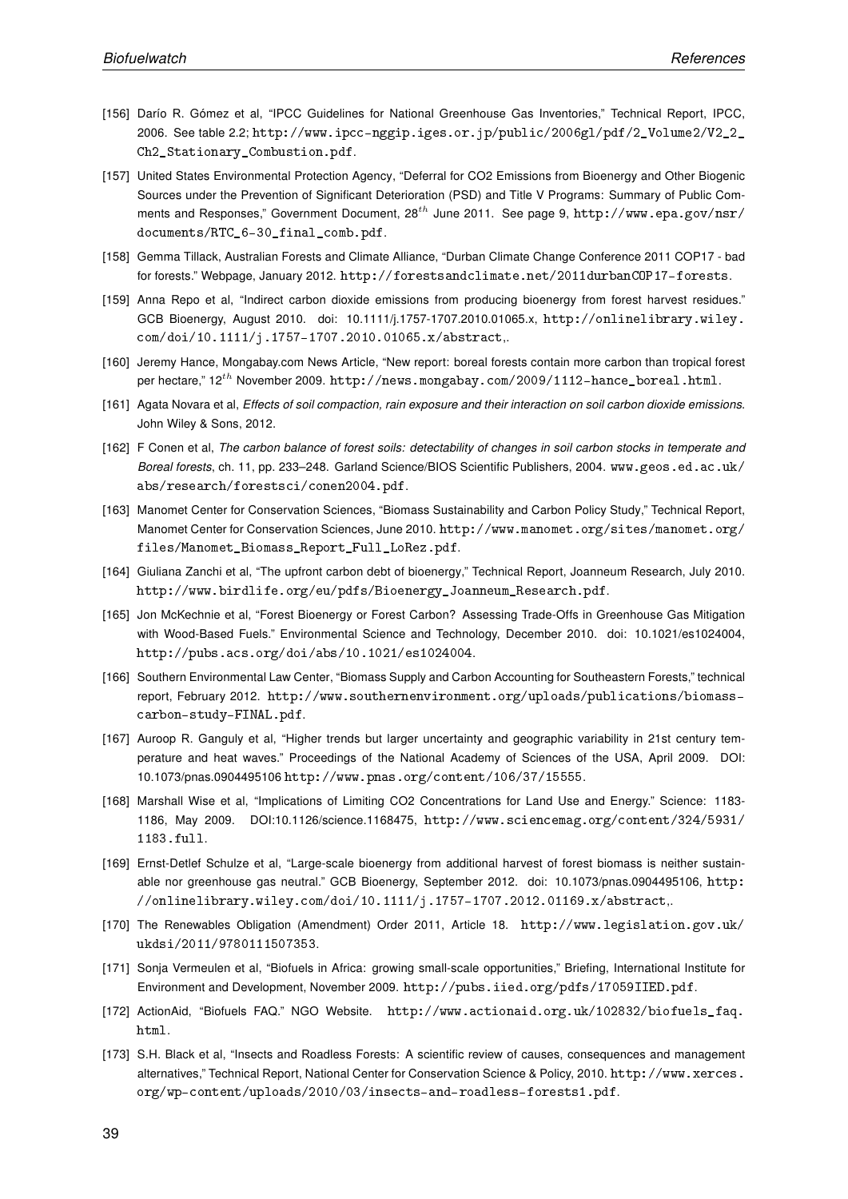[156] Darío R. Gómez et al, "IPCC Guidelines for National Greenhouse Gas Inventories," Technical Report, IPCC, 2006. See table 2.2; http://www.ipcc-nggip.iges.or.jp/public/2006gl/pdf/2_Volume2/V2_2_Ch2_Stationary_Combustion.pdf.

[157] United States Environmental Protection Agency, "Deferral for CO2 Emissions from Bioenergy and Other Biogenic Sources under the Prevention of Significant Deterioration (PSD) and Title V Programs: Summary of Public Comments and Responses," Government Document, 28$^{th}$ June 2011. See page 9, http://www.epa.gov/nsr/documents/RTC_6-30_final_comb.pdf.

[158] Gemma Tillack, Australian Forests and Climate Alliance, "Durban Climate Change Conference 2011 COP17 - bad for forests." Webpage, January 2012. http://forestsandclimate.net/2011durbanCOP17-forests.

[159] Anna Repo et al, "Indirect carbon dioxide emissions from producing bioenergy from forest harvest residues." GCB Bioenergy, August 2010. doi: 10.1111/j.1757-1707.2010.01065.x, http://onlinelibrary.wiley.com/doi/10.1111/j.1757-1707.2010.01065.x/abstract,.

[160] Jeremy Hance, Mongabay.com News Article, "New report: boreal forests contain more carbon than tropical forest per hectare," 12$^{th}$ November 2009. http://news.mongabay.com/2009/1112-hance_boreal.html.

[161] Agata Novara et al, *Effects of soil compaction, rain exposure and their interaction on soil carbon dioxide emissions*. John Wiley & Sons, 2012.

[162] F Conen et al, *The carbon balance of forest soils: detectability of changes in soil carbon stocks in temperate and Boreal forests*, ch. 11, pp. 233–248. Garland Science/BIOS Scientific Publishers, 2004. www.geos.ed.ac.uk/abs/research/forestsci/conen2004.pdf.

[163] Manomet Center for Conservation Sciences, "Biomass Sustainability and Carbon Policy Study," Technical Report, Manomet Center for Conservation Sciences, June 2010. http://www.manomet.org/sites/manomet.org/files/Manomet_Biomass_Report_Full_LoRez.pdf.

[164] Giuliana Zanchi et al, "The upfront carbon debt of bioenergy," Technical Report, Joanneum Research, July 2010. http://www.birdlife.org/eu/pdfs/Bioenergy_Joanneum_Research.pdf.

[165] Jon McKechnie et al, "Forest Bioenergy or Forest Carbon? Assessing Trade-Offs in Greenhouse Gas Mitigation with Wood-Based Fuels." Environmental Science and Technology, December 2010. doi: 10.1021/es1024004, http://pubs.acs.org/doi/abs/10.1021/es1024004.

[166] Southern Environmental Law Center, "Biomass Supply and Carbon Accounting for Southeastern Forests," technical report, February 2012. http://www.southernenvironment.org/uploads/publications/biomass-carbon-study-FINAL.pdf.

[167] Auroop R. Ganguly et al, "Higher trends but larger uncertainty and geographic variability in 21st century temperature and heat waves." Proceedings of the National Academy of Sciences of the USA, April 2009. DOI: 10.1073/pnas.0904495106 http://www.pnas.org/content/106/37/15555.

[168] Marshall Wise et al, "Implications of Limiting CO2 Concentrations for Land Use and Energy." Science: 1183-1186, May 2009. DOI:10.1126/science.1168475, http://www.sciencemag.org/content/324/5931/1183.full.

[169] Ernst-Detlef Schulze et al, "Large-scale bioenergy from additional harvest of forest biomass is neither sustainable nor greenhouse gas neutral." GCB Bioenergy, September 2012. doi: 10.1073/pnas.0904495106, http://onlinelibrary.wiley.com/doi/10.1111/j.1757-1707.2012.01169.x/abstract,.

[170] The Renewables Obligation (Amendment) Order 2011, Article 18. http://www.legislation.gov.uk/ukdsi/2011/9780111507353.

[171] Sonja Vermeulen et al, "Biofuels in Africa: growing small-scale opportunities," Briefing, International Institute for Environment and Development, November 2009. http://pubs.iied.org/pdfs/17059IIED.pdf.

[172] ActionAid, "Biofuels FAQ." NGO Website. http://www.actionaid.org.uk/102832/biofuels_faq.html.

[173] S.H. Black et al, "Insects and Roadless Forests: A scientific review of causes, consequences and management alternatives," Technical Report, National Center for Conservation Science & Policy, 2010. http://www.xerces.org/wp-content/uploads/2010/03/insects-and-roadless-forests1.pdf.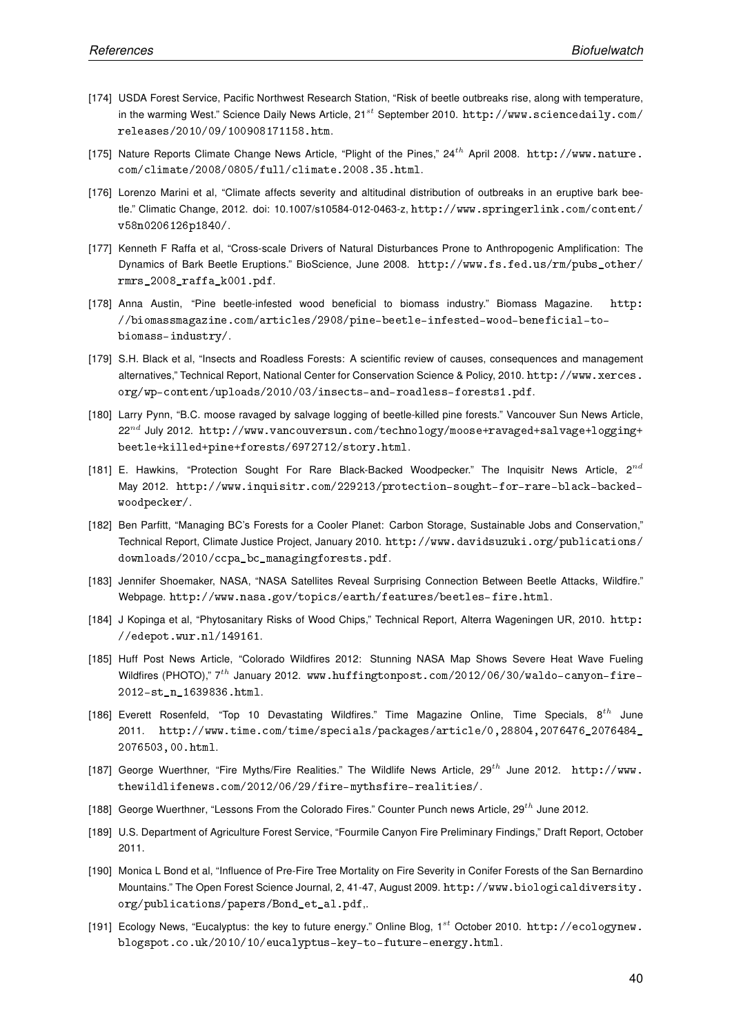[174] USDA Forest Service, Pacific Northwest Research Station, "Risk of beetle outbreaks rise, along with temperature, in the warming West." Science Daily News Article, 21st September 2010. http://www.sciencedaily.com/releases/2010/09/100908171158.htm.

[175] Nature Reports Climate Change News Article, "Plight of the Pines," 24th April 2008. http://www.nature.com/climate/2008/0805/full/climate.2008.35.html.

[176] Lorenzo Marini et al, "Climate affects severity and altitudinal distribution of outbreaks in an eruptive bark beetle." Climatic Change, 2012. doi: 10.1007/s10584-012-0463-z, http://www.springerlink.com/content/v58n0206126p1840/.

[177] Kenneth F Raffa et al, "Cross-scale Drivers of Natural Disturbances Prone to Anthropogenic Amplification: The Dynamics of Bark Beetle Eruptions." BioScience, June 2008. http://www.fs.fed.us/rm/pubs_other/rmrs_2008_raffa_k001.pdf.

[178] Anna Austin, "Pine beetle-infested wood beneficial to biomass industry." Biomass Magazine. http://biomassmagazine.com/articles/2908/pine-beetle-infested-wood-beneficial-to-biomass-industry/.

[179] S.H. Black et al, "Insects and Roadless Forests: A scientific review of causes, consequences and management alternatives," Technical Report, National Center for Conservation Science & Policy, 2010. http://www.xerces.org/wp-content/uploads/2010/03/insects-and-roadless-forests1.pdf.

[180] Larry Pynn, "B.C. moose ravaged by salvage logging of beetle-killed pine forests." Vancouver Sun News Article, 22nd July 2012. http://www.vancouversun.com/technology/moose+ravaged+salvage+logging+beetle+killed+pine+forests/6972712/story.html.

[181] E. Hawkins, "Protection Sought For Rare Black-Backed Woodpecker." The Inquisitr News Article, 2nd May 2012. http://www.inquisitr.com/229213/protection-sought-for-rare-black-backed-woodpecker/.

[182] Ben Parfitt, "Managing BC's Forests for a Cooler Planet: Carbon Storage, Sustainable Jobs and Conservation," Technical Report, Climate Justice Project, January 2010. http://www.davidsuzuki.org/publications/downloads/2010/ccpa_bc_managingforests.pdf.

[183] Jennifer Shoemaker, NASA, "NASA Satellites Reveal Surprising Connection Between Beetle Attacks, Wildfire." Webpage. http://www.nasa.gov/topics/earth/features/beetles-fire.html.

[184] J Kopinga et al, "Phytosanitary Risks of Wood Chips," Technical Report, Alterra Wageningen UR, 2010. http://edepot.wur.nl/149161.

[185] Huff Post News Article, "Colorado Wildfires 2012: Stunning NASA Map Shows Severe Heat Wave Fueling Wildfires (PHOTO)," 7th January 2012. www.huffingtonpost.com/2012/06/30/waldo-canyon-fire-2012-st_n_1639836.html.

[186] Everett Rosenfeld, "Top 10 Devastating Wildfires." Time Magazine Online, Time Specials, 8th June 2011. http://www.time.com/time/specials/packages/article/0,28804,2076476_2076484_2076503,00.html.

[187] George Wuerthner, "Fire Myths/Fire Realities." The Wildlife News Article, 29th June 2012. http://www.thewildlifenews.com/2012/06/29/fire-mythsfire-realities/.

[188] George Wuerthner, "Lessons From the Colorado Fires." Counter Punch news Article, 29th June 2012.

[189] U.S. Department of Agriculture Forest Service, "Fourmile Canyon Fire Preliminary Findings," Draft Report, October 2011.

[190] Monica L Bond et al, "Influence of Pre-Fire Tree Mortality on Fire Severity in Conifer Forests of the San Bernardino Mountains." The Open Forest Science Journal, 2, 41-47, August 2009. http://www.biologicaldiversity.org/publications/papers/Bond_et_al.pdf,.

[191] Ecology News, "Eucalyptus: the key to future energy." Online Blog, 1st October 2010. http://ecologynew.blogspot.co.uk/2010/10/eucalyptus-key-to-future-energy.html.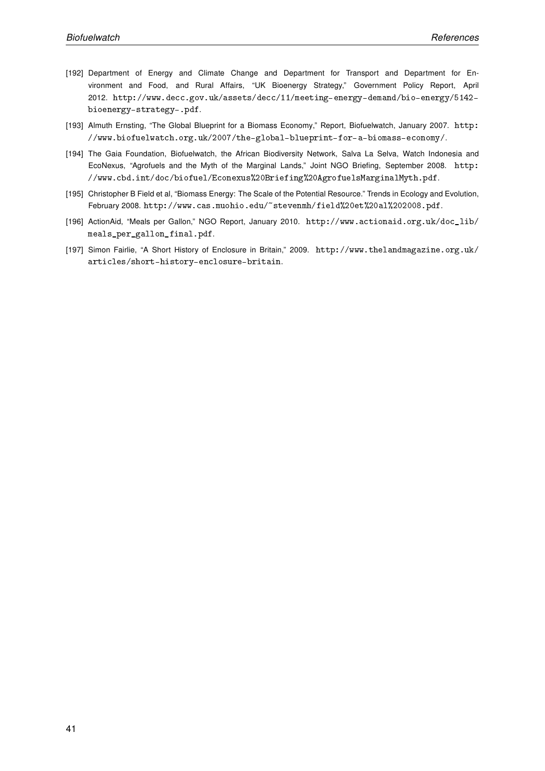[192] Department of Energy and Climate Change and Department for Transport and Department for Environment and Food, and Rural Affairs, "UK Bioenergy Strategy," Government Policy Report, April 2012. http://www.decc.gov.uk/assets/decc/11/meeting-energy-demand/bio-energy/5142-bioenergy-strategy-.pdf.

[193] Almuth Ernsting, "The Global Blueprint for a Biomass Economy," Report, Biofuelwatch, January 2007. http://www.biofuelwatch.org.uk/2007/the-global-blueprint-for-a-biomass-economy/.

[194] The Gaia Foundation, Biofuelwatch, the African Biodiversity Network, Salva La Selva, Watch Indonesia and EcoNexus, "Agrofuels and the Myth of the Marginal Lands," Joint NGO Briefing, September 2008. http://www.cbd.int/doc/biofuel/Econexus%20Briefing%20AgrofuelsMarginalMyth.pdf.

[195] Christopher B Field et al, "Biomass Energy: The Scale of the Potential Resource." Trends in Ecology and Evolution, February 2008. http://www.cas.muohio.edu/~stevenmh/field%20et%20al%202008.pdf.

[196] ActionAid, "Meals per Gallon," NGO Report, January 2010. http://www.actionaid.org.uk/doc_lib/meals_per_gallon_final.pdf.

[197] Simon Fairlie, "A Short History of Enclosure in Britain," 2009. http://www.thelandmagazine.org.uk/articles/short-history-enclosure-britain.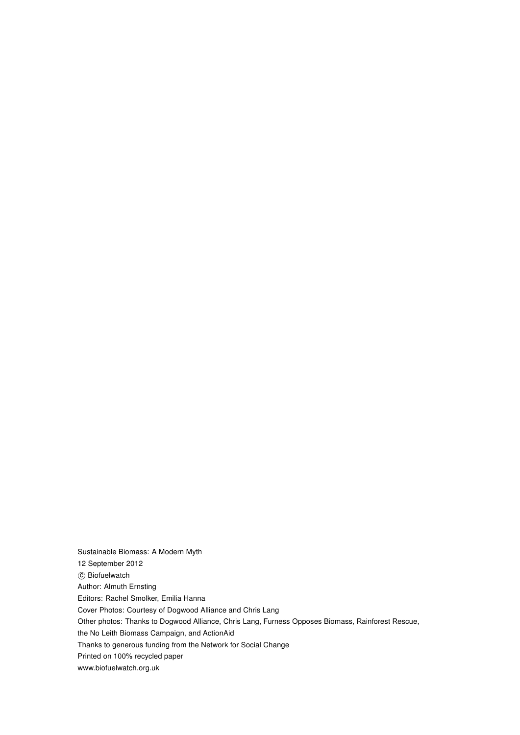Sustainable Biomass: A Modern Myth

12 September 2012

© Biofuelwatch

Author: Almuth Ernsting

Editors: Rachel Smolker, Emilia Hanna

Cover Photos: Courtesy of Dogwood Alliance and Chris Lang

Other photos: Thanks to Dogwood Alliance, Chris Lang, Furness Opposes Biomass, Rainforest Rescue, the No Leith Biomass Campaign, and ActionAid

Thanks to generous funding from the Network for Social Change

Printed on 100% recycled paper

www.biofuelwatch.org.uk